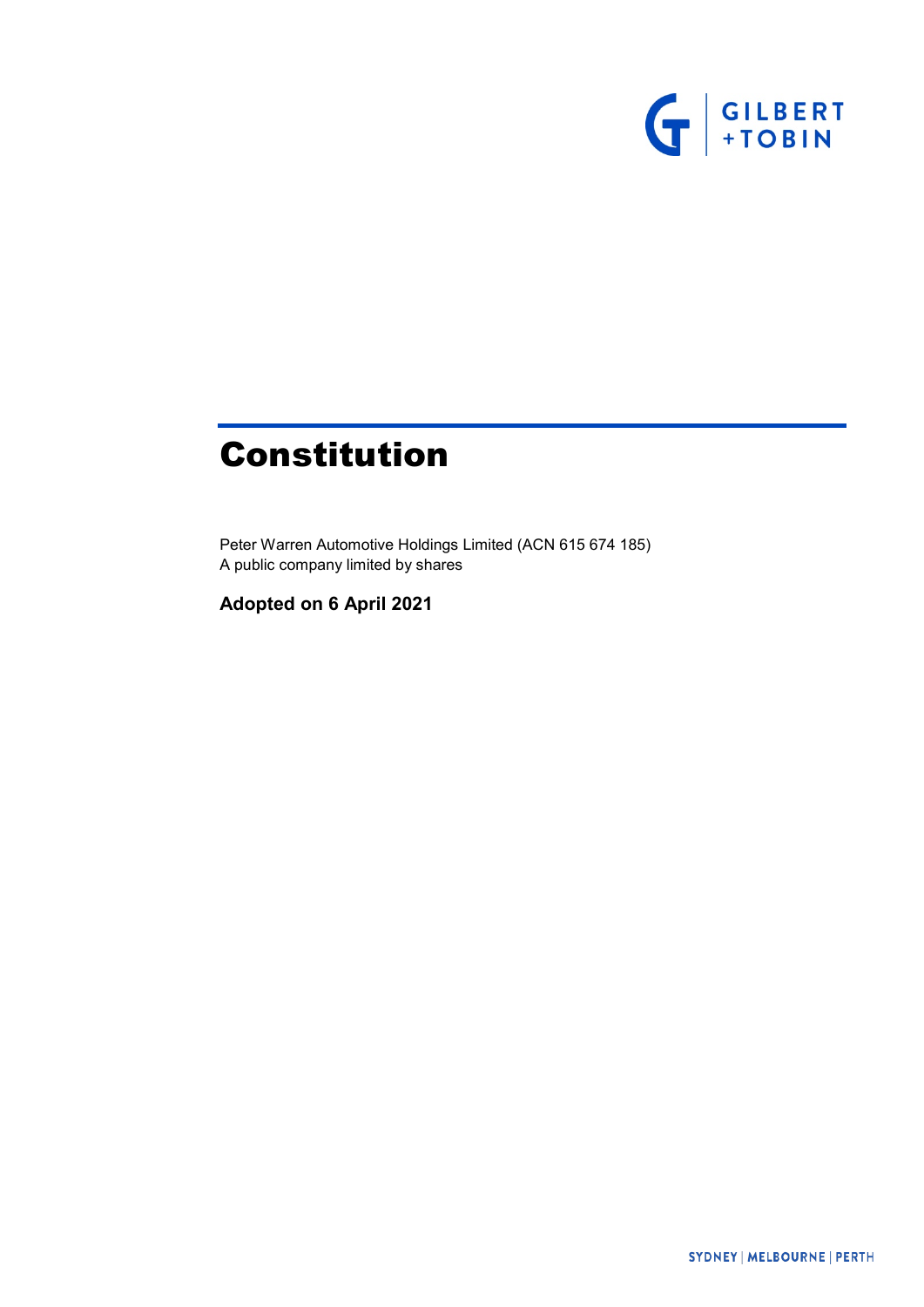GILBERT
+TOBIN

# Constitution

Peter Warren Automotive Holdings Limited (ACN 615 674 185)
A public company limited by shares

**Adopted on 6 April 2021**

SYDNEY | MELBOURNE | PERTH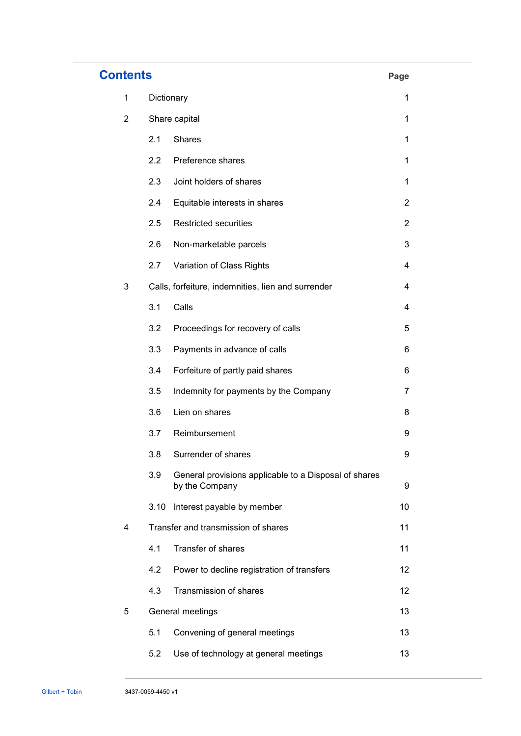# Contents

| | | Page |
|---|---|---|
| 1 | Dictionary | 1 |
| 2 | Share capital | 1 |
| | 2.1 Shares | 1 |
| | 2.2 Preference shares | 1 |
| | 2.3 Joint holders of shares | 1 |
| | 2.4 Equitable interests in shares | 2 |
| | 2.5 Restricted securities | 2 |
| | 2.6 Non-marketable parcels | 3 |
| | 2.7 Variation of Class Rights | 4 |
| 3 | Calls, forfeiture, indemnities, lien and surrender | 4 |
| | 3.1 Calls | 4 |
| | 3.2 Proceedings for recovery of calls | 5 |
| | 3.3 Payments in advance of calls | 6 |
| | 3.4 Forfeiture of partly paid shares | 6 |
| | 3.5 Indemnity for payments by the Company | 7 |
| | 3.6 Lien on shares | 8 |
| | 3.7 Reimbursement | 9 |
| | 3.8 Surrender of shares | 9 |
| | 3.9 General provisions applicable to a Disposal of shares by the Company | 9 |
| | 3.10 Interest payable by member | 10 |
| 4 | Transfer and transmission of shares | 11 |
| | 4.1 Transfer of shares | 11 |
| | 4.2 Power to decline registration of transfers | 12 |
| | 4.3 Transmission of shares | 12 |
| 5 | General meetings | 13 |
| | 5.1 Convening of general meetings | 13 |
| | 5.2 Use of technology at general meetings | 13 |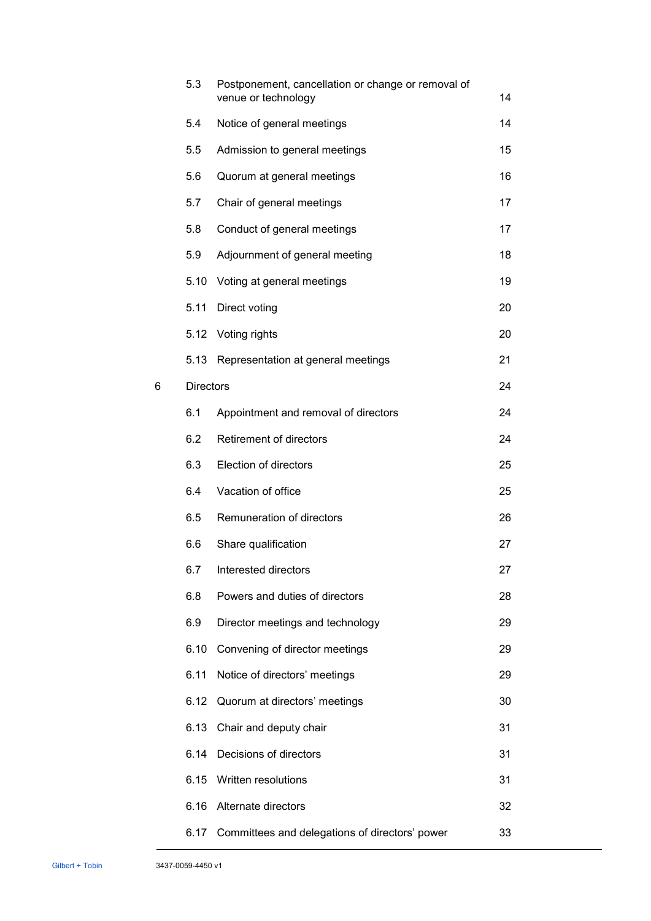| | | | |
|---|---|---|---|
| | 5.3 | Postponement, cancellation or change or removal of venue or technology | 14 |
| | 5.4 | Notice of general meetings | 14 |
| | 5.5 | Admission to general meetings | 15 |
| | 5.6 | Quorum at general meetings | 16 |
| | 5.7 | Chair of general meetings | 17 |
| | 5.8 | Conduct of general meetings | 17 |
| | 5.9 | Adjournment of general meeting | 18 |
| | 5.10 | Voting at general meetings | 19 |
| | 5.11 | Direct voting | 20 |
| | 5.12 | Voting rights | 20 |
| | 5.13 | Representation at general meetings | 21 |
| 6 | Directors | | 24 |
| | 6.1 | Appointment and removal of directors | 24 |
| | 6.2 | Retirement of directors | 24 |
| | 6.3 | Election of directors | 25 |
| | 6.4 | Vacation of office | 25 |
| | 6.5 | Remuneration of directors | 26 |
| | 6.6 | Share qualification | 27 |
| | 6.7 | Interested directors | 27 |
| | 6.8 | Powers and duties of directors | 28 |
| | 6.9 | Director meetings and technology | 29 |
| | 6.10 | Convening of director meetings | 29 |
| | 6.11 | Notice of directors' meetings | 29 |
| | 6.12 | Quorum at directors' meetings | 30 |
| | 6.13 | Chair and deputy chair | 31 |
| | 6.14 | Decisions of directors | 31 |
| | 6.15 | Written resolutions | 31 |
| | 6.16 | Alternate directors | 32 |
| | 6.17 | Committees and delegations of directors' power | 33 |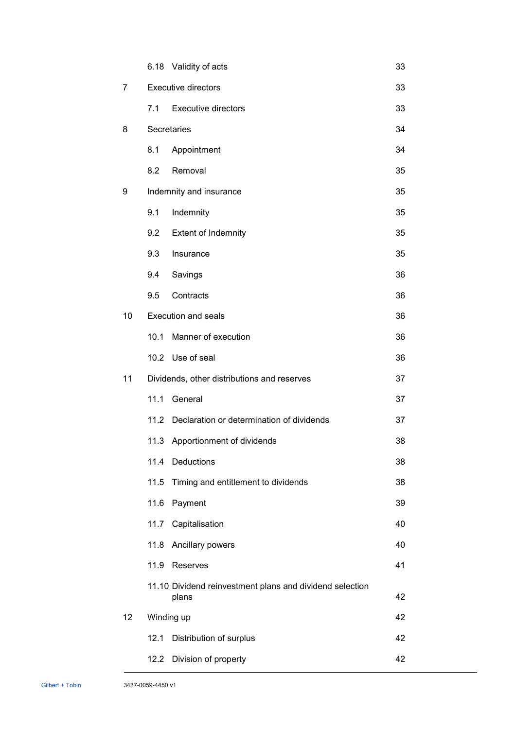| | | |
|---|---|---|
| | 6.18 Validity of acts | 33 |
| 7 | Executive directors | 33 |
| | 7.1 Executive directors | 33 |
| 8 | Secretaries | 34 |
| | 8.1 Appointment | 34 |
| | 8.2 Removal | 35 |
| 9 | Indemnity and insurance | 35 |
| | 9.1 Indemnity | 35 |
| | 9.2 Extent of Indemnity | 35 |
| | 9.3 Insurance | 35 |
| | 9.4 Savings | 36 |
| | 9.5 Contracts | 36 |
| 10 | Execution and seals | 36 |
| | 10.1 Manner of execution | 36 |
| | 10.2 Use of seal | 36 |
| 11 | Dividends, other distributions and reserves | 37 |
| | 11.1 General | 37 |
| | 11.2 Declaration or determination of dividends | 37 |
| | 11.3 Apportionment of dividends | 38 |
| | 11.4 Deductions | 38 |
| | 11.5 Timing and entitlement to dividends | 38 |
| | 11.6 Payment | 39 |
| | 11.7 Capitalisation | 40 |
| | 11.8 Ancillary powers | 40 |
| | 11.9 Reserves | 41 |
| | 11.10 Dividend reinvestment plans and dividend selection plans | 42 |
| 12 | Winding up | 42 |
| | 12.1 Distribution of surplus | 42 |
| | 12.2 Division of property | 42 |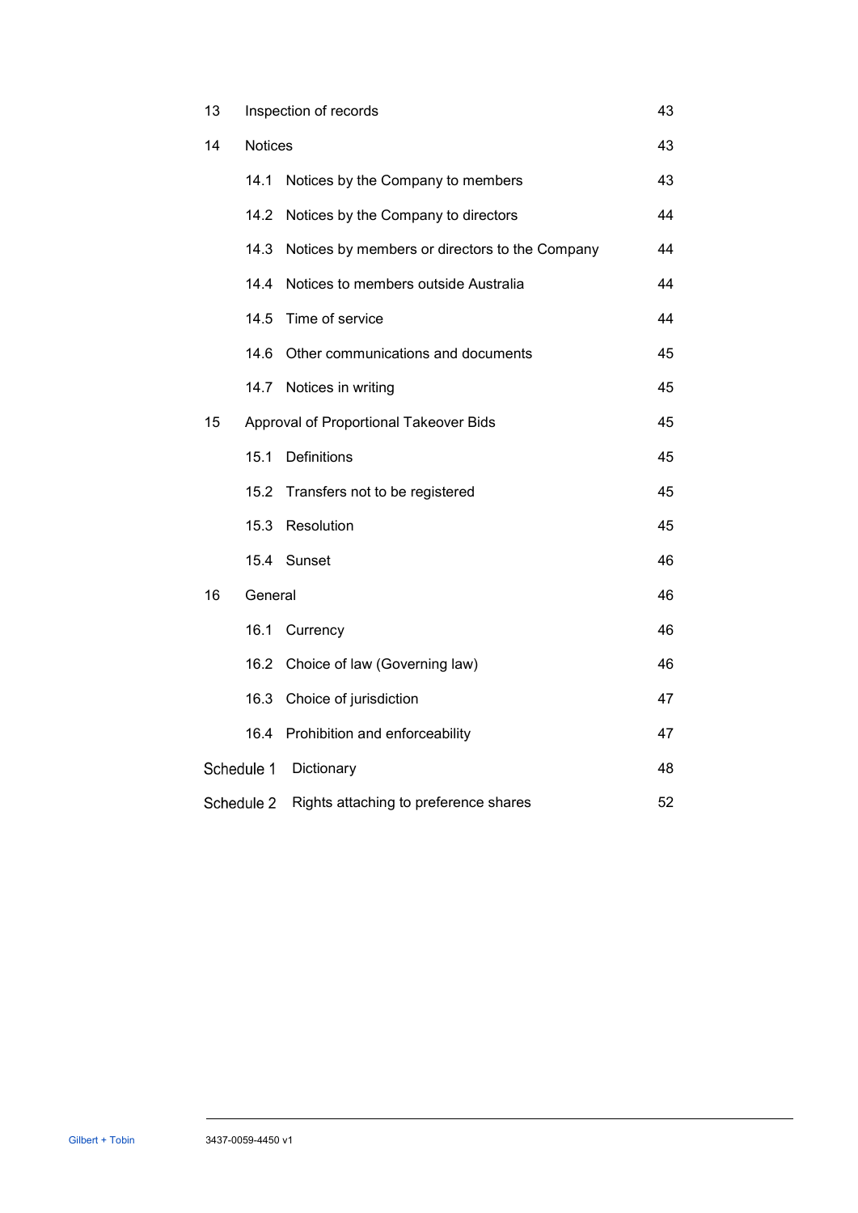| | | |
|---|---|---|
| 13 | Inspection of records | 43 |
| 14 | Notices | 43 |
| | 14.1 Notices by the Company to members | 43 |
| | 14.2 Notices by the Company to directors | 44 |
| | 14.3 Notices by members or directors to the Company | 44 |
| | 14.4 Notices to members outside Australia | 44 |
| | 14.5 Time of service | 44 |
| | 14.6 Other communications and documents | 45 |
| | 14.7 Notices in writing | 45 |
| 15 | Approval of Proportional Takeover Bids | 45 |
| | 15.1 Definitions | 45 |
| | 15.2 Transfers not to be registered | 45 |
| | 15.3 Resolution | 45 |
| | 15.4 Sunset | 46 |
| 16 | General | 46 |
| | 16.1 Currency | 46 |
| | 16.2 Choice of law (Governing law) | 46 |
| | 16.3 Choice of jurisdiction | 47 |
| | 16.4 Prohibition and enforceability | 47 |
| Schedule 1 | Dictionary | 48 |
| Schedule 2 | Rights attaching to preference shares | 52 |

Gilbert + Tobin 3437-0059-4450 v1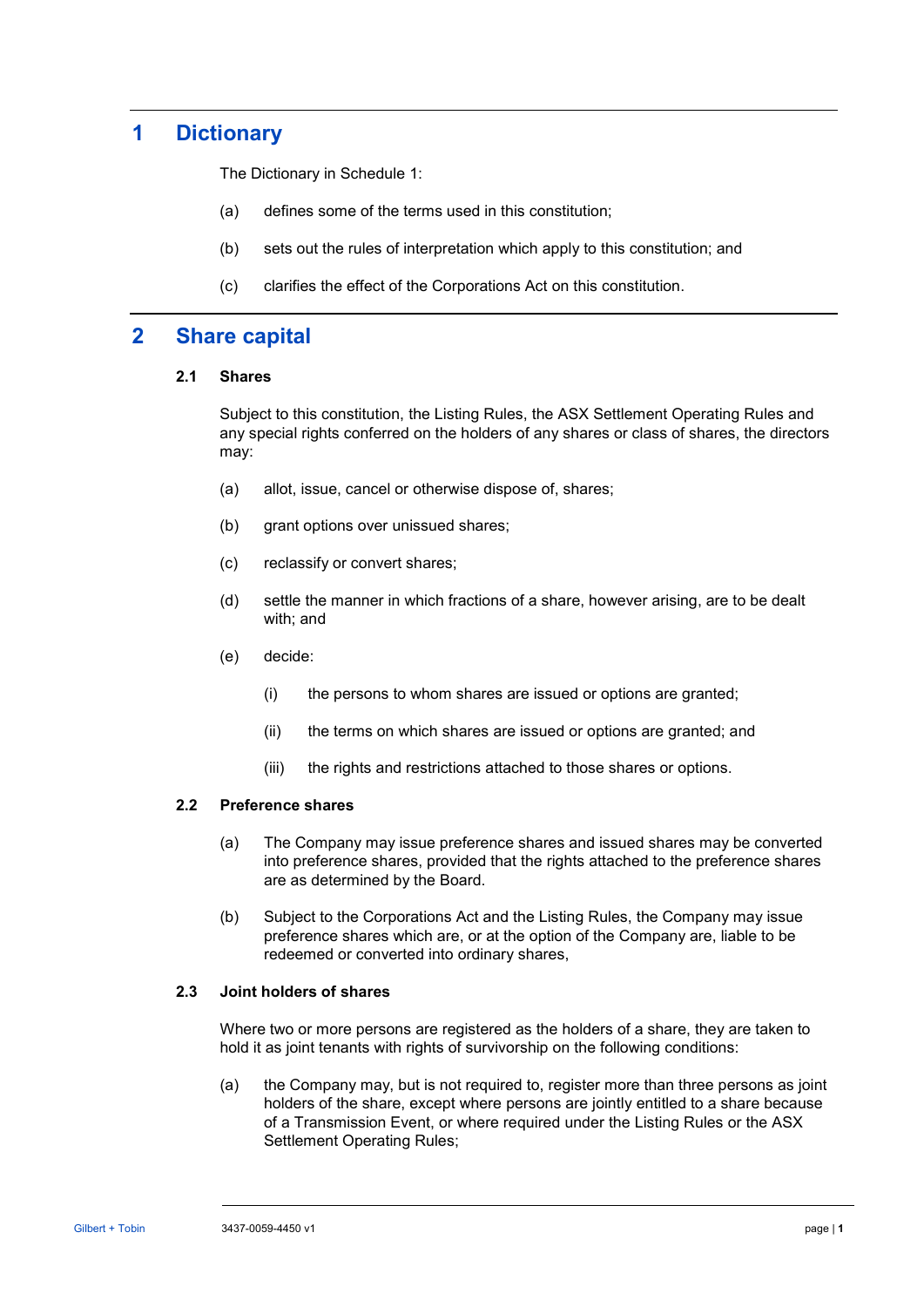# 1 Dictionary

The Dictionary in Schedule 1:

(a) defines some of the terms used in this constitution;

(b) sets out the rules of interpretation which apply to this constitution; and

(c) clarifies the effect of the Corporations Act on this constitution.

# 2 Share capital

## 2.1 Shares

Subject to this constitution, the Listing Rules, the ASX Settlement Operating Rules and any special rights conferred on the holders of any shares or class of shares, the directors may:

(a) allot, issue, cancel or otherwise dispose of, shares;

(b) grant options over unissued shares;

(c) reclassify or convert shares;

(d) settle the manner in which fractions of a share, however arising, are to be dealt with; and

(e) decide:

(i) the persons to whom shares are issued or options are granted;

(ii) the terms on which shares are issued or options are granted; and

(iii) the rights and restrictions attached to those shares or options.

## 2.2 Preference shares

(a) The Company may issue preference shares and issued shares may be converted into preference shares, provided that the rights attached to the preference shares are as determined by the Board.

(b) Subject to the Corporations Act and the Listing Rules, the Company may issue preference shares which are, or at the option of the Company are, liable to be redeemed or converted into ordinary shares,

## 2.3 Joint holders of shares

Where two or more persons are registered as the holders of a share, they are taken to hold it as joint tenants with rights of survivorship on the following conditions:

(a) the Company may, but is not required to, register more than three persons as joint holders of the share, except where persons are jointly entitled to a share because of a Transmission Event, or where required under the Listing Rules or the ASX Settlement Operating Rules;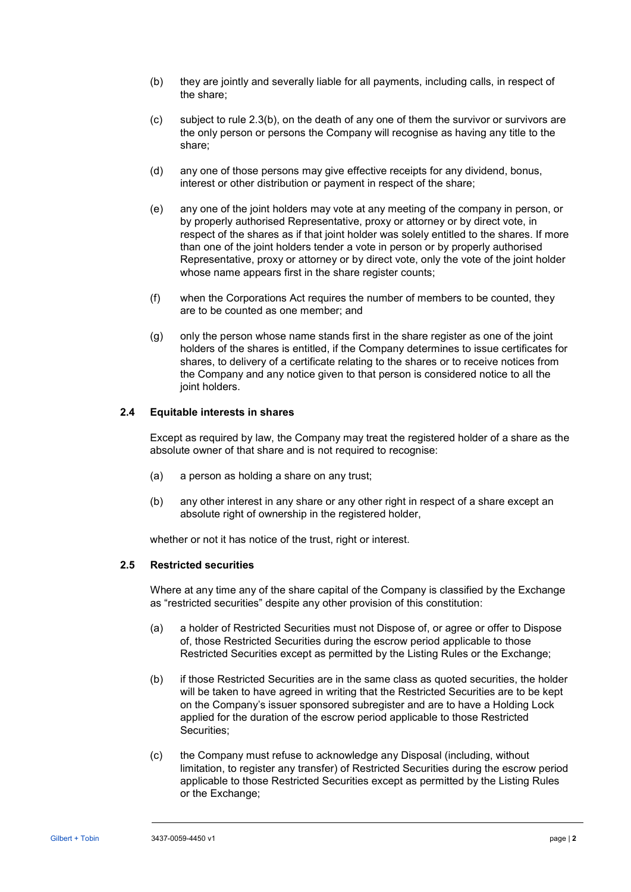(b) they are jointly and severally liable for all payments, including calls, in respect of the share;

(c) subject to rule 2.3(b), on the death of any one of them the survivor or survivors are the only person or persons the Company will recognise as having any title to the share;

(d) any one of those persons may give effective receipts for any dividend, bonus, interest or other distribution or payment in respect of the share;

(e) any one of the joint holders may vote at any meeting of the company in person, or by properly authorised Representative, proxy or attorney or by direct vote, in respect of the shares as if that joint holder was solely entitled to the shares. If more than one of the joint holders tender a vote in person or by properly authorised Representative, proxy or attorney or by direct vote, only the vote of the joint holder whose name appears first in the share register counts;

(f) when the Corporations Act requires the number of members to be counted, they are to be counted as one member; and

(g) only the person whose name stands first in the share register as one of the joint holders of the shares is entitled, if the Company determines to issue certificates for shares, to delivery of a certificate relating to the shares or to receive notices from the Company and any notice given to that person is considered notice to all the joint holders.

### 2.4 Equitable interests in shares

Except as required by law, the Company may treat the registered holder of a share as the absolute owner of that share and is not required to recognise:

(a) a person as holding a share on any trust;

(b) any other interest in any share or any other right in respect of a share except an absolute right of ownership in the registered holder,

whether or not it has notice of the trust, right or interest.

### 2.5 Restricted securities

Where at any time any of the share capital of the Company is classified by the Exchange as "restricted securities" despite any other provision of this constitution:

(a) a holder of Restricted Securities must not Dispose of, or agree or offer to Dispose of, those Restricted Securities during the escrow period applicable to those Restricted Securities except as permitted by the Listing Rules or the Exchange;

(b) if those Restricted Securities are in the same class as quoted securities, the holder will be taken to have agreed in writing that the Restricted Securities are to be kept on the Company's issuer sponsored subregister and are to have a Holding Lock applied for the duration of the escrow period applicable to those Restricted Securities;

(c) the Company must refuse to acknowledge any Disposal (including, without limitation, to register any transfer) of Restricted Securities during the escrow period applicable to those Restricted Securities except as permitted by the Listing Rules or the Exchange;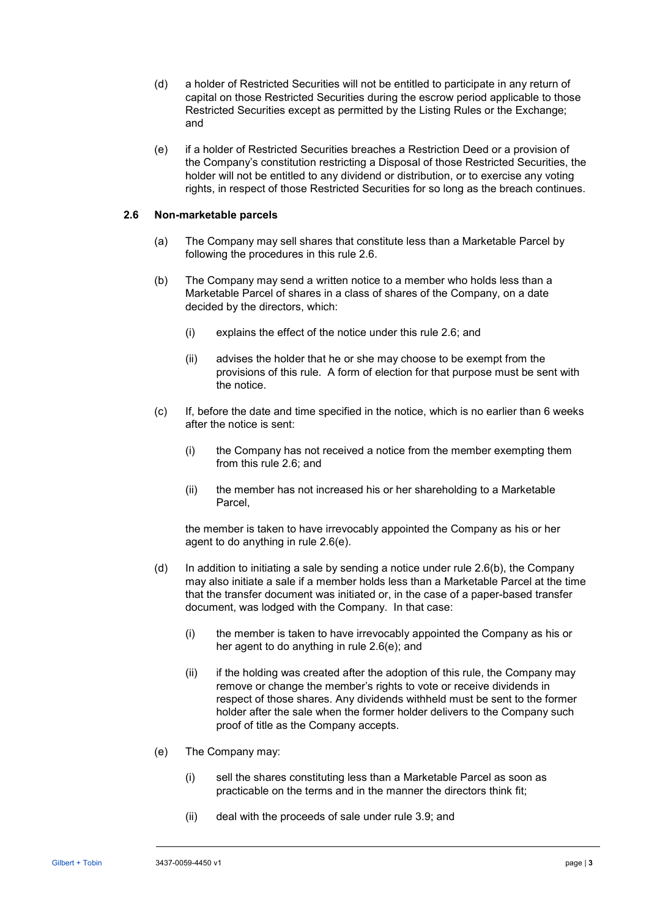(d) a holder of Restricted Securities will not be entitled to participate in any return of capital on those Restricted Securities during the escrow period applicable to those Restricted Securities except as permitted by the Listing Rules or the Exchange; and

(e) if a holder of Restricted Securities breaches a Restriction Deed or a provision of the Company's constitution restricting a Disposal of those Restricted Securities, the holder will not be entitled to any dividend or distribution, or to exercise any voting rights, in respect of those Restricted Securities for so long as the breach continues.

### 2.6 Non-marketable parcels

(a) The Company may sell shares that constitute less than a Marketable Parcel by following the procedures in this rule 2.6.

(b) The Company may send a written notice to a member who holds less than a Marketable Parcel of shares in a class of shares of the Company, on a date decided by the directors, which:

(i) explains the effect of the notice under this rule 2.6; and

(ii) advises the holder that he or she may choose to be exempt from the provisions of this rule. A form of election for that purpose must be sent with the notice.

(c) If, before the date and time specified in the notice, which is no earlier than 6 weeks after the notice is sent:

(i) the Company has not received a notice from the member exempting them from this rule 2.6; and

(ii) the member has not increased his or her shareholding to a Marketable Parcel,

the member is taken to have irrevocably appointed the Company as his or her agent to do anything in rule 2.6(e).

(d) In addition to initiating a sale by sending a notice under rule 2.6(b), the Company may also initiate a sale if a member holds less than a Marketable Parcel at the time that the transfer document was initiated or, in the case of a paper-based transfer document, was lodged with the Company. In that case:

(i) the member is taken to have irrevocably appointed the Company as his or her agent to do anything in rule 2.6(e); and

(ii) if the holding was created after the adoption of this rule, the Company may remove or change the member's rights to vote or receive dividends in respect of those shares. Any dividends withheld must be sent to the former holder after the sale when the former holder delivers to the Company such proof of title as the Company accepts.

(e) The Company may:

(i) sell the shares constituting less than a Marketable Parcel as soon as practicable on the terms and in the manner the directors think fit;

(ii) deal with the proceeds of sale under rule 3.9; and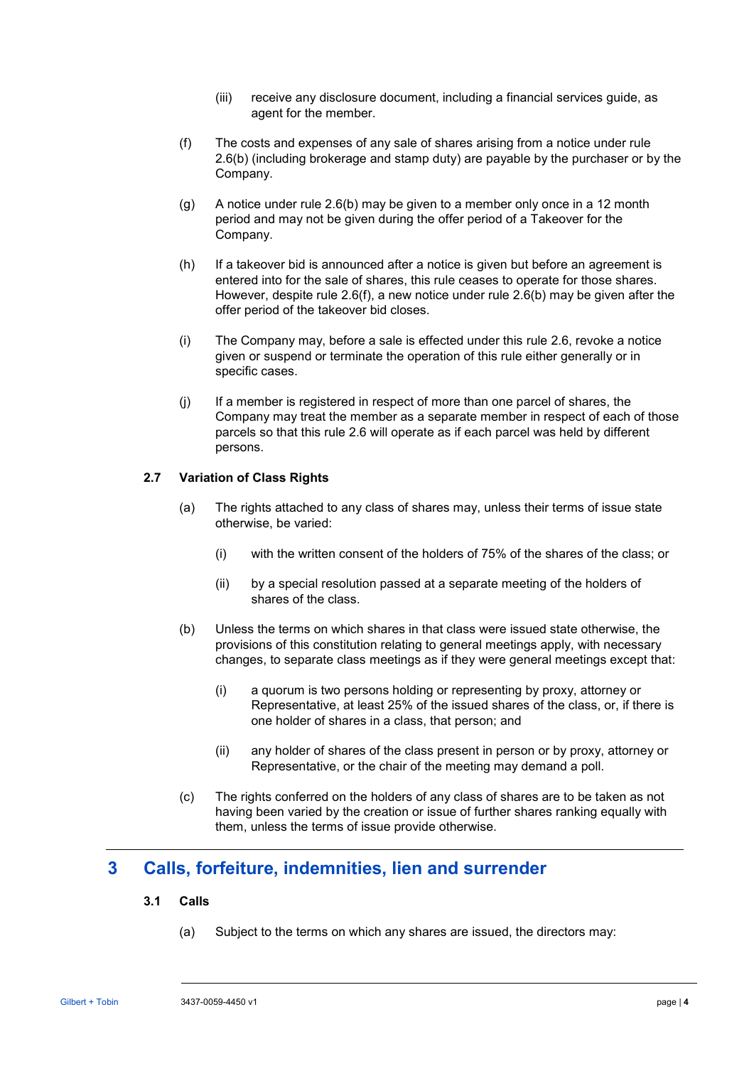(iii) receive any disclosure document, including a financial services guide, as agent for the member.

(f) The costs and expenses of any sale of shares arising from a notice under rule 2.6(b) (including brokerage and stamp duty) are payable by the purchaser or by the Company.

(g) A notice under rule 2.6(b) may be given to a member only once in a 12 month period and may not be given during the offer period of a Takeover for the Company.

(h) If a takeover bid is announced after a notice is given but before an agreement is entered into for the sale of shares, this rule ceases to operate for those shares. However, despite rule 2.6(f), a new notice under rule 2.6(b) may be given after the offer period of the takeover bid closes.

(i) The Company may, before a sale is effected under this rule 2.6, revoke a notice given or suspend or terminate the operation of this rule either generally or in specific cases.

(j) If a member is registered in respect of more than one parcel of shares, the Company may treat the member as a separate member in respect of each of those parcels so that this rule 2.6 will operate as if each parcel was held by different persons.

### 2.7 Variation of Class Rights

(a) The rights attached to any class of shares may, unless their terms of issue state otherwise, be varied:

(i) with the written consent of the holders of 75% of the shares of the class; or

(ii) by a special resolution passed at a separate meeting of the holders of shares of the class.

(b) Unless the terms on which shares in that class were issued state otherwise, the provisions of this constitution relating to general meetings apply, with necessary changes, to separate class meetings as if they were general meetings except that:

(i) a quorum is two persons holding or representing by proxy, attorney or Representative, at least 25% of the issued shares of the class, or, if there is one holder of shares in a class, that person; and

(ii) any holder of shares of the class present in person or by proxy, attorney or Representative, or the chair of the meeting may demand a poll.

(c) The rights conferred on the holders of any class of shares are to be taken as not having been varied by the creation or issue of further shares ranking equally with them, unless the terms of issue provide otherwise.

## 3 Calls, forfeiture, indemnities, lien and surrender

### 3.1 Calls

(a) Subject to the terms on which any shares are issued, the directors may: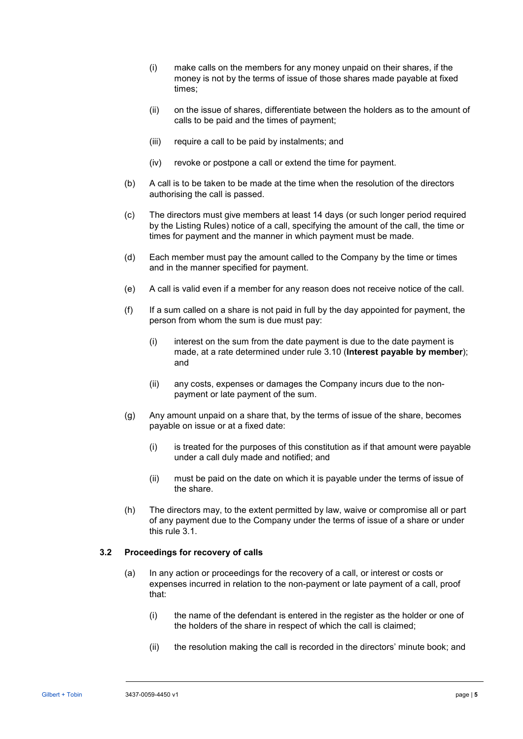(i) make calls on the members for any money unpaid on their shares, if the money is not by the terms of issue of those shares made payable at fixed times;

(ii) on the issue of shares, differentiate between the holders as to the amount of calls to be paid and the times of payment;

(iii) require a call to be paid by instalments; and

(iv) revoke or postpone a call or extend the time for payment.

(b) A call is to be taken to be made at the time when the resolution of the directors authorising the call is passed.

(c) The directors must give members at least 14 days (or such longer period required by the Listing Rules) notice of a call, specifying the amount of the call, the time or times for payment and the manner in which payment must be made.

(d) Each member must pay the amount called to the Company by the time or times and in the manner specified for payment.

(e) A call is valid even if a member for any reason does not receive notice of the call.

(f) If a sum called on a share is not paid in full by the day appointed for payment, the person from whom the sum is due must pay:

(i) interest on the sum from the date payment is due to the date payment is made, at a rate determined under rule 3.10 (**Interest payable by member**); and

(ii) any costs, expenses or damages the Company incurs due to the non-payment or late payment of the sum.

(g) Any amount unpaid on a share that, by the terms of issue of the share, becomes payable on issue or at a fixed date:

(i) is treated for the purposes of this constitution as if that amount were payable under a call duly made and notified; and

(ii) must be paid on the date on which it is payable under the terms of issue of the share.

(h) The directors may, to the extent permitted by law, waive or compromise all or part of any payment due to the Company under the terms of issue of a share or under this rule 3.1.

### 3.2 Proceedings for recovery of calls

(a) In any action or proceedings for the recovery of a call, or interest or costs or expenses incurred in relation to the non-payment or late payment of a call, proof that:

(i) the name of the defendant is entered in the register as the holder or one of the holders of the share in respect of which the call is claimed;

(ii) the resolution making the call is recorded in the directors' minute book; and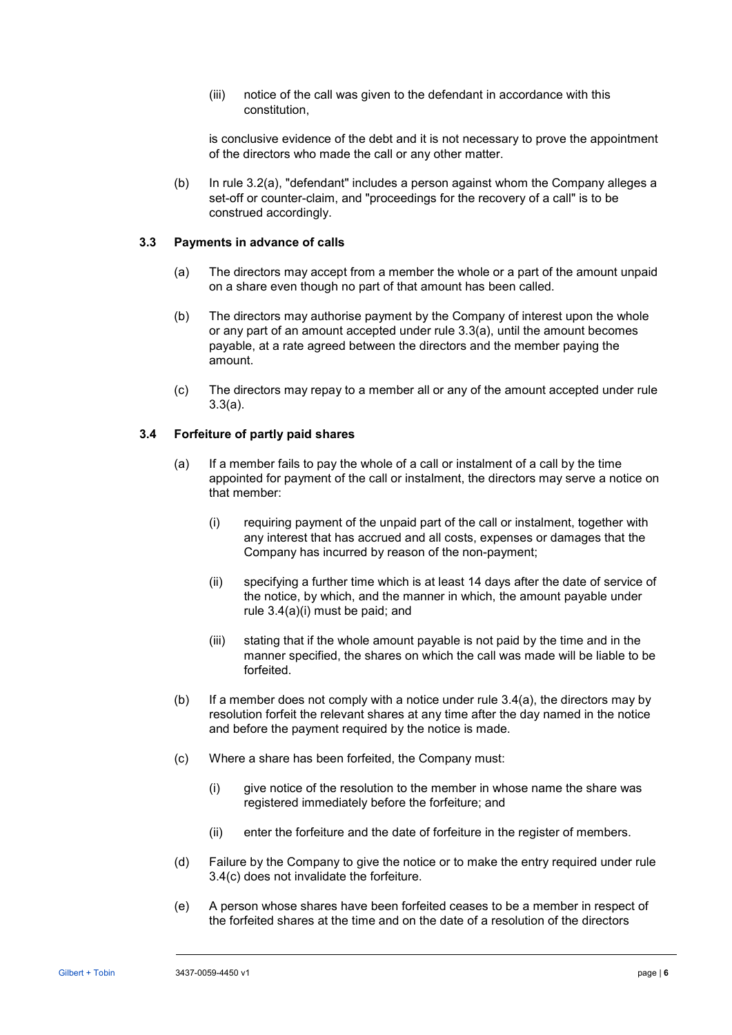(iii) notice of the call was given to the defendant in accordance with this constitution,

is conclusive evidence of the debt and it is not necessary to prove the appointment of the directors who made the call or any other matter.

(b) In rule 3.2(a), "defendant" includes a person against whom the Company alleges a set-off or counter-claim, and "proceedings for the recovery of a call" is to be construed accordingly.

### 3.3 Payments in advance of calls

(a) The directors may accept from a member the whole or a part of the amount unpaid on a share even though no part of that amount has been called.

(b) The directors may authorise payment by the Company of interest upon the whole or any part of an amount accepted under rule 3.3(a), until the amount becomes payable, at a rate agreed between the directors and the member paying the amount.

(c) The directors may repay to a member all or any of the amount accepted under rule 3.3(a).

### 3.4 Forfeiture of partly paid shares

(a) If a member fails to pay the whole of a call or instalment of a call by the time appointed for payment of the call or instalment, the directors may serve a notice on that member:

(i) requiring payment of the unpaid part of the call or instalment, together with any interest that has accrued and all costs, expenses or damages that the Company has incurred by reason of the non-payment;

(ii) specifying a further time which is at least 14 days after the date of service of the notice, by which, and the manner in which, the amount payable under rule 3.4(a)(i) must be paid; and

(iii) stating that if the whole amount payable is not paid by the time and in the manner specified, the shares on which the call was made will be liable to be forfeited.

(b) If a member does not comply with a notice under rule 3.4(a), the directors may by resolution forfeit the relevant shares at any time after the day named in the notice and before the payment required by the notice is made.

(c) Where a share has been forfeited, the Company must:

(i) give notice of the resolution to the member in whose name the share was registered immediately before the forfeiture; and

(ii) enter the forfeiture and the date of forfeiture in the register of members.

(d) Failure by the Company to give the notice or to make the entry required under rule 3.4(c) does not invalidate the forfeiture.

(e) A person whose shares have been forfeited ceases to be a member in respect of the forfeited shares at the time and on the date of a resolution of the directors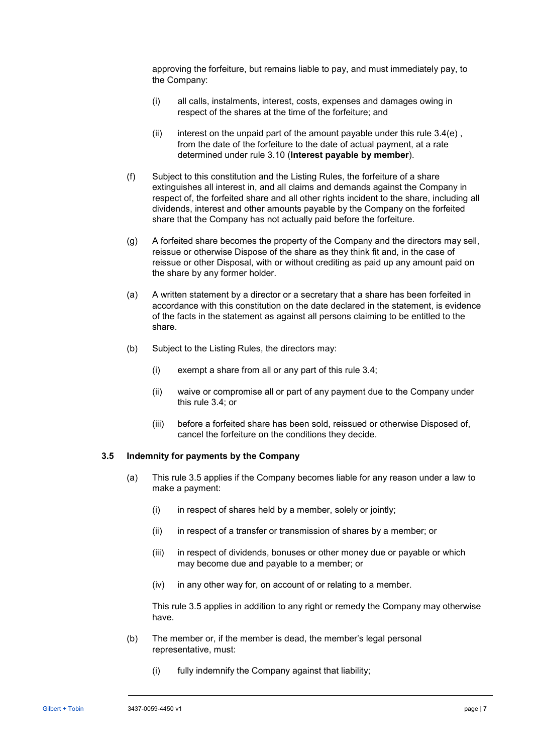approving the forfeiture, but remains liable to pay, and must immediately pay, to the Company:

(i) all calls, instalments, interest, costs, expenses and damages owing in respect of the shares at the time of the forfeiture; and

(ii) interest on the unpaid part of the amount payable under this rule 3.4(e) , from the date of the forfeiture to the date of actual payment, at a rate determined under rule 3.10 (**Interest payable by member**).

(f) Subject to this constitution and the Listing Rules, the forfeiture of a share extinguishes all interest in, and all claims and demands against the Company in respect of, the forfeited share and all other rights incident to the share, including all dividends, interest and other amounts payable by the Company on the forfeited share that the Company has not actually paid before the forfeiture.

(g) A forfeited share becomes the property of the Company and the directors may sell, reissue or otherwise Dispose of the share as they think fit and, in the case of reissue or other Disposal, with or without crediting as paid up any amount paid on the share by any former holder.

(a) A written statement by a director or a secretary that a share has been forfeited in accordance with this constitution on the date declared in the statement, is evidence of the facts in the statement as against all persons claiming to be entitled to the share.

(b) Subject to the Listing Rules, the directors may:

(i) exempt a share from all or any part of this rule 3.4;

(ii) waive or compromise all or part of any payment due to the Company under this rule 3.4; or

(iii) before a forfeited share has been sold, reissued or otherwise Disposed of, cancel the forfeiture on the conditions they decide.

### 3.5 Indemnity for payments by the Company

(a) This rule 3.5 applies if the Company becomes liable for any reason under a law to make a payment:

(i) in respect of shares held by a member, solely or jointly;

(ii) in respect of a transfer or transmission of shares by a member; or

(iii) in respect of dividends, bonuses or other money due or payable or which may become due and payable to a member; or

(iv) in any other way for, on account of or relating to a member.

This rule 3.5 applies in addition to any right or remedy the Company may otherwise have.

(b) The member or, if the member is dead, the member's legal personal representative, must:

(i) fully indemnify the Company against that liability;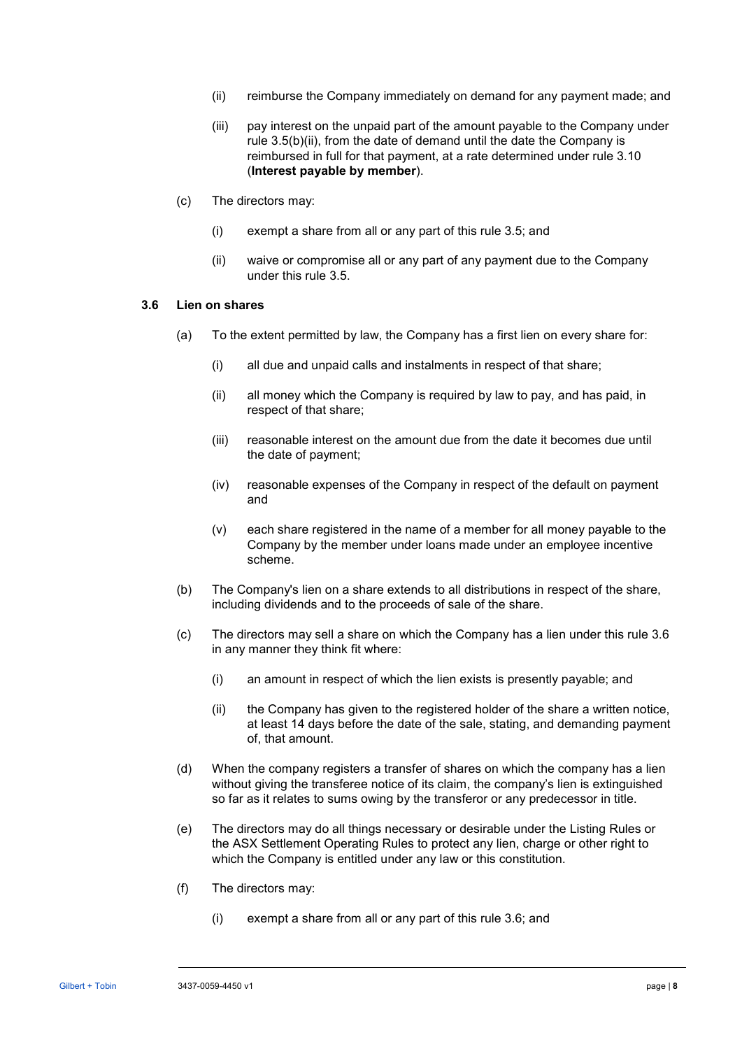(ii) reimburse the Company immediately on demand for any payment made; and

(iii) pay interest on the unpaid part of the amount payable to the Company under rule 3.5(b)(ii), from the date of demand until the date the Company is reimbursed in full for that payment, at a rate determined under rule 3.10 (**Interest payable by member**).

(c) The directors may:

(i) exempt a share from all or any part of this rule 3.5; and

(ii) waive or compromise all or any part of any payment due to the Company under this rule 3.5.

### 3.6 Lien on shares

(a) To the extent permitted by law, the Company has a first lien on every share for:

(i) all due and unpaid calls and instalments in respect of that share;

(ii) all money which the Company is required by law to pay, and has paid, in respect of that share;

(iii) reasonable interest on the amount due from the date it becomes due until the date of payment;

(iv) reasonable expenses of the Company in respect of the default on payment and

(v) each share registered in the name of a member for all money payable to the Company by the member under loans made under an employee incentive scheme.

(b) The Company's lien on a share extends to all distributions in respect of the share, including dividends and to the proceeds of sale of the share.

(c) The directors may sell a share on which the Company has a lien under this rule 3.6 in any manner they think fit where:

(i) an amount in respect of which the lien exists is presently payable; and

(ii) the Company has given to the registered holder of the share a written notice, at least 14 days before the date of the sale, stating, and demanding payment of, that amount.

(d) When the company registers a transfer of shares on which the company has a lien without giving the transferee notice of its claim, the company's lien is extinguished so far as it relates to sums owing by the transferor or any predecessor in title.

(e) The directors may do all things necessary or desirable under the Listing Rules or the ASX Settlement Operating Rules to protect any lien, charge or other right to which the Company is entitled under any law or this constitution.

(f) The directors may:

(i) exempt a share from all or any part of this rule 3.6; and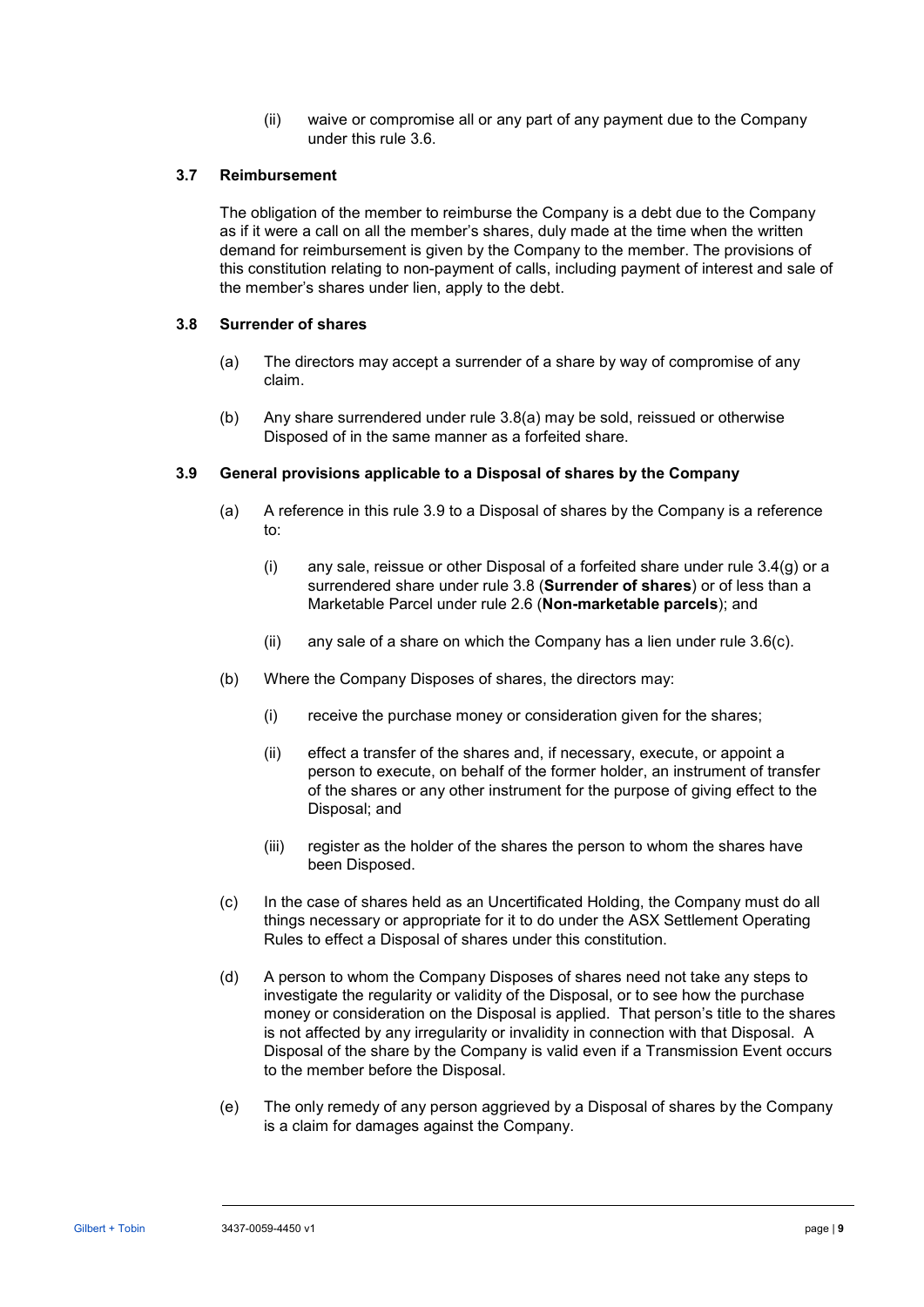(ii) waive or compromise all or any part of any payment due to the Company under this rule 3.6.

### 3.7 Reimbursement

The obligation of the member to reimburse the Company is a debt due to the Company as if it were a call on all the member's shares, duly made at the time when the written demand for reimbursement is given by the Company to the member. The provisions of this constitution relating to non-payment of calls, including payment of interest and sale of the member's shares under lien, apply to the debt.

### 3.8 Surrender of shares

(a) The directors may accept a surrender of a share by way of compromise of any claim.

(b) Any share surrendered under rule 3.8(a) may be sold, reissued or otherwise Disposed of in the same manner as a forfeited share.

### 3.9 General provisions applicable to a Disposal of shares by the Company

(a) A reference in this rule 3.9 to a Disposal of shares by the Company is a reference to:

(i) any sale, reissue or other Disposal of a forfeited share under rule 3.4(g) or a surrendered share under rule 3.8 (**Surrender of shares**) or of less than a Marketable Parcel under rule 2.6 (**Non-marketable parcels**); and

(ii) any sale of a share on which the Company has a lien under rule 3.6(c).

(b) Where the Company Disposes of shares, the directors may:

(i) receive the purchase money or consideration given for the shares;

(ii) effect a transfer of the shares and, if necessary, execute, or appoint a person to execute, on behalf of the former holder, an instrument of transfer of the shares or any other instrument for the purpose of giving effect to the Disposal; and

(iii) register as the holder of the shares the person to whom the shares have been Disposed.

(c) In the case of shares held as an Uncertificated Holding, the Company must do all things necessary or appropriate for it to do under the ASX Settlement Operating Rules to effect a Disposal of shares under this constitution.

(d) A person to whom the Company Disposes of shares need not take any steps to investigate the regularity or validity of the Disposal, or to see how the purchase money or consideration on the Disposal is applied. That person's title to the shares is not affected by any irregularity or invalidity in connection with that Disposal. A Disposal of the share by the Company is valid even if a Transmission Event occurs to the member before the Disposal.

(e) The only remedy of any person aggrieved by a Disposal of shares by the Company is a claim for damages against the Company.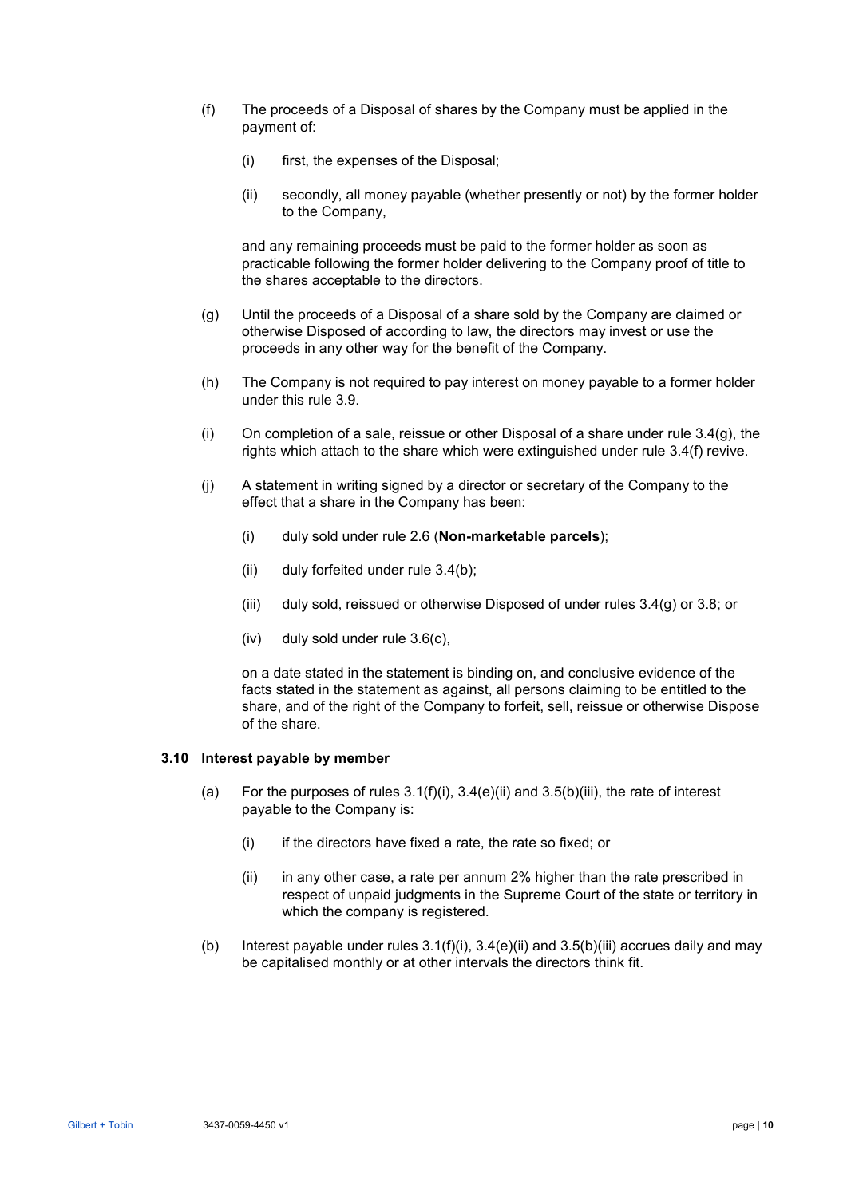(f) The proceeds of a Disposal of shares by the Company must be applied in the payment of:

   (i) first, the expenses of the Disposal;

   (ii) secondly, all money payable (whether presently or not) by the former holder to the Company,

   and any remaining proceeds must be paid to the former holder as soon as practicable following the former holder delivering to the Company proof of title to the shares acceptable to the directors.

(g) Until the proceeds of a Disposal of a share sold by the Company are claimed or otherwise Disposed of according to law, the directors may invest or use the proceeds in any other way for the benefit of the Company.

(h) The Company is not required to pay interest on money payable to a former holder under this rule 3.9.

(i) On completion of a sale, reissue or other Disposal of a share under rule 3.4(g), the rights which attach to the share which were extinguished under rule 3.4(f) revive.

(j) A statement in writing signed by a director or secretary of the Company to the effect that a share in the Company has been:

   (i) duly sold under rule 2.6 (**Non-marketable parcels**);

   (ii) duly forfeited under rule 3.4(b);

   (iii) duly sold, reissued or otherwise Disposed of under rules 3.4(g) or 3.8; or

   (iv) duly sold under rule 3.6(c),

   on a date stated in the statement is binding on, and conclusive evidence of the facts stated in the statement as against, all persons claiming to be entitled to the share, and of the right of the Company to forfeit, sell, reissue or otherwise Dispose of the share.

### 3.10 Interest payable by member

(a) For the purposes of rules 3.1(f)(i), 3.4(e)(ii) and 3.5(b)(iii), the rate of interest payable to the Company is:

   (i) if the directors have fixed a rate, the rate so fixed; or

   (ii) in any other case, a rate per annum 2% higher than the rate prescribed in respect of unpaid judgments in the Supreme Court of the state or territory in which the company is registered.

(b) Interest payable under rules 3.1(f)(i), 3.4(e)(ii) and 3.5(b)(iii) accrues daily and may be capitalised monthly or at other intervals the directors think fit.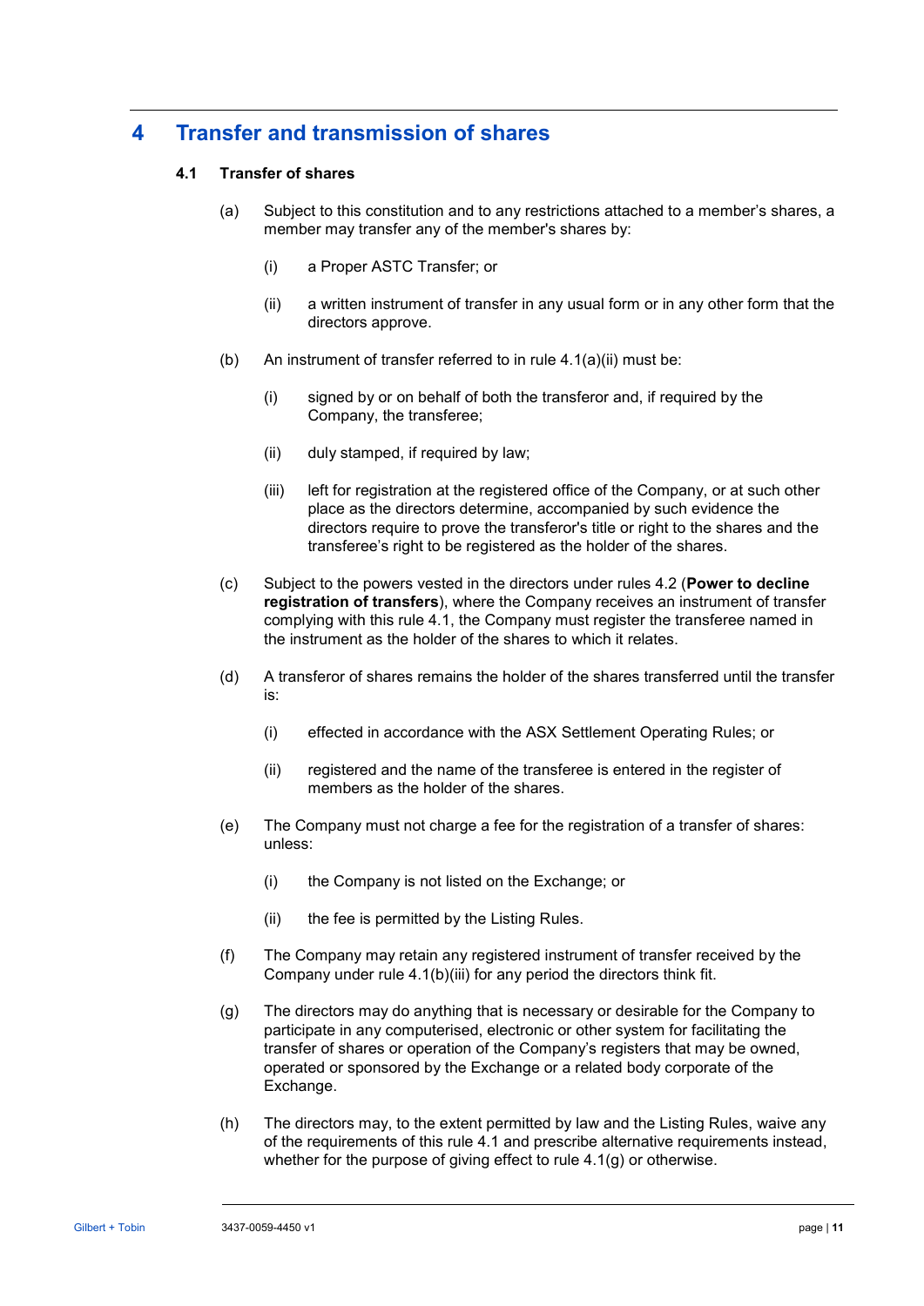# 4 Transfer and transmission of shares

## 4.1 Transfer of shares

(a) Subject to this constitution and to any restrictions attached to a member's shares, a member may transfer any of the member's shares by:

  (i) a Proper ASTC Transfer; or

  (ii) a written instrument of transfer in any usual form or in any other form that the directors approve.

(b) An instrument of transfer referred to in rule 4.1(a)(ii) must be:

  (i) signed by or on behalf of both the transferor and, if required by the Company, the transferee;

  (ii) duly stamped, if required by law;

  (iii) left for registration at the registered office of the Company, or at such other place as the directors determine, accompanied by such evidence the directors require to prove the transferor's title or right to the shares and the transferee's right to be registered as the holder of the shares.

(c) Subject to the powers vested in the directors under rules 4.2 (**Power to decline registration of transfers**), where the Company receives an instrument of transfer complying with this rule 4.1, the Company must register the transferee named in the instrument as the holder of the shares to which it relates.

(d) A transferor of shares remains the holder of the shares transferred until the transfer is:

  (i) effected in accordance with the ASX Settlement Operating Rules; or

  (ii) registered and the name of the transferee is entered in the register of members as the holder of the shares.

(e) The Company must not charge a fee for the registration of a transfer of shares: unless:

  (i) the Company is not listed on the Exchange; or

  (ii) the fee is permitted by the Listing Rules.

(f) The Company may retain any registered instrument of transfer received by the Company under rule 4.1(b)(iii) for any period the directors think fit.

(g) The directors may do anything that is necessary or desirable for the Company to participate in any computerised, electronic or other system for facilitating the transfer of shares or operation of the Company's registers that may be owned, operated or sponsored by the Exchange or a related body corporate of the Exchange.

(h) The directors may, to the extent permitted by law and the Listing Rules, waive any of the requirements of this rule 4.1 and prescribe alternative requirements instead, whether for the purpose of giving effect to rule 4.1(g) or otherwise.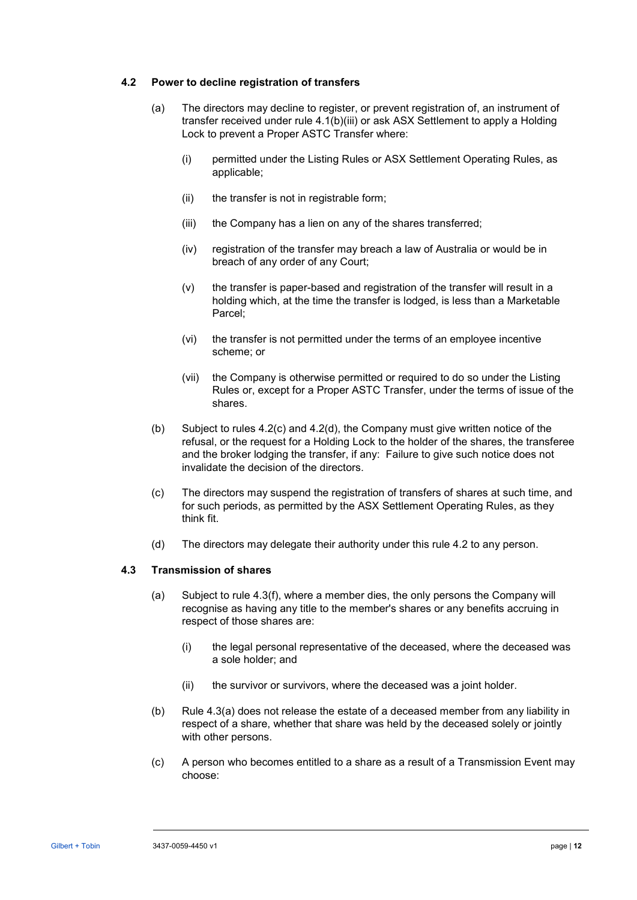### 4.2 Power to decline registration of transfers

(a) The directors may decline to register, or prevent registration of, an instrument of transfer received under rule 4.1(b)(iii) or ask ASX Settlement to apply a Holding Lock to prevent a Proper ASTC Transfer where:

(i) permitted under the Listing Rules or ASX Settlement Operating Rules, as applicable;

(ii) the transfer is not in registrable form;

(iii) the Company has a lien on any of the shares transferred;

(iv) registration of the transfer may breach a law of Australia or would be in breach of any order of any Court;

(v) the transfer is paper-based and registration of the transfer will result in a holding which, at the time the transfer is lodged, is less than a Marketable Parcel;

(vi) the transfer is not permitted under the terms of an employee incentive scheme; or

(vii) the Company is otherwise permitted or required to do so under the Listing Rules or, except for a Proper ASTC Transfer, under the terms of issue of the shares.

(b) Subject to rules 4.2(c) and 4.2(d), the Company must give written notice of the refusal, or the request for a Holding Lock to the holder of the shares, the transferee and the broker lodging the transfer, if any: Failure to give such notice does not invalidate the decision of the directors.

(c) The directors may suspend the registration of transfers of shares at such time, and for such periods, as permitted by the ASX Settlement Operating Rules, as they think fit.

(d) The directors may delegate their authority under this rule 4.2 to any person.

### 4.3 Transmission of shares

(a) Subject to rule 4.3(f), where a member dies, the only persons the Company will recognise as having any title to the member's shares or any benefits accruing in respect of those shares are:

(i) the legal personal representative of the deceased, where the deceased was a sole holder; and

(ii) the survivor or survivors, where the deceased was a joint holder.

(b) Rule 4.3(a) does not release the estate of a deceased member from any liability in respect of a share, whether that share was held by the deceased solely or jointly with other persons.

(c) A person who becomes entitled to a share as a result of a Transmission Event may choose: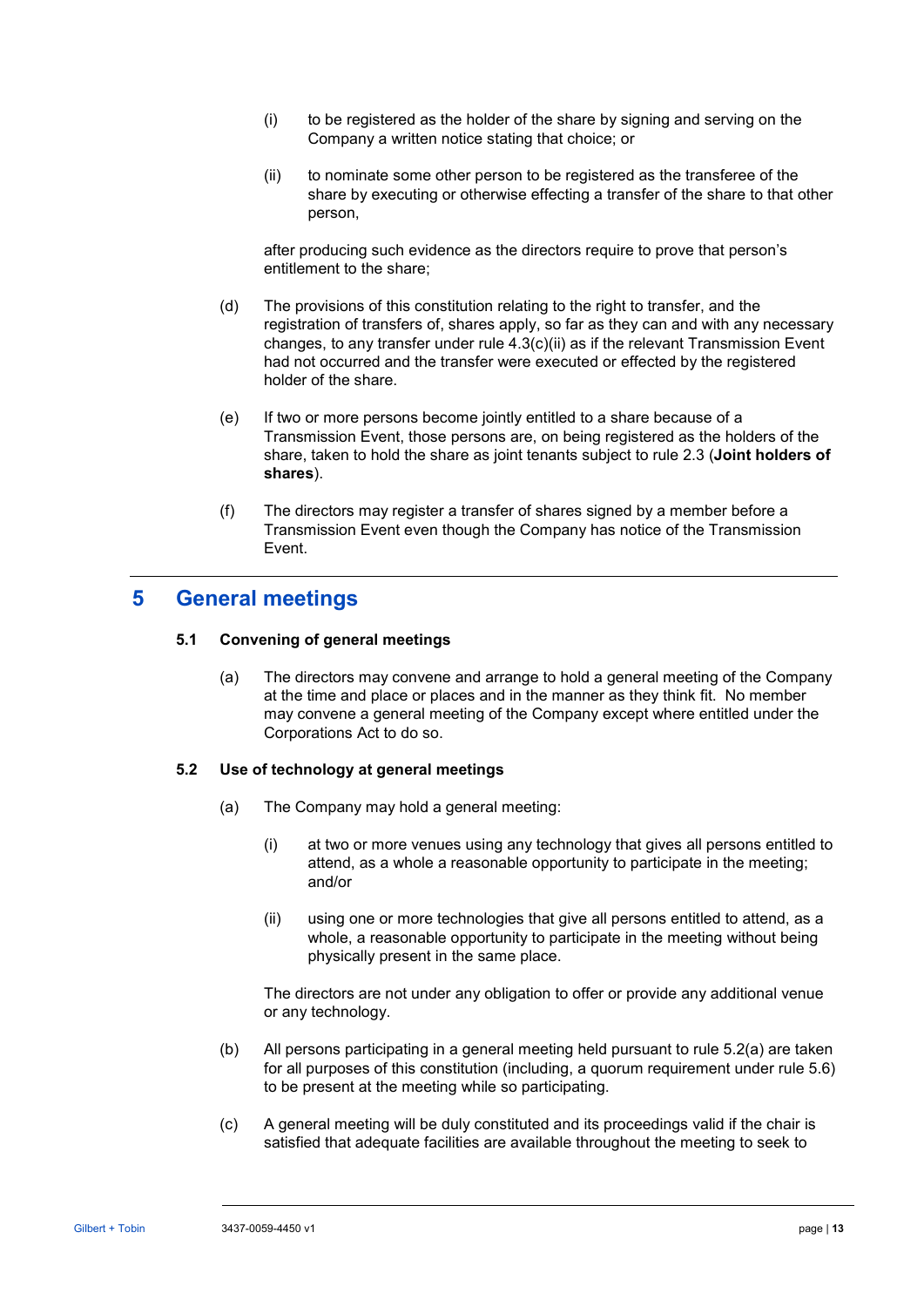(i) to be registered as the holder of the share by signing and serving on the Company a written notice stating that choice; or

(ii) to nominate some other person to be registered as the transferee of the share by executing or otherwise effecting a transfer of the share to that other person,

after producing such evidence as the directors require to prove that person's entitlement to the share;

(d) The provisions of this constitution relating to the right to transfer, and the registration of transfers of, shares apply, so far as they can and with any necessary changes, to any transfer under rule 4.3(c)(ii) as if the relevant Transmission Event had not occurred and the transfer were executed or effected by the registered holder of the share.

(e) If two or more persons become jointly entitled to a share because of a Transmission Event, those persons are, on being registered as the holders of the share, taken to hold the share as joint tenants subject to rule 2.3 (**Joint holders of shares**).

(f) The directors may register a transfer of shares signed by a member before a Transmission Event even though the Company has notice of the Transmission Event.

# 5 General meetings

## 5.1 Convening of general meetings

(a) The directors may convene and arrange to hold a general meeting of the Company at the time and place or places and in the manner as they think fit. No member may convene a general meeting of the Company except where entitled under the Corporations Act to do so.

## 5.2 Use of technology at general meetings

(a) The Company may hold a general meeting:

(i) at two or more venues using any technology that gives all persons entitled to attend, as a whole a reasonable opportunity to participate in the meeting; and/or

(ii) using one or more technologies that give all persons entitled to attend, as a whole, a reasonable opportunity to participate in the meeting without being physically present in the same place.

The directors are not under any obligation to offer or provide any additional venue or any technology.

(b) All persons participating in a general meeting held pursuant to rule 5.2(a) are taken for all purposes of this constitution (including, a quorum requirement under rule 5.6) to be present at the meeting while so participating.

(c) A general meeting will be duly constituted and its proceedings valid if the chair is satisfied that adequate facilities are available throughout the meeting to seek to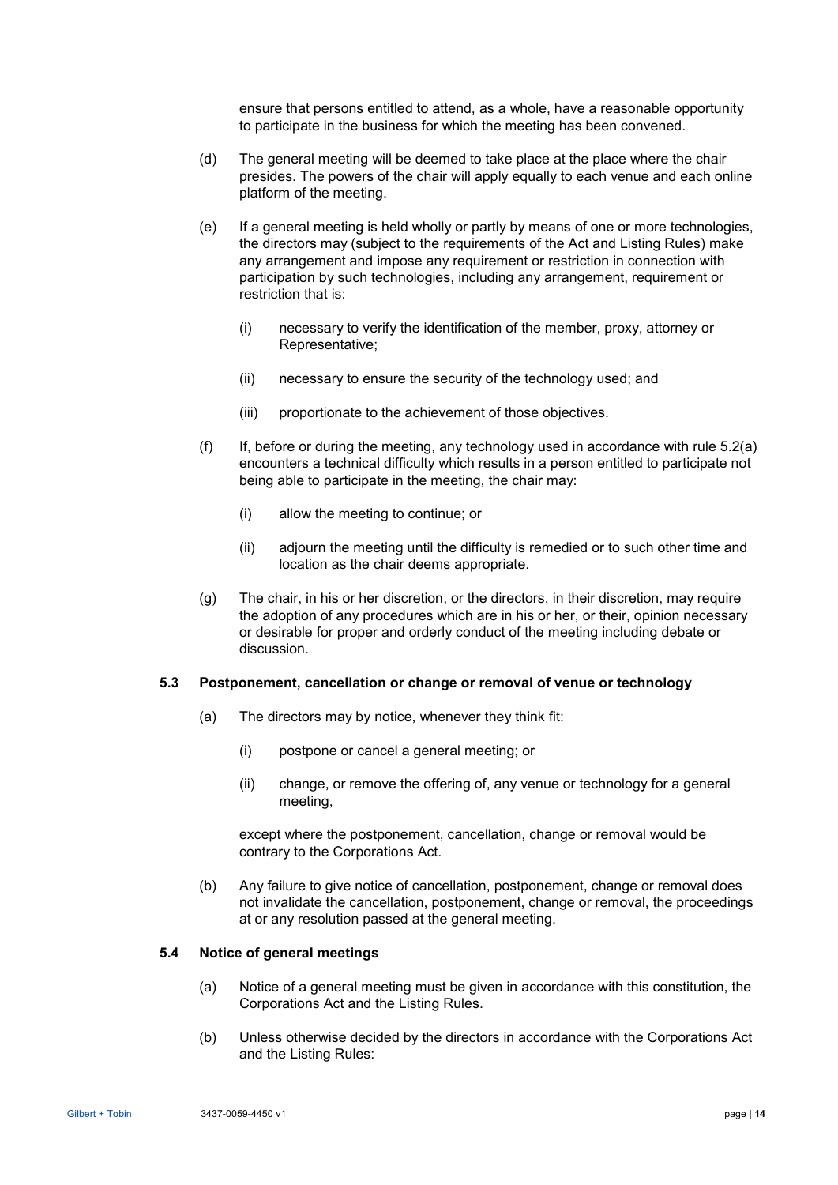ensure that persons entitled to attend, as a whole, have a reasonable opportunity to participate in the business for which the meeting has been convened.

(d) The general meeting will be deemed to take place at the place where the chair presides. The powers of the chair will apply equally to each venue and each online platform of the meeting.

(e) If a general meeting is held wholly or partly by means of one or more technologies, the directors may (subject to the requirements of the Act and Listing Rules) make any arrangement and impose any requirement or restriction in connection with participation by such technologies, including any arrangement, requirement or restriction that is:

(i) necessary to verify the identification of the member, proxy, attorney or Representative;

(ii) necessary to ensure the security of the technology used; and

(iii) proportionate to the achievement of those objectives.

(f) If, before or during the meeting, any technology used in accordance with rule 5.2(a) encounters a technical difficulty which results in a person entitled to participate not being able to participate in the meeting, the chair may:

(i) allow the meeting to continue; or

(ii) adjourn the meeting until the difficulty is remedied or to such other time and location as the chair deems appropriate.

(g) The chair, in his or her discretion, or the directors, in their discretion, may require the adoption of any procedures which are in his or her, or their, opinion necessary or desirable for proper and orderly conduct of the meeting including debate or discussion.

### 5.3 Postponement, cancellation or change or removal of venue or technology

(a) The directors may by notice, whenever they think fit:

(i) postpone or cancel a general meeting; or

(ii) change, or remove the offering of, any venue or technology for a general meeting,

except where the postponement, cancellation, change or removal would be contrary to the Corporations Act.

(b) Any failure to give notice of cancellation, postponement, change or removal does not invalidate the cancellation, postponement, change or removal, the proceedings at or any resolution passed at the general meeting.

### 5.4 Notice of general meetings

(a) Notice of a general meeting must be given in accordance with this constitution, the Corporations Act and the Listing Rules.

(b) Unless otherwise decided by the directors in accordance with the Corporations Act and the Listing Rules: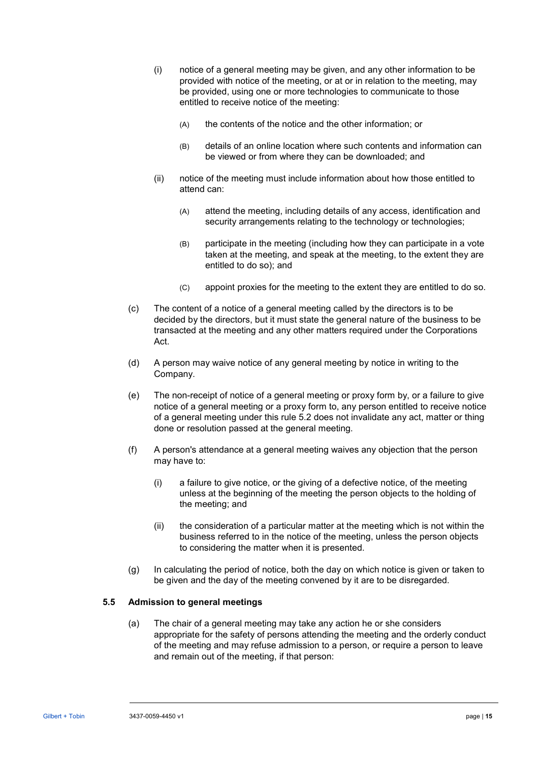(i) notice of a general meeting may be given, and any other information to be provided with notice of the meeting, or at or in relation to the meeting, may be provided, using one or more technologies to communicate to those entitled to receive notice of the meeting:

(A) the contents of the notice and the other information; or

(B) details of an online location where such contents and information can be viewed or from where they can be downloaded; and

(ii) notice of the meeting must include information about how those entitled to attend can:

(A) attend the meeting, including details of any access, identification and security arrangements relating to the technology or technologies;

(B) participate in the meeting (including how they can participate in a vote taken at the meeting, and speak at the meeting, to the extent they are entitled to do so); and

(C) appoint proxies for the meeting to the extent they are entitled to do so.

(c) The content of a notice of a general meeting called by the directors is to be decided by the directors, but it must state the general nature of the business to be transacted at the meeting and any other matters required under the Corporations Act.

(d) A person may waive notice of any general meeting by notice in writing to the Company.

(e) The non-receipt of notice of a general meeting or proxy form by, or a failure to give notice of a general meeting or a proxy form to, any person entitled to receive notice of a general meeting under this rule 5.2 does not invalidate any act, matter or thing done or resolution passed at the general meeting.

(f) A person's attendance at a general meeting waives any objection that the person may have to:

(i) a failure to give notice, or the giving of a defective notice, of the meeting unless at the beginning of the meeting the person objects to the holding of the meeting; and

(ii) the consideration of a particular matter at the meeting which is not within the business referred to in the notice of the meeting, unless the person objects to considering the matter when it is presented.

(g) In calculating the period of notice, both the day on which notice is given or taken to be given and the day of the meeting convened by it are to be disregarded.

### 5.5 Admission to general meetings

(a) The chair of a general meeting may take any action he or she considers appropriate for the safety of persons attending the meeting and the orderly conduct of the meeting and may refuse admission to a person, or require a person to leave and remain out of the meeting, if that person: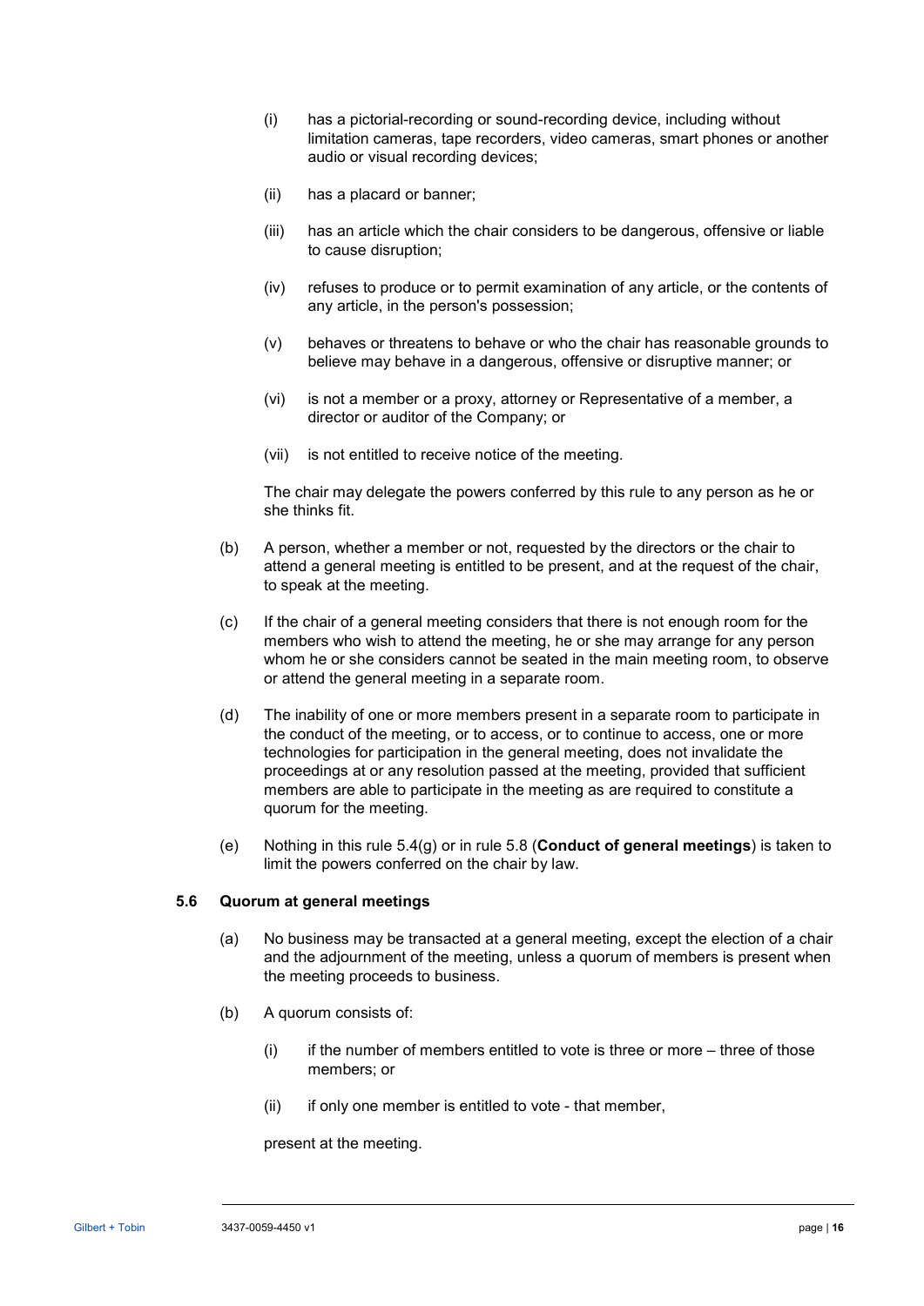(i) has a pictorial-recording or sound-recording device, including without limitation cameras, tape recorders, video cameras, smart phones or another audio or visual recording devices;

(ii) has a placard or banner;

(iii) has an article which the chair considers to be dangerous, offensive or liable to cause disruption;

(iv) refuses to produce or to permit examination of any article, or the contents of any article, in the person's possession;

(v) behaves or threatens to behave or who the chair has reasonable grounds to believe may behave in a dangerous, offensive or disruptive manner; or

(vi) is not a member or a proxy, attorney or Representative of a member, a director or auditor of the Company; or

(vii) is not entitled to receive notice of the meeting.

The chair may delegate the powers conferred by this rule to any person as he or she thinks fit.

(b) A person, whether a member or not, requested by the directors or the chair to attend a general meeting is entitled to be present, and at the request of the chair, to speak at the meeting.

(c) If the chair of a general meeting considers that there is not enough room for the members who wish to attend the meeting, he or she may arrange for any person whom he or she considers cannot be seated in the main meeting room, to observe or attend the general meeting in a separate room.

(d) The inability of one or more members present in a separate room to participate in the conduct of the meeting, or to access, or to continue to access, one or more technologies for participation in the general meeting, does not invalidate the proceedings at or any resolution passed at the meeting, provided that sufficient members are able to participate in the meeting as are required to constitute a quorum for the meeting.

(e) Nothing in this rule 5.4(g) or in rule 5.8 (**Conduct of general meetings**) is taken to limit the powers conferred on the chair by law.

### 5.6 Quorum at general meetings

(a) No business may be transacted at a general meeting, except the election of a chair and the adjournment of the meeting, unless a quorum of members is present when the meeting proceeds to business.

(b) A quorum consists of:

(i) if the number of members entitled to vote is three or more – three of those members; or

(ii) if only one member is entitled to vote - that member,

present at the meeting.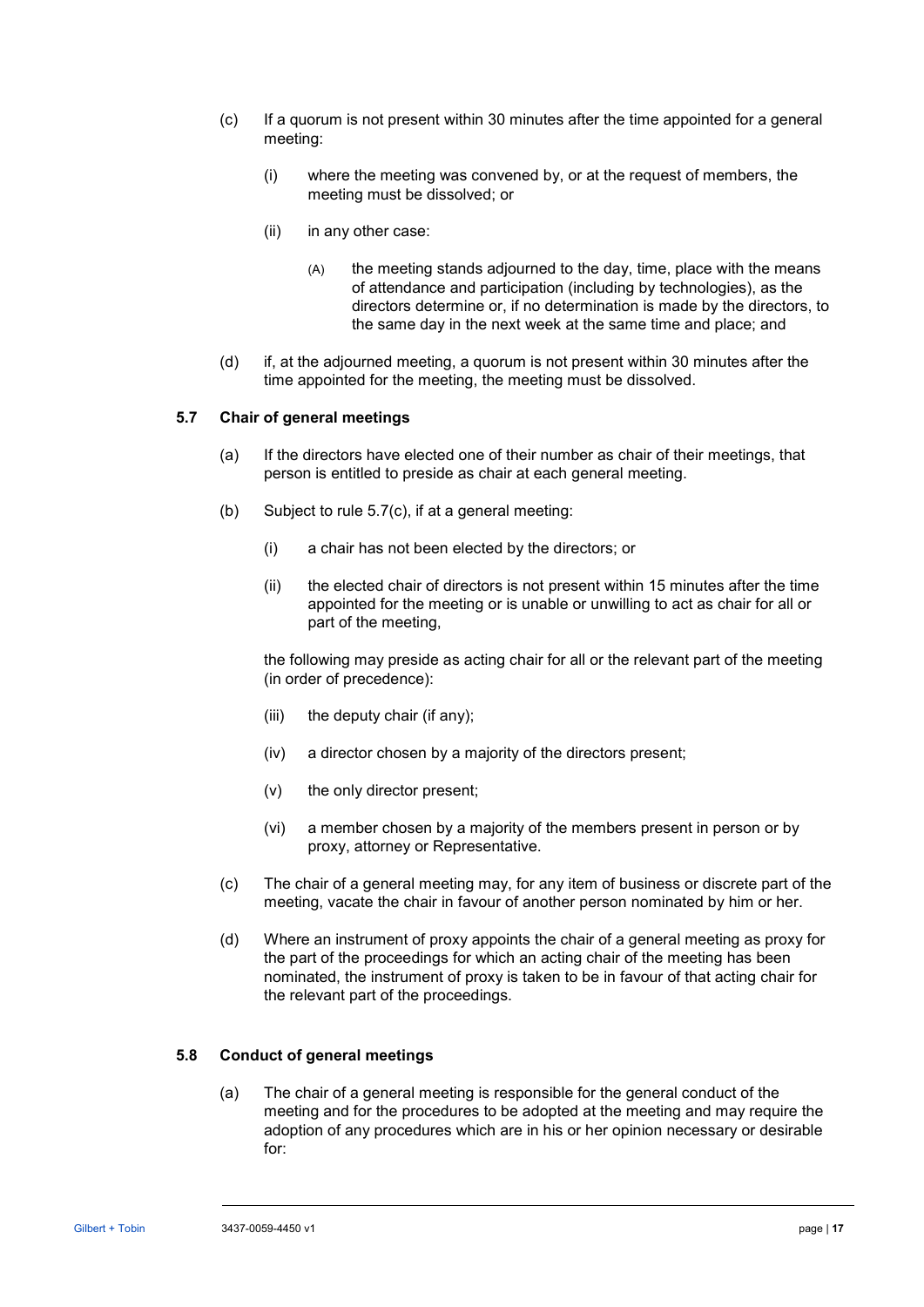(c) If a quorum is not present within 30 minutes after the time appointed for a general meeting:

   (i) where the meeting was convened by, or at the request of members, the meeting must be dissolved; or

   (ii) in any other case:

      (A) the meeting stands adjourned to the day, time, place with the means of attendance and participation (including by technologies), as the directors determine or, if no determination is made by the directors, to the same day in the next week at the same time and place; and

(d) if, at the adjourned meeting, a quorum is not present within 30 minutes after the time appointed for the meeting, the meeting must be dissolved.

### 5.7 Chair of general meetings

(a) If the directors have elected one of their number as chair of their meetings, that person is entitled to preside as chair at each general meeting.

(b) Subject to rule 5.7(c), if at a general meeting:

   (i) a chair has not been elected by the directors; or

   (ii) the elected chair of directors is not present within 15 minutes after the time appointed for the meeting or is unable or unwilling to act as chair for all or part of the meeting,

   the following may preside as acting chair for all or the relevant part of the meeting (in order of precedence):

   (iii) the deputy chair (if any);

   (iv) a director chosen by a majority of the directors present;

   (v) the only director present;

   (vi) a member chosen by a majority of the members present in person or by proxy, attorney or Representative.

(c) The chair of a general meeting may, for any item of business or discrete part of the meeting, vacate the chair in favour of another person nominated by him or her.

(d) Where an instrument of proxy appoints the chair of a general meeting as proxy for the part of the proceedings for which an acting chair of the meeting has been nominated, the instrument of proxy is taken to be in favour of that acting chair for the relevant part of the proceedings.

### 5.8 Conduct of general meetings

(a) The chair of a general meeting is responsible for the general conduct of the meeting and for the procedures to be adopted at the meeting and may require the adoption of any procedures which are in his or her opinion necessary or desirable for: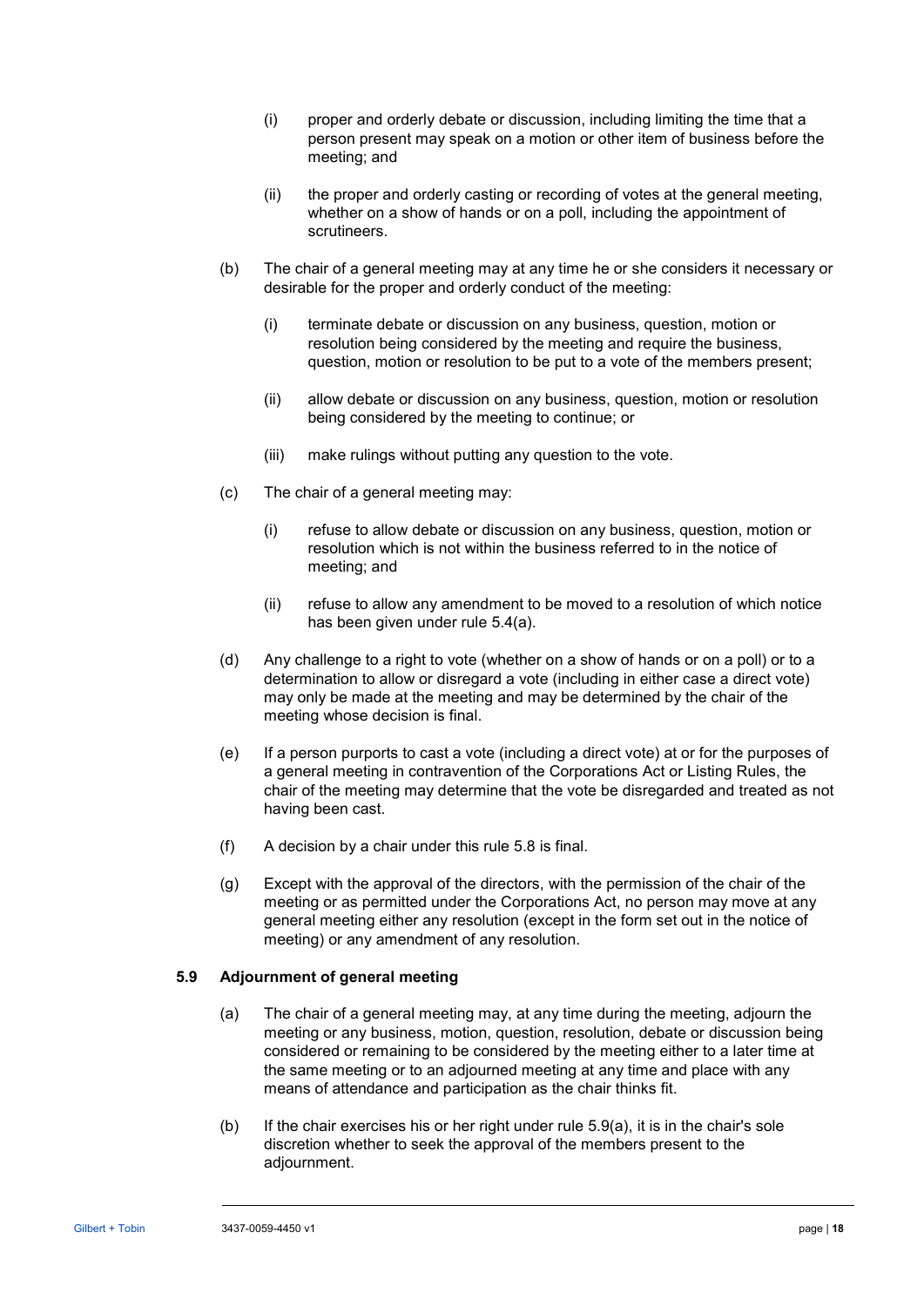(i) proper and orderly debate or discussion, including limiting the time that a person present may speak on a motion or other item of business before the meeting; and

(ii) the proper and orderly casting or recording of votes at the general meeting, whether on a show of hands or on a poll, including the appointment of scrutineers.

(b) The chair of a general meeting may at any time he or she considers it necessary or desirable for the proper and orderly conduct of the meeting:

(i) terminate debate or discussion on any business, question, motion or resolution being considered by the meeting and require the business, question, motion or resolution to be put to a vote of the members present;

(ii) allow debate or discussion on any business, question, motion or resolution being considered by the meeting to continue; or

(iii) make rulings without putting any question to the vote.

(c) The chair of a general meeting may:

(i) refuse to allow debate or discussion on any business, question, motion or resolution which is not within the business referred to in the notice of meeting; and

(ii) refuse to allow any amendment to be moved to a resolution of which notice has been given under rule 5.4(a).

(d) Any challenge to a right to vote (whether on a show of hands or on a poll) or to a determination to allow or disregard a vote (including in either case a direct vote) may only be made at the meeting and may be determined by the chair of the meeting whose decision is final.

(e) If a person purports to cast a vote (including a direct vote) at or for the purposes of a general meeting in contravention of the Corporations Act or Listing Rules, the chair of the meeting may determine that the vote be disregarded and treated as not having been cast.

(f) A decision by a chair under this rule 5.8 is final.

(g) Except with the approval of the directors, with the permission of the chair of the meeting or as permitted under the Corporations Act, no person may move at any general meeting either any resolution (except in the form set out in the notice of meeting) or any amendment of any resolution.

### 5.9 Adjournment of general meeting

(a) The chair of a general meeting may, at any time during the meeting, adjourn the meeting or any business, motion, question, resolution, debate or discussion being considered or remaining to be considered by the meeting either to a later time at the same meeting or to an adjourned meeting at any time and place with any means of attendance and participation as the chair thinks fit.

(b) If the chair exercises his or her right under rule 5.9(a), it is in the chair's sole discretion whether to seek the approval of the members present to the adjournment.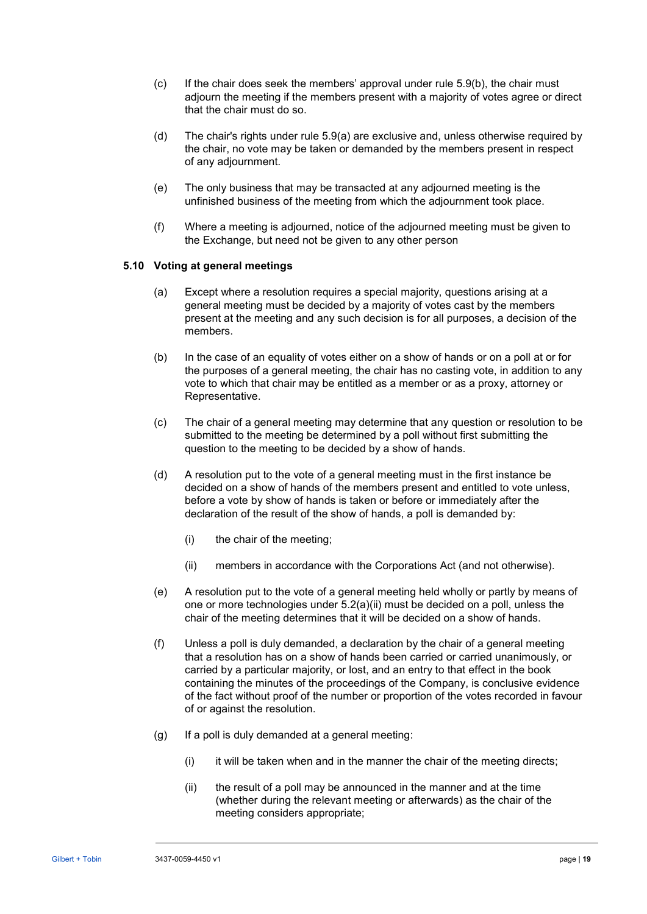(c) If the chair does seek the members' approval under rule 5.9(b), the chair must adjourn the meeting if the members present with a majority of votes agree or direct that the chair must do so.

(d) The chair's rights under rule 5.9(a) are exclusive and, unless otherwise required by the chair, no vote may be taken or demanded by the members present in respect of any adjournment.

(e) The only business that may be transacted at any adjourned meeting is the unfinished business of the meeting from which the adjournment took place.

(f) Where a meeting is adjourned, notice of the adjourned meeting must be given to the Exchange, but need not be given to any other person

### 5.10 Voting at general meetings

(a) Except where a resolution requires a special majority, questions arising at a general meeting must be decided by a majority of votes cast by the members present at the meeting and any such decision is for all purposes, a decision of the members.

(b) In the case of an equality of votes either on a show of hands or on a poll at or for the purposes of a general meeting, the chair has no casting vote, in addition to any vote to which that chair may be entitled as a member or as a proxy, attorney or Representative.

(c) The chair of a general meeting may determine that any question or resolution to be submitted to the meeting be determined by a poll without first submitting the question to the meeting to be decided by a show of hands.

(d) A resolution put to the vote of a general meeting must in the first instance be decided on a show of hands of the members present and entitled to vote unless, before a vote by show of hands is taken or before or immediately after the declaration of the result of the show of hands, a poll is demanded by:

  (i) the chair of the meeting;

  (ii) members in accordance with the Corporations Act (and not otherwise).

(e) A resolution put to the vote of a general meeting held wholly or partly by means of one or more technologies under 5.2(a)(ii) must be decided on a poll, unless the chair of the meeting determines that it will be decided on a show of hands.

(f) Unless a poll is duly demanded, a declaration by the chair of a general meeting that a resolution has on a show of hands been carried or carried unanimously, or carried by a particular majority, or lost, and an entry to that effect in the book containing the minutes of the proceedings of the Company, is conclusive evidence of the fact without proof of the number or proportion of the votes recorded in favour of or against the resolution.

(g) If a poll is duly demanded at a general meeting:

  (i) it will be taken when and in the manner the chair of the meeting directs;

  (ii) the result of a poll may be announced in the manner and at the time (whether during the relevant meeting or afterwards) as the chair of the meeting considers appropriate;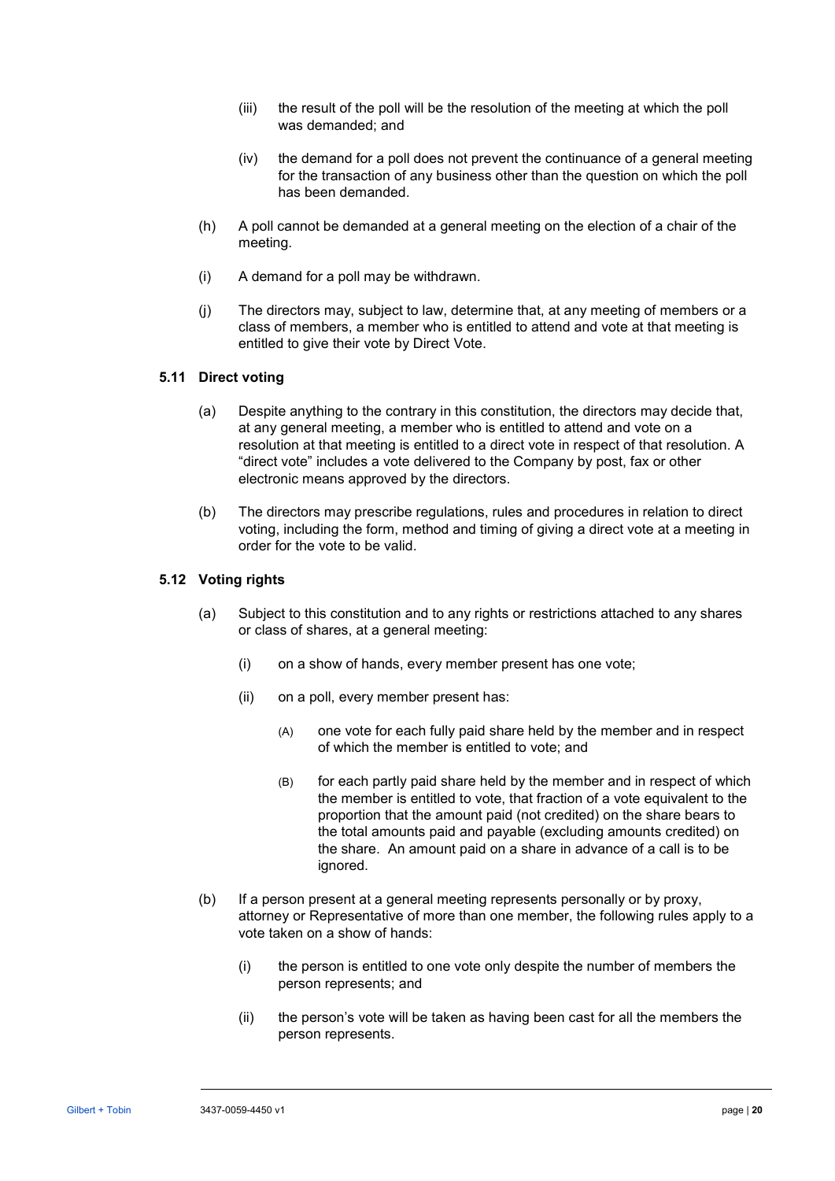(iii) the result of the poll will be the resolution of the meeting at which the poll was demanded; and

(iv) the demand for a poll does not prevent the continuance of a general meeting for the transaction of any business other than the question on which the poll has been demanded.

(h) A poll cannot be demanded at a general meeting on the election of a chair of the meeting.

(i) A demand for a poll may be withdrawn.

(j) The directors may, subject to law, determine that, at any meeting of members or a class of members, a member who is entitled to attend and vote at that meeting is entitled to give their vote by Direct Vote.

### 5.11 Direct voting

(a) Despite anything to the contrary in this constitution, the directors may decide that, at any general meeting, a member who is entitled to attend and vote on a resolution at that meeting is entitled to a direct vote in respect of that resolution. A "direct vote" includes a vote delivered to the Company by post, fax or other electronic means approved by the directors.

(b) The directors may prescribe regulations, rules and procedures in relation to direct voting, including the form, method and timing of giving a direct vote at a meeting in order for the vote to be valid.

### 5.12 Voting rights

(a) Subject to this constitution and to any rights or restrictions attached to any shares or class of shares, at a general meeting:

(i) on a show of hands, every member present has one vote;

(ii) on a poll, every member present has:

(A) one vote for each fully paid share held by the member and in respect of which the member is entitled to vote; and

(B) for each partly paid share held by the member and in respect of which the member is entitled to vote, that fraction of a vote equivalent to the proportion that the amount paid (not credited) on the share bears to the total amounts paid and payable (excluding amounts credited) on the share. An amount paid on a share in advance of a call is to be ignored.

(b) If a person present at a general meeting represents personally or by proxy, attorney or Representative of more than one member, the following rules apply to a vote taken on a show of hands:

(i) the person is entitled to one vote only despite the number of members the person represents; and

(ii) the person's vote will be taken as having been cast for all the members the person represents.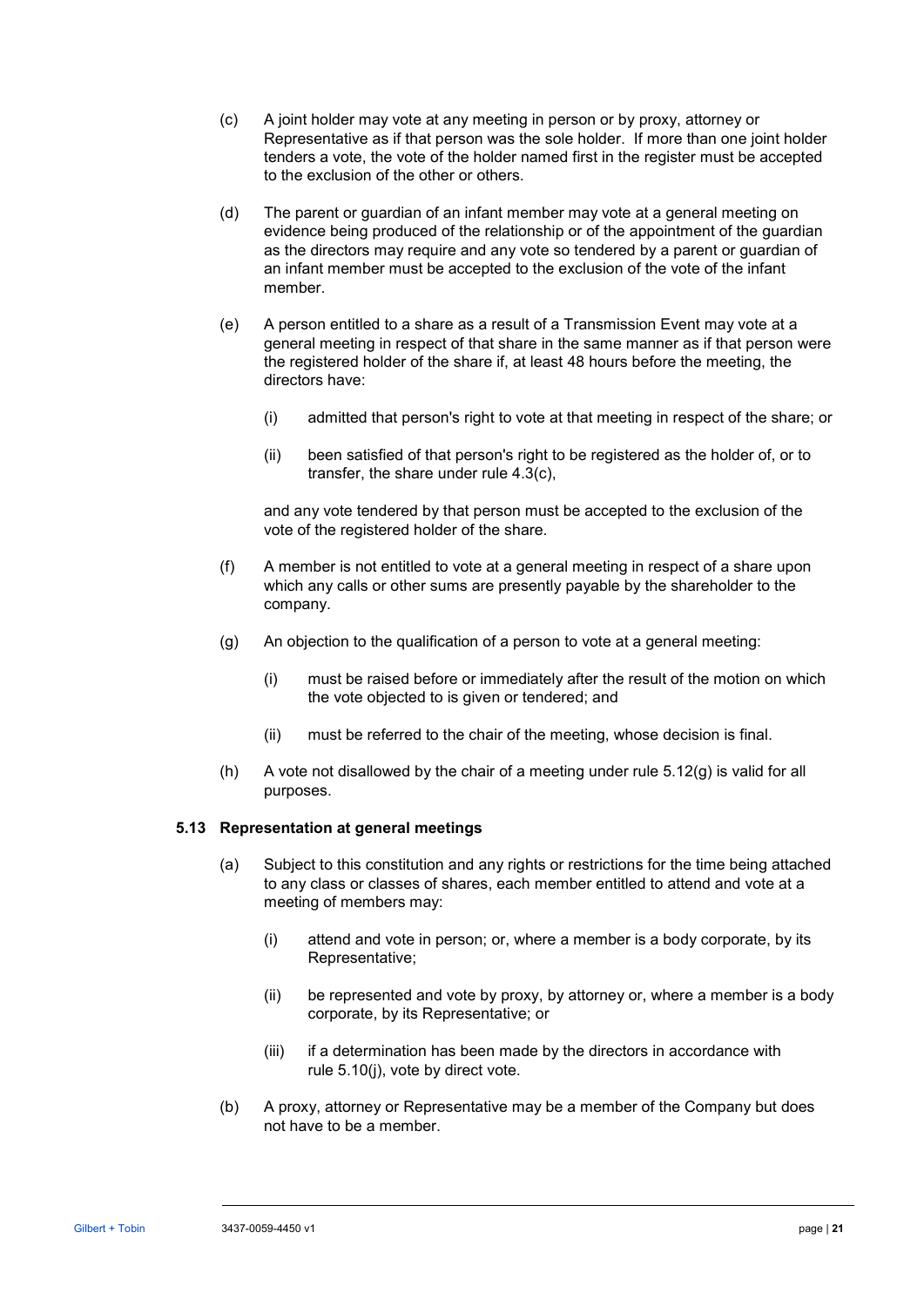(c) A joint holder may vote at any meeting in person or by proxy, attorney or Representative as if that person was the sole holder. If more than one joint holder tenders a vote, the vote of the holder named first in the register must be accepted to the exclusion of the other or others.

(d) The parent or guardian of an infant member may vote at a general meeting on evidence being produced of the relationship or of the appointment of the guardian as the directors may require and any vote so tendered by a parent or guardian of an infant member must be accepted to the exclusion of the vote of the infant member.

(e) A person entitled to a share as a result of a Transmission Event may vote at a general meeting in respect of that share in the same manner as if that person were the registered holder of the share if, at least 48 hours before the meeting, the directors have:

  (i) admitted that person's right to vote at that meeting in respect of the share; or

  (ii) been satisfied of that person's right to be registered as the holder of, or to transfer, the share under rule 4.3(c),

  and any vote tendered by that person must be accepted to the exclusion of the vote of the registered holder of the share.

(f) A member is not entitled to vote at a general meeting in respect of a share upon which any calls or other sums are presently payable by the shareholder to the company.

(g) An objection to the qualification of a person to vote at a general meeting:

  (i) must be raised before or immediately after the result of the motion on which the vote objected to is given or tendered; and

  (ii) must be referred to the chair of the meeting, whose decision is final.

(h) A vote not disallowed by the chair of a meeting under rule 5.12(g) is valid for all purposes.

### 5.13 Representation at general meetings

(a) Subject to this constitution and any rights or restrictions for the time being attached to any class or classes of shares, each member entitled to attend and vote at a meeting of members may:

  (i) attend and vote in person; or, where a member is a body corporate, by its Representative;

  (ii) be represented and vote by proxy, by attorney or, where a member is a body corporate, by its Representative; or

  (iii) if a determination has been made by the directors in accordance with rule 5.10(j), vote by direct vote.

(b) A proxy, attorney or Representative may be a member of the Company but does not have to be a member.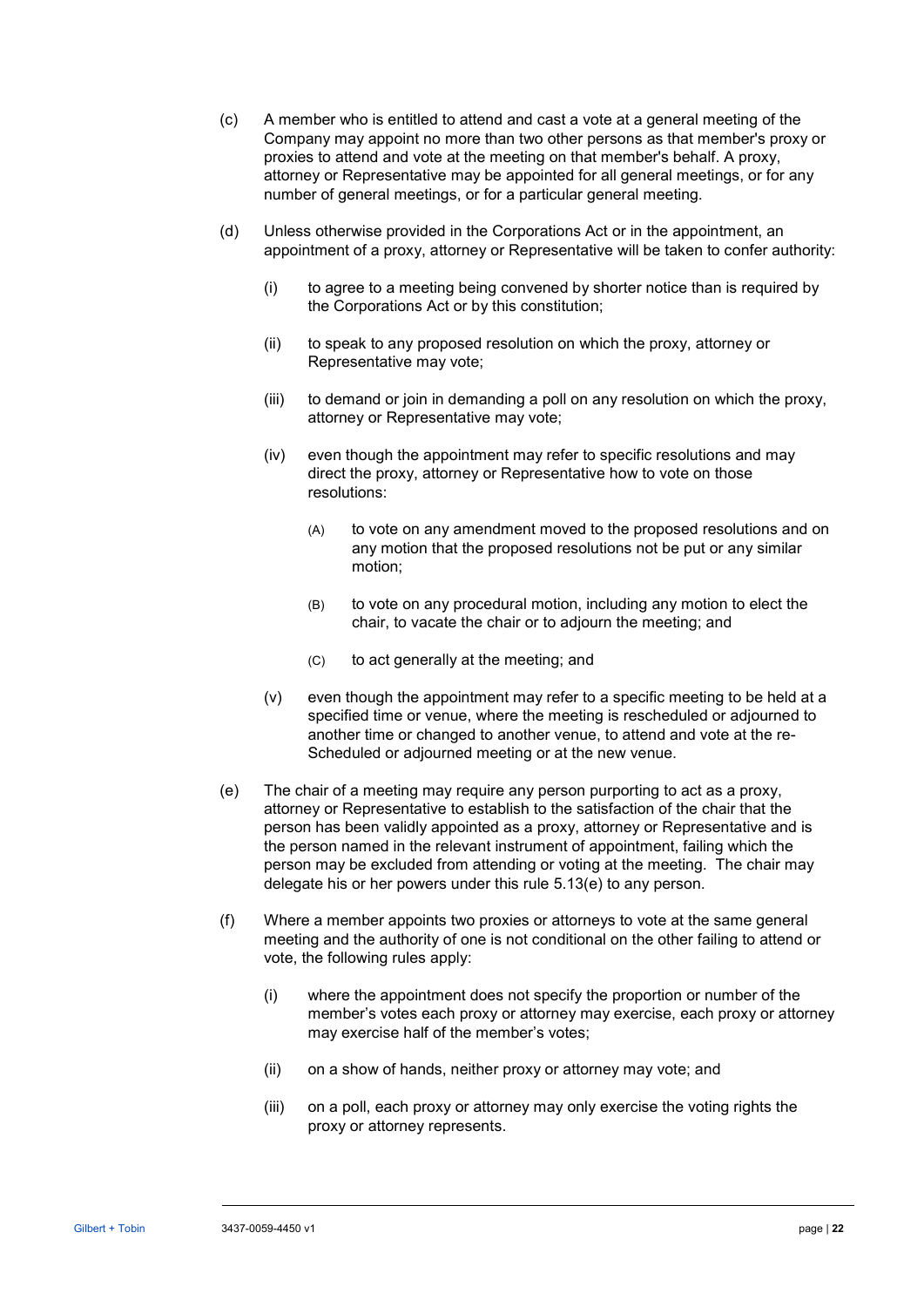(c) A member who is entitled to attend and cast a vote at a general meeting of the Company may appoint no more than two other persons as that member's proxy or proxies to attend and vote at the meeting on that member's behalf. A proxy, attorney or Representative may be appointed for all general meetings, or for any number of general meetings, or for a particular general meeting.

(d) Unless otherwise provided in the Corporations Act or in the appointment, an appointment of a proxy, attorney or Representative will be taken to confer authority:

  (i) to agree to a meeting being convened by shorter notice than is required by the Corporations Act or by this constitution;

  (ii) to speak to any proposed resolution on which the proxy, attorney or Representative may vote;

  (iii) to demand or join in demanding a poll on any resolution on which the proxy, attorney or Representative may vote;

  (iv) even though the appointment may refer to specific resolutions and may direct the proxy, attorney or Representative how to vote on those resolutions:

    (A) to vote on any amendment moved to the proposed resolutions and on any motion that the proposed resolutions not be put or any similar motion;

    (B) to vote on any procedural motion, including any motion to elect the chair, to vacate the chair or to adjourn the meeting; and

    (C) to act generally at the meeting; and

  (v) even though the appointment may refer to a specific meeting to be held at a specified time or venue, where the meeting is rescheduled or adjourned to another time or changed to another venue, to attend and vote at the re-Scheduled or adjourned meeting or at the new venue.

(e) The chair of a meeting may require any person purporting to act as a proxy, attorney or Representative to establish to the satisfaction of the chair that the person has been validly appointed as a proxy, attorney or Representative and is the person named in the relevant instrument of appointment, failing which the person may be excluded from attending or voting at the meeting. The chair may delegate his or her powers under this rule 5.13(e) to any person.

(f) Where a member appoints two proxies or attorneys to vote at the same general meeting and the authority of one is not conditional on the other failing to attend or vote, the following rules apply:

  (i) where the appointment does not specify the proportion or number of the member's votes each proxy or attorney may exercise, each proxy or attorney may exercise half of the member's votes;

  (ii) on a show of hands, neither proxy or attorney may vote; and

  (iii) on a poll, each proxy or attorney may only exercise the voting rights the proxy or attorney represents.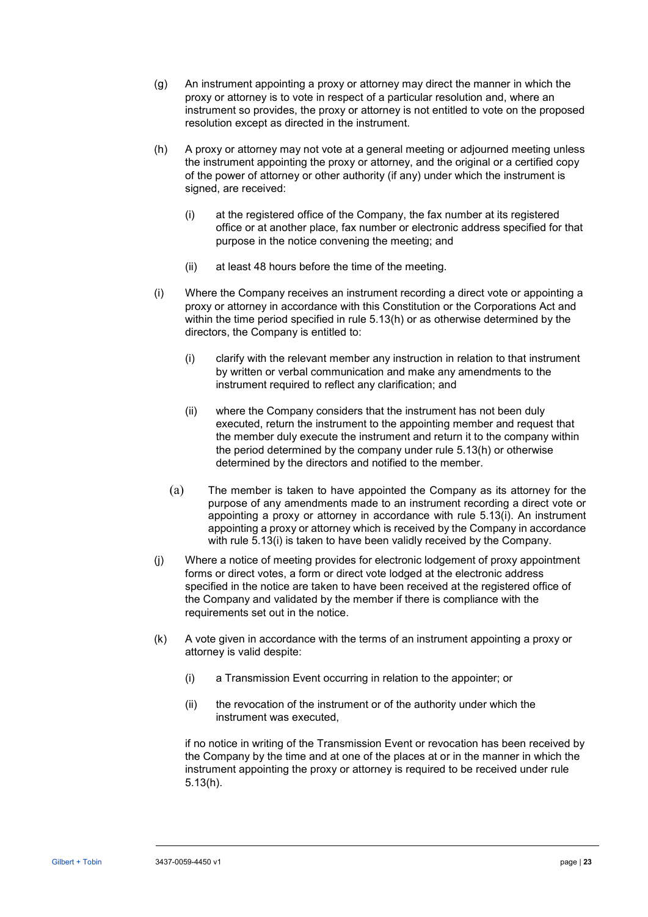(g) An instrument appointing a proxy or attorney may direct the manner in which the proxy or attorney is to vote in respect of a particular resolution and, where an instrument so provides, the proxy or attorney is not entitled to vote on the proposed resolution except as directed in the instrument.

(h) A proxy or attorney may not vote at a general meeting or adjourned meeting unless the instrument appointing the proxy or attorney, and the original or a certified copy of the power of attorney or other authority (if any) under which the instrument is signed, are received:

  (i) at the registered office of the Company, the fax number at its registered office or at another place, fax number or electronic address specified for that purpose in the notice convening the meeting; and

  (ii) at least 48 hours before the time of the meeting.

(i) Where the Company receives an instrument recording a direct vote or appointing a proxy or attorney in accordance with this Constitution or the Corporations Act and within the time period specified in rule 5.13(h) or as otherwise determined by the directors, the Company is entitled to:

  (i) clarify with the relevant member any instruction in relation to that instrument by written or verbal communication and make any amendments to the instrument required to reflect any clarification; and

  (ii) where the Company considers that the instrument has not been duly executed, return the instrument to the appointing member and request that the member duly execute the instrument and return it to the company within the period determined by the company under rule 5.13(h) or otherwise determined by the directors and notified to the member.

  (a) The member is taken to have appointed the Company as its attorney for the purpose of any amendments made to an instrument recording a direct vote or appointing a proxy or attorney in accordance with rule 5.13(i). An instrument appointing a proxy or attorney which is received by the Company in accordance with rule 5.13(i) is taken to have been validly received by the Company.

(j) Where a notice of meeting provides for electronic lodgement of proxy appointment forms or direct votes, a form or direct vote lodged at the electronic address specified in the notice are taken to have been received at the registered office of the Company and validated by the member if there is compliance with the requirements set out in the notice.

(k) A vote given in accordance with the terms of an instrument appointing a proxy or attorney is valid despite:

  (i) a Transmission Event occurring in relation to the appointer; or

  (ii) the revocation of the instrument or of the authority under which the instrument was executed,

  if no notice in writing of the Transmission Event or revocation has been received by the Company by the time and at one of the places at or in the manner in which the instrument appointing the proxy or attorney is required to be received under rule 5.13(h).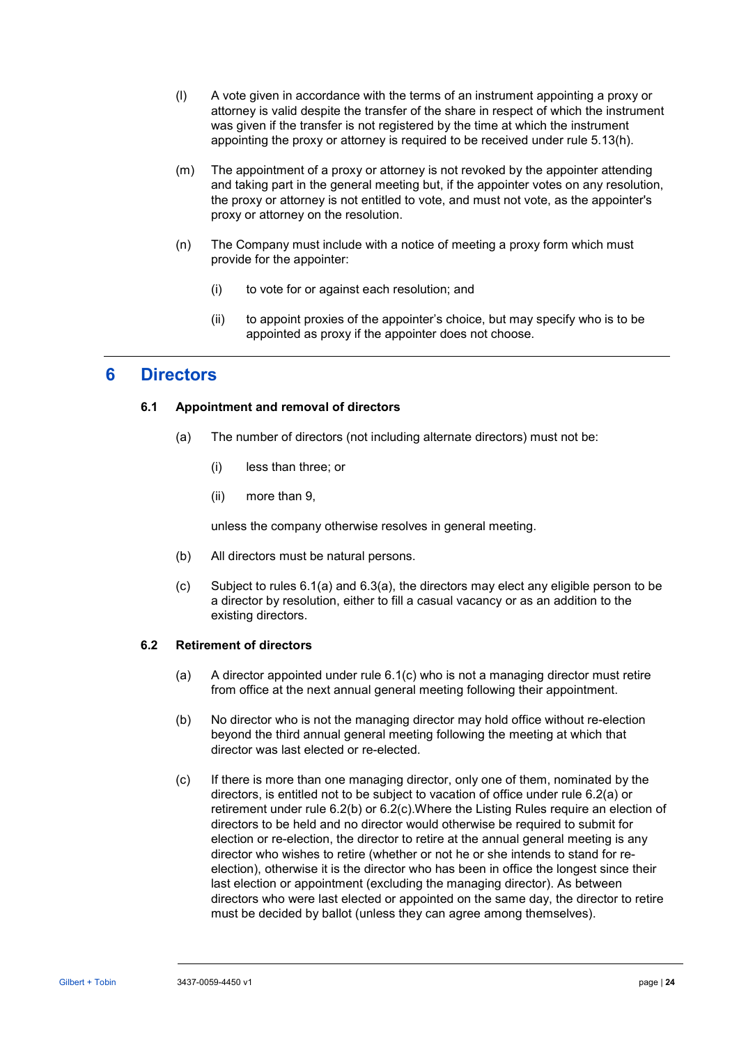(l) A vote given in accordance with the terms of an instrument appointing a proxy or attorney is valid despite the transfer of the share in respect of which the instrument was given if the transfer is not registered by the time at which the instrument appointing the proxy or attorney is required to be received under rule 5.13(h).

(m) The appointment of a proxy or attorney is not revoked by the appointer attending and taking part in the general meeting but, if the appointer votes on any resolution, the proxy or attorney is not entitled to vote, and must not vote, as the appointer's proxy or attorney on the resolution.

(n) The Company must include with a notice of meeting a proxy form which must provide for the appointer:

- (i) to vote for or against each resolution; and
- (ii) to appoint proxies of the appointer's choice, but may specify who is to be appointed as proxy if the appointer does not choose.

# 6 Directors

## 6.1 Appointment and removal of directors

(a) The number of directors (not including alternate directors) must not be:

- (i) less than three; or
- (ii) more than 9,

unless the company otherwise resolves in general meeting.

(b) All directors must be natural persons.

(c) Subject to rules 6.1(a) and 6.3(a), the directors may elect any eligible person to be a director by resolution, either to fill a casual vacancy or as an addition to the existing directors.

## 6.2 Retirement of directors

(a) A director appointed under rule 6.1(c) who is not a managing director must retire from office at the next annual general meeting following their appointment.

(b) No director who is not the managing director may hold office without re-election beyond the third annual general meeting following the meeting at which that director was last elected or re-elected.

(c) If there is more than one managing director, only one of them, nominated by the directors, is entitled not to be subject to vacation of office under rule 6.2(a) or retirement under rule 6.2(b) or 6.2(c).Where the Listing Rules require an election of directors to be held and no director would otherwise be required to submit for election or re-election, the director to retire at the annual general meeting is any director who wishes to retire (whether or not he or she intends to stand for re-election), otherwise it is the director who has been in office the longest since their last election or appointment (excluding the managing director). As between directors who were last elected or appointed on the same day, the director to retire must be decided by ballot (unless they can agree among themselves).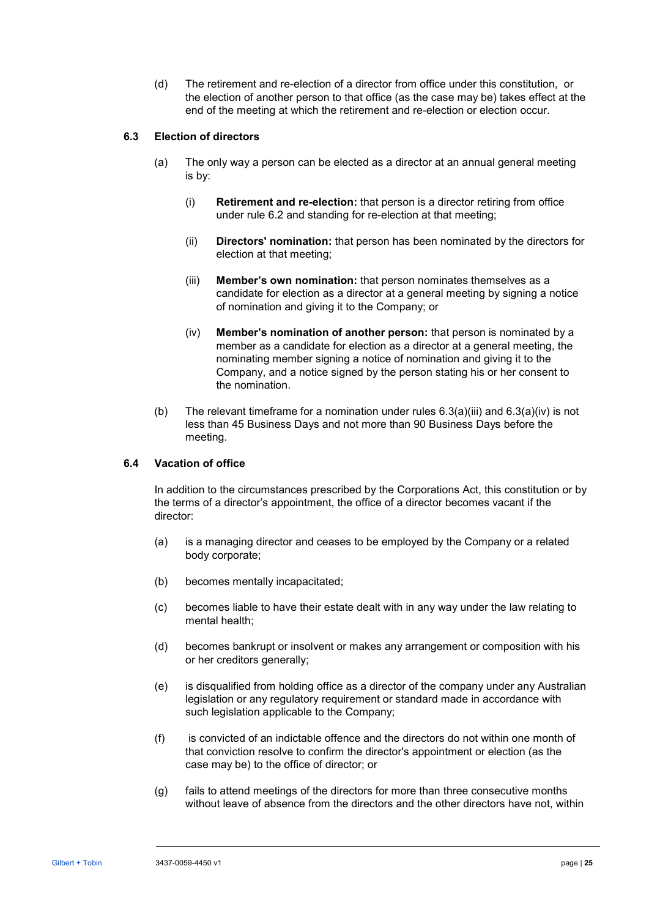(d) The retirement and re-election of a director from office under this constitution, or the election of another person to that office (as the case may be) takes effect at the end of the meeting at which the retirement and re-election or election occur.

### 6.3 Election of directors

(a) The only way a person can be elected as a director at an annual general meeting is by:

(i) **Retirement and re-election:** that person is a director retiring from office under rule 6.2 and standing for re-election at that meeting;

(ii) **Directors' nomination:** that person has been nominated by the directors for election at that meeting;

(iii) **Member's own nomination:** that person nominates themselves as a candidate for election as a director at a general meeting by signing a notice of nomination and giving it to the Company; or

(iv) **Member's nomination of another person:** that person is nominated by a member as a candidate for election as a director at a general meeting, the nominating member signing a notice of nomination and giving it to the Company, and a notice signed by the person stating his or her consent to the nomination.

(b) The relevant timeframe for a nomination under rules 6.3(a)(iii) and 6.3(a)(iv) is not less than 45 Business Days and not more than 90 Business Days before the meeting.

### 6.4 Vacation of office

In addition to the circumstances prescribed by the Corporations Act, this constitution or by the terms of a director's appointment, the office of a director becomes vacant if the director:

(a) is a managing director and ceases to be employed by the Company or a related body corporate;

(b) becomes mentally incapacitated;

(c) becomes liable to have their estate dealt with in any way under the law relating to mental health;

(d) becomes bankrupt or insolvent or makes any arrangement or composition with his or her creditors generally;

(e) is disqualified from holding office as a director of the company under any Australian legislation or any regulatory requirement or standard made in accordance with such legislation applicable to the Company;

(f) is convicted of an indictable offence and the directors do not within one month of that conviction resolve to confirm the director's appointment or election (as the case may be) to the office of director; or

(g) fails to attend meetings of the directors for more than three consecutive months without leave of absence from the directors and the other directors have not, within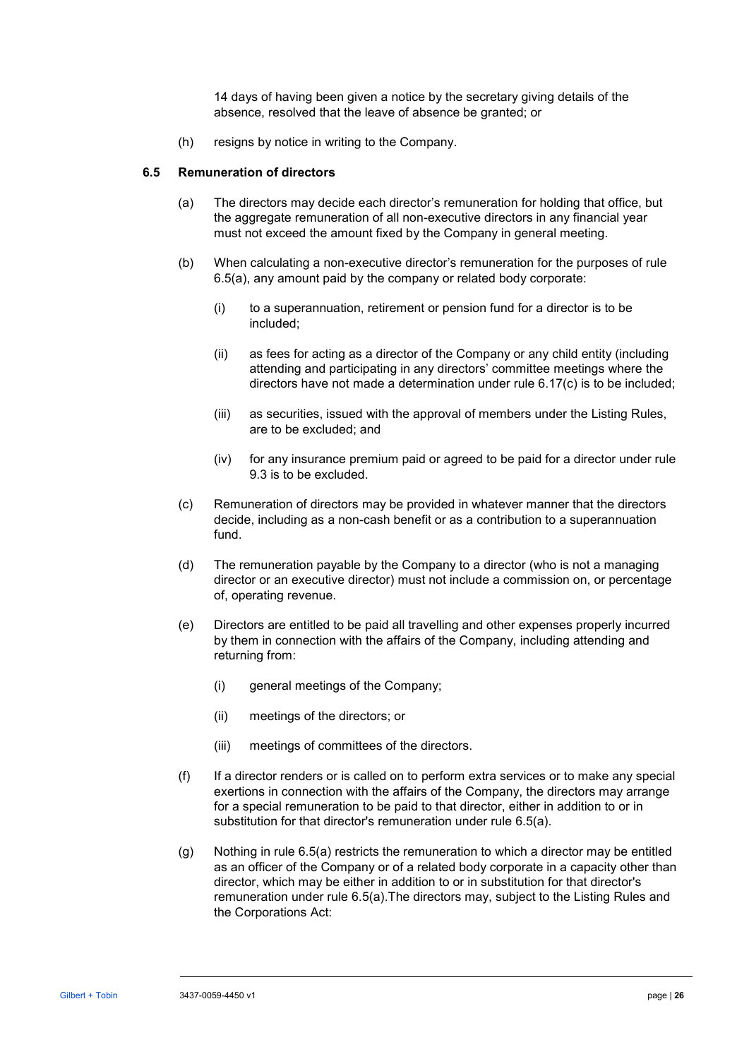14 days of having been given a notice by the secretary giving details of the absence, resolved that the leave of absence be granted; or

(h) resigns by notice in writing to the Company.

### 6.5 Remuneration of directors

(a) The directors may decide each director's remuneration for holding that office, but the aggregate remuneration of all non-executive directors in any financial year must not exceed the amount fixed by the Company in general meeting.

(b) When calculating a non-executive director's remuneration for the purposes of rule 6.5(a), any amount paid by the company or related body corporate:

   (i) to a superannuation, retirement or pension fund for a director is to be included;

   (ii) as fees for acting as a director of the Company or any child entity (including attending and participating in any directors' committee meetings where the directors have not made a determination under rule 6.17(c) is to be included;

   (iii) as securities, issued with the approval of members under the Listing Rules, are to be excluded; and

   (iv) for any insurance premium paid or agreed to be paid for a director under rule 9.3 is to be excluded.

(c) Remuneration of directors may be provided in whatever manner that the directors decide, including as a non-cash benefit or as a contribution to a superannuation fund.

(d) The remuneration payable by the Company to a director (who is not a managing director or an executive director) must not include a commission on, or percentage of, operating revenue.

(e) Directors are entitled to be paid all travelling and other expenses properly incurred by them in connection with the affairs of the Company, including attending and returning from:

   (i) general meetings of the Company;

   (ii) meetings of the directors; or

   (iii) meetings of committees of the directors.

(f) If a director renders or is called on to perform extra services or to make any special exertions in connection with the affairs of the Company, the directors may arrange for a special remuneration to be paid to that director, either in addition to or in substitution for that director's remuneration under rule 6.5(a).

(g) Nothing in rule 6.5(a) restricts the remuneration to which a director may be entitled as an officer of the Company or of a related body corporate in a capacity other than director, which may be either in addition to or in substitution for that director's remuneration under rule 6.5(a).The directors may, subject to the Listing Rules and the Corporations Act: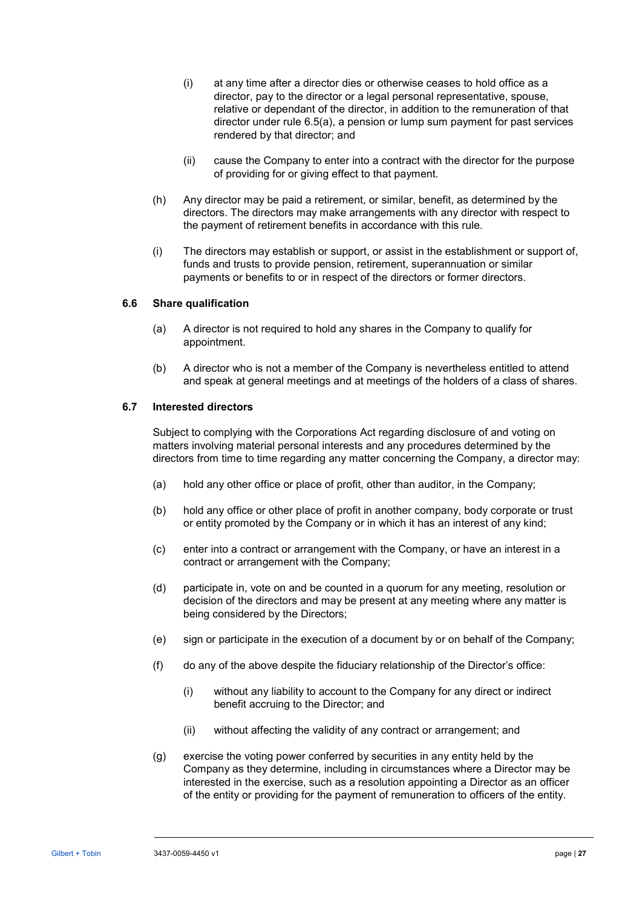(i) at any time after a director dies or otherwise ceases to hold office as a director, pay to the director or a legal personal representative, spouse, relative or dependant of the director, in addition to the remuneration of that director under rule 6.5(a), a pension or lump sum payment for past services rendered by that director; and

(ii) cause the Company to enter into a contract with the director for the purpose of providing for or giving effect to that payment.

(h) Any director may be paid a retirement, or similar, benefit, as determined by the directors. The directors may make arrangements with any director with respect to the payment of retirement benefits in accordance with this rule.

(i) The directors may establish or support, or assist in the establishment or support of, funds and trusts to provide pension, retirement, superannuation or similar payments or benefits to or in respect of the directors or former directors.

### 6.6 Share qualification

(a) A director is not required to hold any shares in the Company to qualify for appointment.

(b) A director who is not a member of the Company is nevertheless entitled to attend and speak at general meetings and at meetings of the holders of a class of shares.

### 6.7 Interested directors

Subject to complying with the Corporations Act regarding disclosure of and voting on matters involving material personal interests and any procedures determined by the directors from time to time regarding any matter concerning the Company, a director may:

(a) hold any other office or place of profit, other than auditor, in the Company;

(b) hold any office or other place of profit in another company, body corporate or trust or entity promoted by the Company or in which it has an interest of any kind;

(c) enter into a contract or arrangement with the Company, or have an interest in a contract or arrangement with the Company;

(d) participate in, vote on and be counted in a quorum for any meeting, resolution or decision of the directors and may be present at any meeting where any matter is being considered by the Directors;

(e) sign or participate in the execution of a document by or on behalf of the Company;

(f) do any of the above despite the fiduciary relationship of the Director's office:

(i) without any liability to account to the Company for any direct or indirect benefit accruing to the Director; and

(ii) without affecting the validity of any contract or arrangement; and

(g) exercise the voting power conferred by securities in any entity held by the Company as they determine, including in circumstances where a Director may be interested in the exercise, such as a resolution appointing a Director as an officer of the entity or providing for the payment of remuneration to officers of the entity.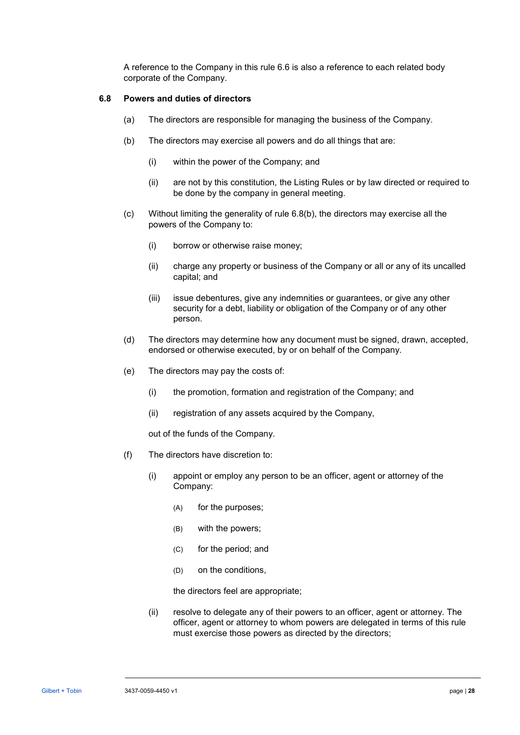A reference to the Company in this rule 6.6 is also a reference to each related body corporate of the Company.

### 6.8 Powers and duties of directors

(a) The directors are responsible for managing the business of the Company.

(b) The directors may exercise all powers and do all things that are:

(i) within the power of the Company; and

(ii) are not by this constitution, the Listing Rules or by law directed or required to be done by the company in general meeting.

(c) Without limiting the generality of rule 6.8(b), the directors may exercise all the powers of the Company to:

(i) borrow or otherwise raise money;

(ii) charge any property or business of the Company or all or any of its uncalled capital; and

(iii) issue debentures, give any indemnities or guarantees, or give any other security for a debt, liability or obligation of the Company or of any other person.

(d) The directors may determine how any document must be signed, drawn, accepted, endorsed or otherwise executed, by or on behalf of the Company.

(e) The directors may pay the costs of:

(i) the promotion, formation and registration of the Company; and

(ii) registration of any assets acquired by the Company,

out of the funds of the Company.

(f) The directors have discretion to:

(i) appoint or employ any person to be an officer, agent or attorney of the Company:

(A) for the purposes;

(B) with the powers;

(C) for the period; and

(D) on the conditions,

the directors feel are appropriate;

(ii) resolve to delegate any of their powers to an officer, agent or attorney. The officer, agent or attorney to whom powers are delegated in terms of this rule must exercise those powers as directed by the directors;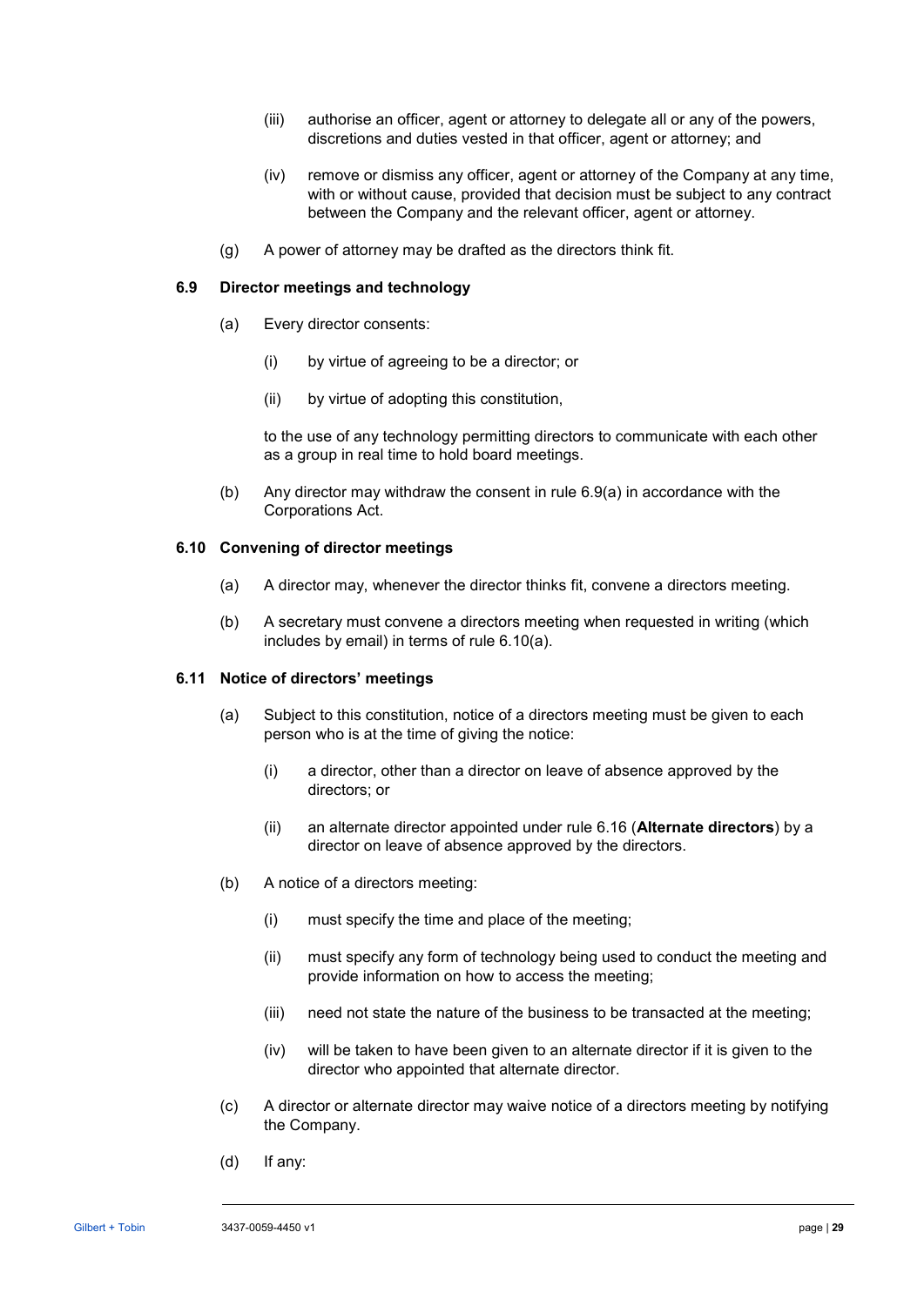(iii) authorise an officer, agent or attorney to delegate all or any of the powers, discretions and duties vested in that officer, agent or attorney; and

(iv) remove or dismiss any officer, agent or attorney of the Company at any time, with or without cause, provided that decision must be subject to any contract between the Company and the relevant officer, agent or attorney.

(g) A power of attorney may be drafted as the directors think fit.

### 6.9 Director meetings and technology

(a) Every director consents:

(i) by virtue of agreeing to be a director; or

(ii) by virtue of adopting this constitution,

to the use of any technology permitting directors to communicate with each other as a group in real time to hold board meetings.

(b) Any director may withdraw the consent in rule 6.9(a) in accordance with the Corporations Act.

### 6.10 Convening of director meetings

(a) A director may, whenever the director thinks fit, convene a directors meeting.

(b) A secretary must convene a directors meeting when requested in writing (which includes by email) in terms of rule 6.10(a).

### 6.11 Notice of directors' meetings

(a) Subject to this constitution, notice of a directors meeting must be given to each person who is at the time of giving the notice:

(i) a director, other than a director on leave of absence approved by the directors; or

(ii) an alternate director appointed under rule 6.16 (**Alternate directors**) by a director on leave of absence approved by the directors.

(b) A notice of a directors meeting:

(i) must specify the time and place of the meeting;

(ii) must specify any form of technology being used to conduct the meeting and provide information on how to access the meeting;

(iii) need not state the nature of the business to be transacted at the meeting;

(iv) will be taken to have been given to an alternate director if it is given to the director who appointed that alternate director.

(c) A director or alternate director may waive notice of a directors meeting by notifying the Company.

(d) If any: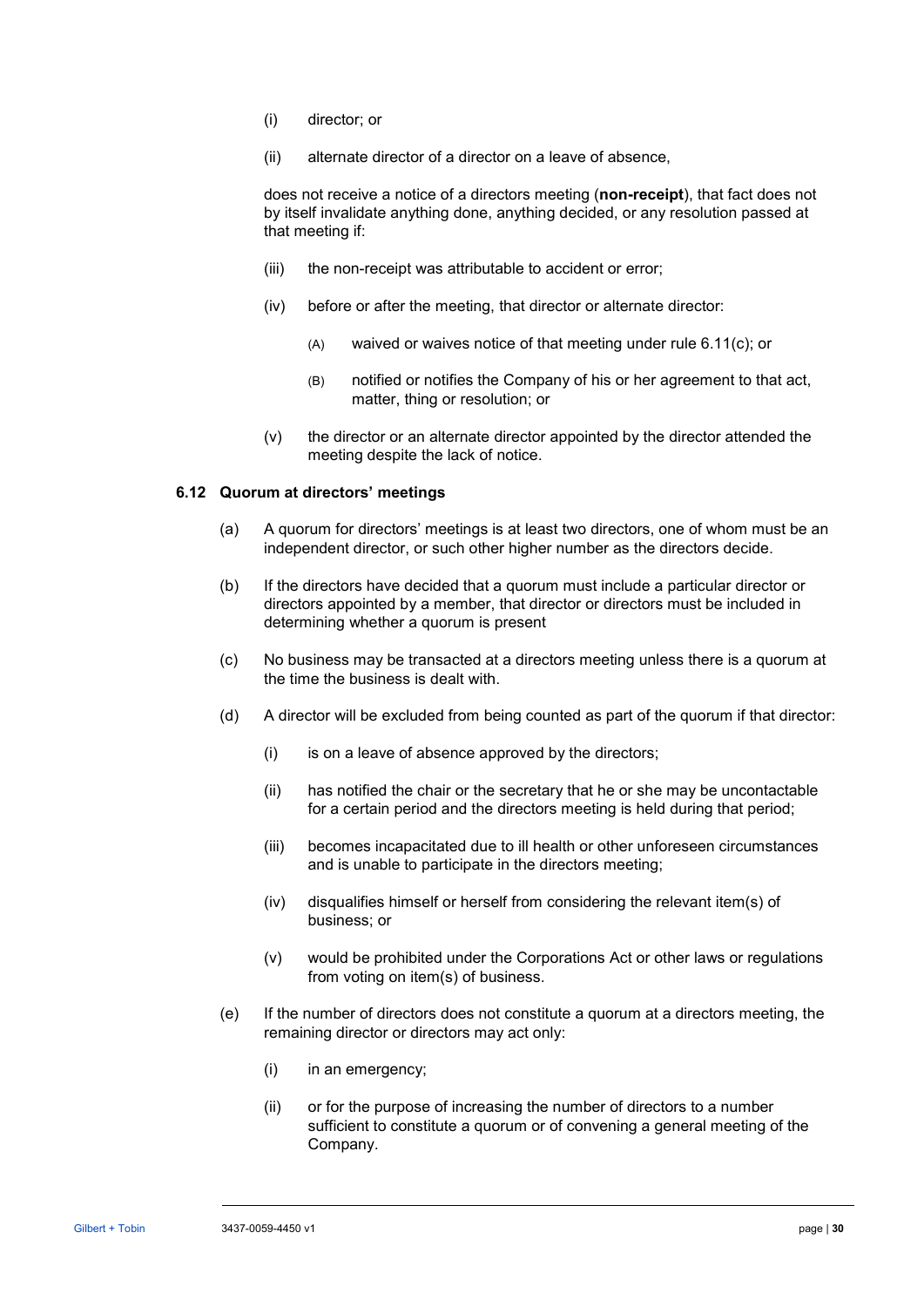(i) director; or

(ii) alternate director of a director on a leave of absence,

does not receive a notice of a directors meeting (**non-receipt**), that fact does not by itself invalidate anything done, anything decided, or any resolution passed at that meeting if:

(iii) the non-receipt was attributable to accident or error;

(iv) before or after the meeting, that director or alternate director:

(A) waived or waives notice of that meeting under rule 6.11(c); or

(B) notified or notifies the Company of his or her agreement to that act, matter, thing or resolution; or

(v) the director or an alternate director appointed by the director attended the meeting despite the lack of notice.

### 6.12 Quorum at directors' meetings

(a) A quorum for directors' meetings is at least two directors, one of whom must be an independent director, or such other higher number as the directors decide.

(b) If the directors have decided that a quorum must include a particular director or directors appointed by a member, that director or directors must be included in determining whether a quorum is present

(c) No business may be transacted at a directors meeting unless there is a quorum at the time the business is dealt with.

(d) A director will be excluded from being counted as part of the quorum if that director:

(i) is on a leave of absence approved by the directors;

(ii) has notified the chair or the secretary that he or she may be uncontactable for a certain period and the directors meeting is held during that period;

(iii) becomes incapacitated due to ill health or other unforeseen circumstances and is unable to participate in the directors meeting;

(iv) disqualifies himself or herself from considering the relevant item(s) of business; or

(v) would be prohibited under the Corporations Act or other laws or regulations from voting on item(s) of business.

(e) If the number of directors does not constitute a quorum at a directors meeting, the remaining director or directors may act only:

(i) in an emergency;

(ii) or for the purpose of increasing the number of directors to a number sufficient to constitute a quorum or of convening a general meeting of the Company.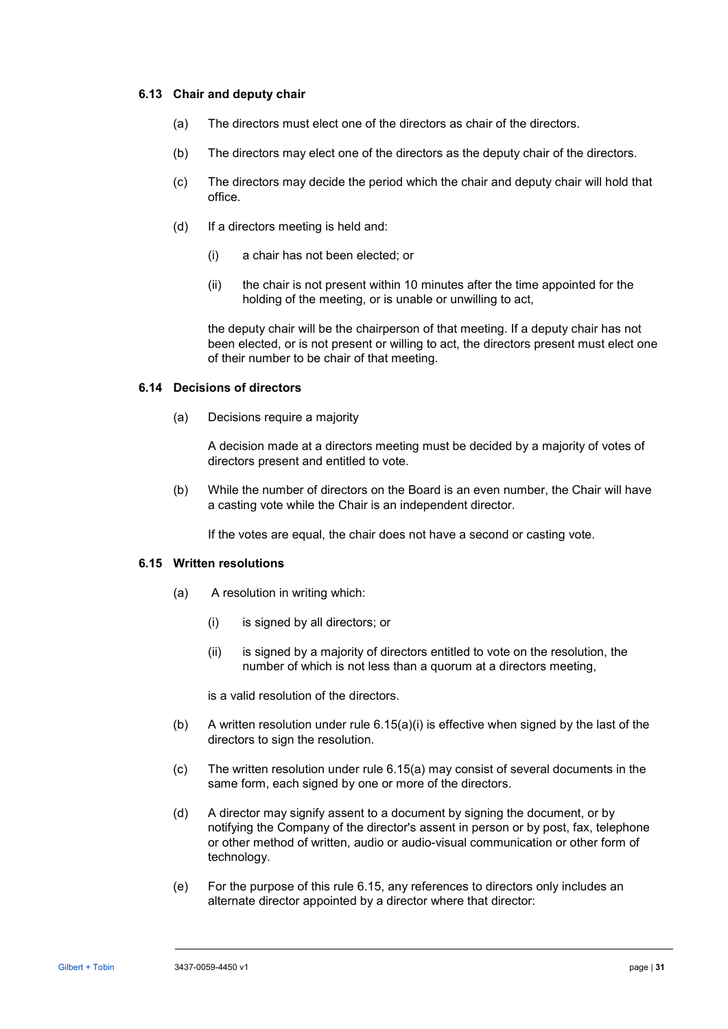### 6.13 Chair and deputy chair

(a) The directors must elect one of the directors as chair of the directors.

(b) The directors may elect one of the directors as the deputy chair of the directors.

(c) The directors may decide the period which the chair and deputy chair will hold that office.

(d) If a directors meeting is held and:

   (i) a chair has not been elected; or

   (ii) the chair is not present within 10 minutes after the time appointed for the holding of the meeting, or is unable or unwilling to act,

   the deputy chair will be the chairperson of that meeting. If a deputy chair has not been elected, or is not present or willing to act, the directors present must elect one of their number to be chair of that meeting.

### 6.14 Decisions of directors

(a) Decisions require a majority

   A decision made at a directors meeting must be decided by a majority of votes of directors present and entitled to vote.

(b) While the number of directors on the Board is an even number, the Chair will have a casting vote while the Chair is an independent director.

   If the votes are equal, the chair does not have a second or casting vote.

### 6.15 Written resolutions

(a) A resolution in writing which:

   (i) is signed by all directors; or

   (ii) is signed by a majority of directors entitled to vote on the resolution, the number of which is not less than a quorum at a directors meeting,

   is a valid resolution of the directors.

(b) A written resolution under rule 6.15(a)(i) is effective when signed by the last of the directors to sign the resolution.

(c) The written resolution under rule 6.15(a) may consist of several documents in the same form, each signed by one or more of the directors.

(d) A director may signify assent to a document by signing the document, or by notifying the Company of the director's assent in person or by post, fax, telephone or other method of written, audio or audio-visual communication or other form of technology.

(e) For the purpose of this rule 6.15, any references to directors only includes an alternate director appointed by a director where that director: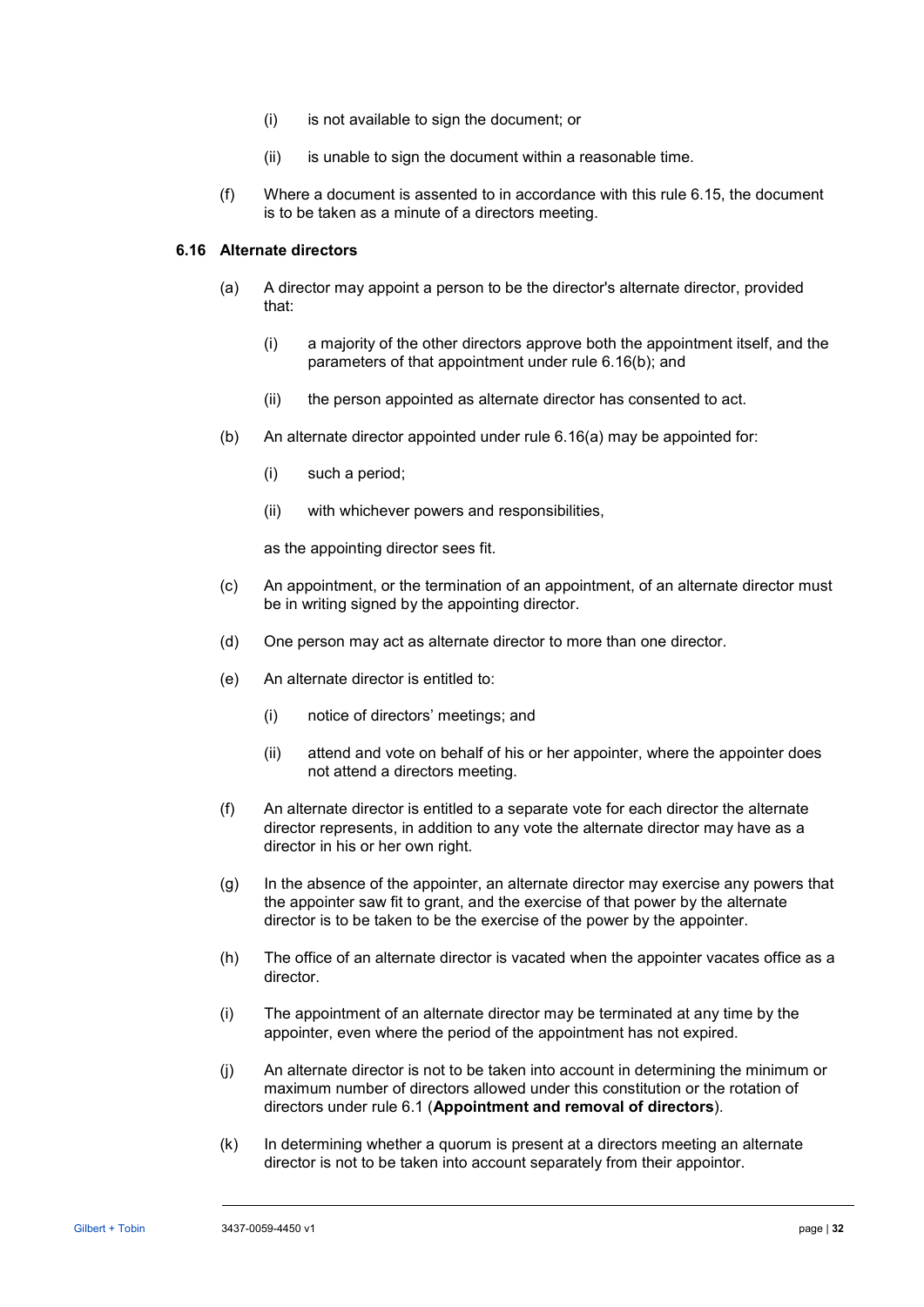(i) is not available to sign the document; or

(ii) is unable to sign the document within a reasonable time.

(f) Where a document is assented to in accordance with this rule 6.15, the document is to be taken as a minute of a directors meeting.

### 6.16 Alternate directors

(a) A director may appoint a person to be the director's alternate director, provided that:

(i) a majority of the other directors approve both the appointment itself, and the parameters of that appointment under rule 6.16(b); and

(ii) the person appointed as alternate director has consented to act.

(b) An alternate director appointed under rule 6.16(a) may be appointed for:

(i) such a period;

(ii) with whichever powers and responsibilities,

as the appointing director sees fit.

(c) An appointment, or the termination of an appointment, of an alternate director must be in writing signed by the appointing director.

(d) One person may act as alternate director to more than one director.

(e) An alternate director is entitled to:

(i) notice of directors' meetings; and

(ii) attend and vote on behalf of his or her appointer, where the appointer does not attend a directors meeting.

(f) An alternate director is entitled to a separate vote for each director the alternate director represents, in addition to any vote the alternate director may have as a director in his or her own right.

(g) In the absence of the appointer, an alternate director may exercise any powers that the appointer saw fit to grant, and the exercise of that power by the alternate director is to be taken to be the exercise of the power by the appointer.

(h) The office of an alternate director is vacated when the appointer vacates office as a director.

(i) The appointment of an alternate director may be terminated at any time by the appointer, even where the period of the appointment has not expired.

(j) An alternate director is not to be taken into account in determining the minimum or maximum number of directors allowed under this constitution or the rotation of directors under rule 6.1 (**Appointment and removal of directors**).

(k) In determining whether a quorum is present at a directors meeting an alternate director is not to be taken into account separately from their appointor.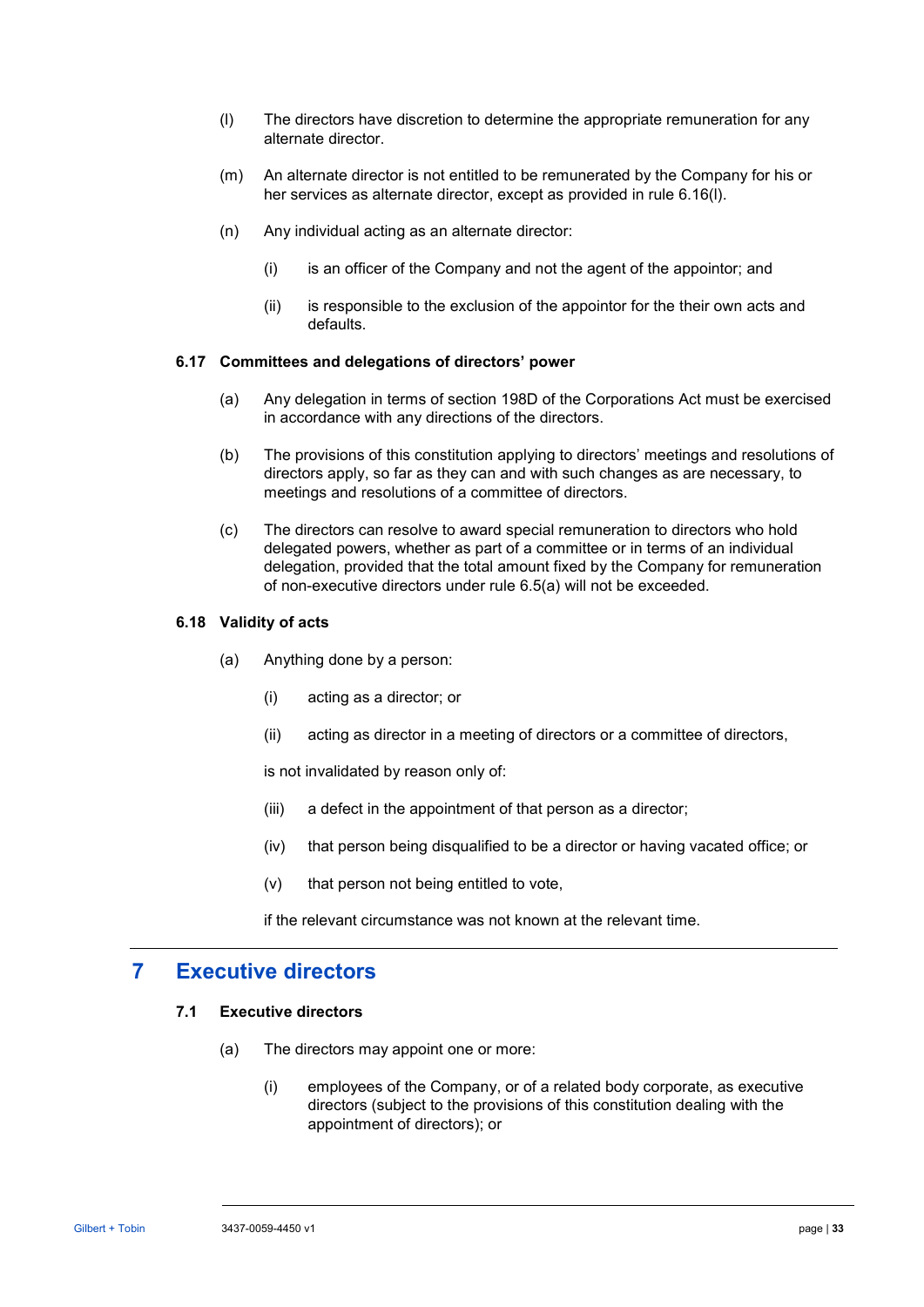(l) The directors have discretion to determine the appropriate remuneration for any alternate director.

(m) An alternate director is not entitled to be remunerated by the Company for his or her services as alternate director, except as provided in rule 6.16(l).

(n) Any individual acting as an alternate director:

(i) is an officer of the Company and not the agent of the appointor; and

(ii) is responsible to the exclusion of the appointor for the their own acts and defaults.

### 6.17 Committees and delegations of directors' power

(a) Any delegation in terms of section 198D of the Corporations Act must be exercised in accordance with any directions of the directors.

(b) The provisions of this constitution applying to directors' meetings and resolutions of directors apply, so far as they can and with such changes as are necessary, to meetings and resolutions of a committee of directors.

(c) The directors can resolve to award special remuneration to directors who hold delegated powers, whether as part of a committee or in terms of an individual delegation, provided that the total amount fixed by the Company for remuneration of non-executive directors under rule 6.5(a) will not be exceeded.

### 6.18 Validity of acts

(a) Anything done by a person:

(i) acting as a director; or

(ii) acting as director in a meeting of directors or a committee of directors,

is not invalidated by reason only of:

(iii) a defect in the appointment of that person as a director;

(iv) that person being disqualified to be a director or having vacated office; or

(v) that person not being entitled to vote,

if the relevant circumstance was not known at the relevant time.

## 7 Executive directors

### 7.1 Executive directors

(a) The directors may appoint one or more:

(i) employees of the Company, or of a related body corporate, as executive directors (subject to the provisions of this constitution dealing with the appointment of directors); or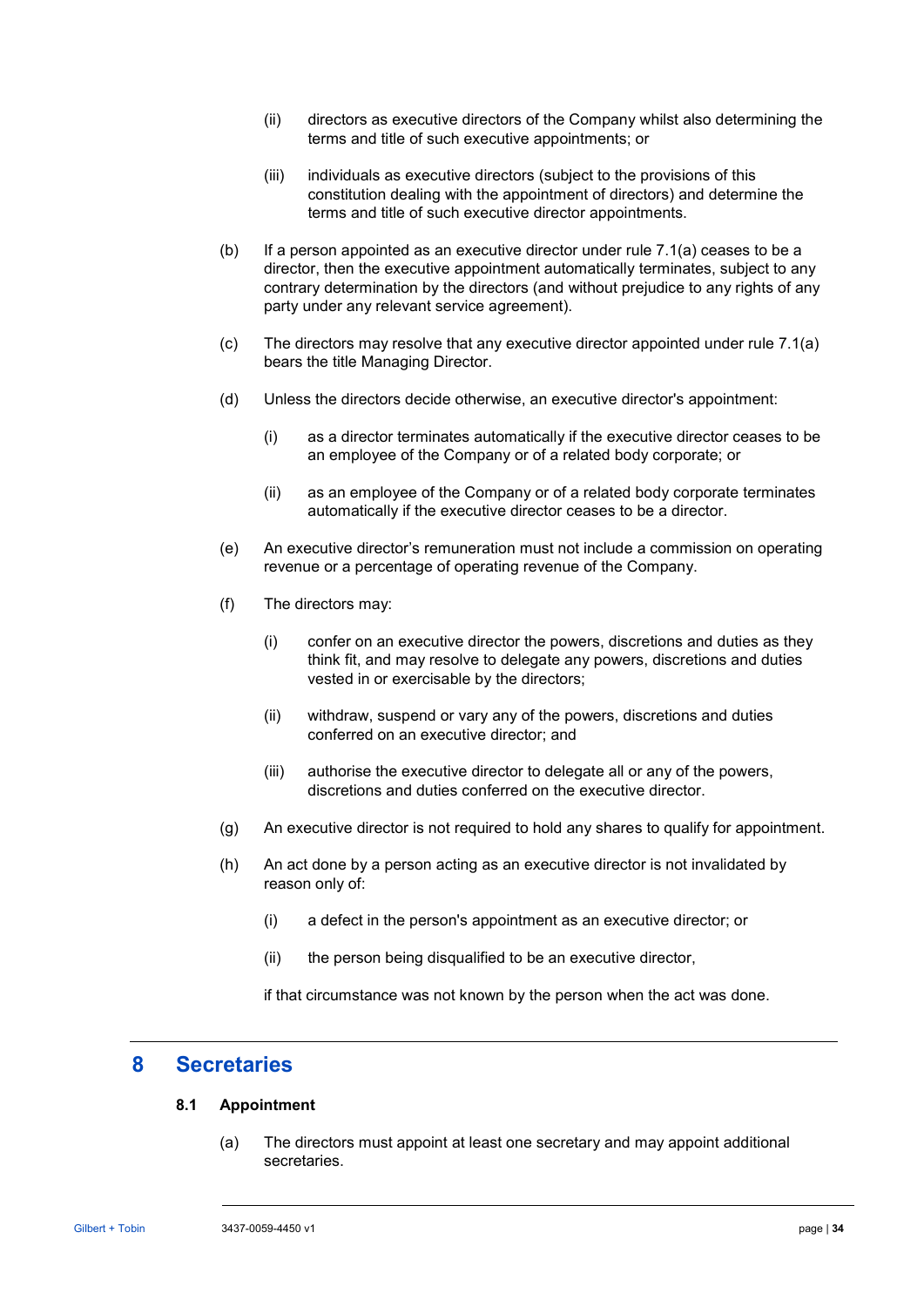(ii) directors as executive directors of the Company whilst also determining the terms and title of such executive appointments; or

(iii) individuals as executive directors (subject to the provisions of this constitution dealing with the appointment of directors) and determine the terms and title of such executive director appointments.

(b) If a person appointed as an executive director under rule 7.1(a) ceases to be a director, then the executive appointment automatically terminates, subject to any contrary determination by the directors (and without prejudice to any rights of any party under any relevant service agreement).

(c) The directors may resolve that any executive director appointed under rule 7.1(a) bears the title Managing Director.

(d) Unless the directors decide otherwise, an executive director's appointment:

(i) as a director terminates automatically if the executive director ceases to be an employee of the Company or of a related body corporate; or

(ii) as an employee of the Company or of a related body corporate terminates automatically if the executive director ceases to be a director.

(e) An executive director's remuneration must not include a commission on operating revenue or a percentage of operating revenue of the Company.

(f) The directors may:

(i) confer on an executive director the powers, discretions and duties as they think fit, and may resolve to delegate any powers, discretions and duties vested in or exercisable by the directors;

(ii) withdraw, suspend or vary any of the powers, discretions and duties conferred on an executive director; and

(iii) authorise the executive director to delegate all or any of the powers, discretions and duties conferred on the executive director.

(g) An executive director is not required to hold any shares to qualify for appointment.

(h) An act done by a person acting as an executive director is not invalidated by reason only of:

(i) a defect in the person's appointment as an executive director; or

(ii) the person being disqualified to be an executive director,

if that circumstance was not known by the person when the act was done.

# 8 Secretaries

## 8.1 Appointment

(a) The directors must appoint at least one secretary and may appoint additional secretaries.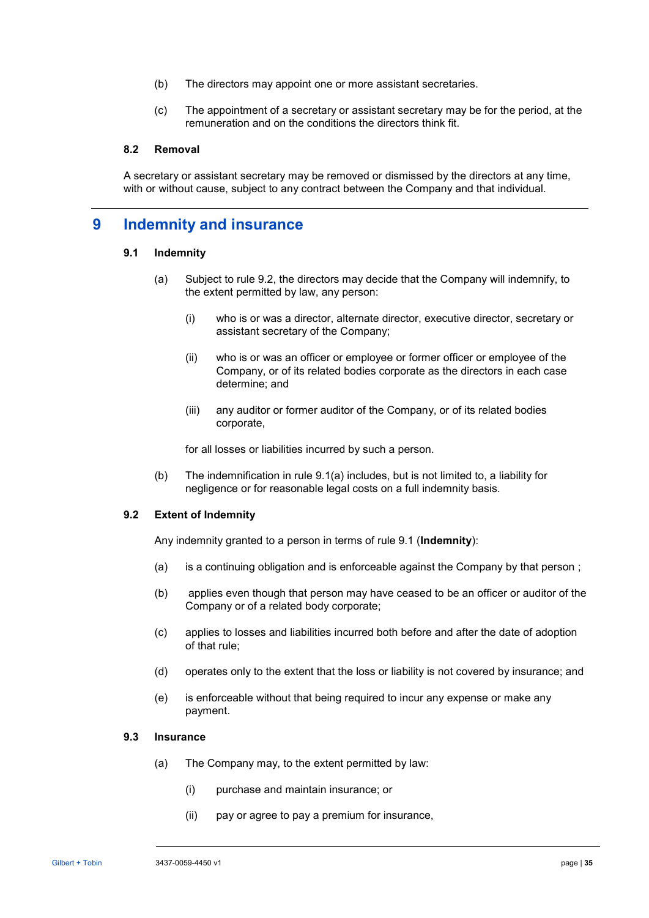(b) The directors may appoint one or more assistant secretaries.

(c) The appointment of a secretary or assistant secretary may be for the period, at the remuneration and on the conditions the directors think fit.

### 8.2 Removal

A secretary or assistant secretary may be removed or dismissed by the directors at any time, with or without cause, subject to any contract between the Company and that individual.

## 9 Indemnity and insurance

### 9.1 Indemnity

(a) Subject to rule 9.2, the directors may decide that the Company will indemnify, to the extent permitted by law, any person:

(i) who is or was a director, alternate director, executive director, secretary or assistant secretary of the Company;

(ii) who is or was an officer or employee or former officer or employee of the Company, or of its related bodies corporate as the directors in each case determine; and

(iii) any auditor or former auditor of the Company, or of its related bodies corporate,

for all losses or liabilities incurred by such a person.

(b) The indemnification in rule 9.1(a) includes, but is not limited to, a liability for negligence or for reasonable legal costs on a full indemnity basis.

### 9.2 Extent of Indemnity

Any indemnity granted to a person in terms of rule 9.1 (**Indemnity**):

(a) is a continuing obligation and is enforceable against the Company by that person ;

(b) applies even though that person may have ceased to be an officer or auditor of the Company or of a related body corporate;

(c) applies to losses and liabilities incurred both before and after the date of adoption of that rule;

(d) operates only to the extent that the loss or liability is not covered by insurance; and

(e) is enforceable without that being required to incur any expense or make any payment.

### 9.3 Insurance

(a) The Company may, to the extent permitted by law:

(i) purchase and maintain insurance; or

(ii) pay or agree to pay a premium for insurance,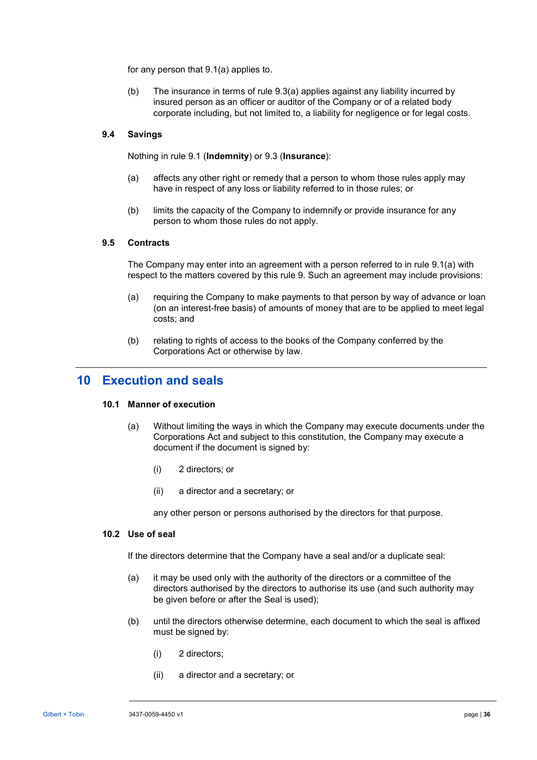for any person that 9.1(a) applies to.

(b) The insurance in terms of rule 9.3(a) applies against any liability incurred by insured person as an officer or auditor of the Company or of a related body corporate including, but not limited to, a liability for negligence or for legal costs.

### 9.4 Savings

Nothing in rule 9.1 (**Indemnity**) or 9.3 (**Insurance**):

(a) affects any other right or remedy that a person to whom those rules apply may have in respect of any loss or liability referred to in those rules; or

(b) limits the capacity of the Company to indemnify or provide insurance for any person to whom those rules do not apply.

### 9.5 Contracts

The Company may enter into an agreement with a person referred to in rule 9.1(a) with respect to the matters covered by this rule 9. Such an agreement may include provisions:

(a) requiring the Company to make payments to that person by way of advance or loan (on an interest-free basis) of amounts of money that are to be applied to meet legal costs; and

(b) relating to rights of access to the books of the Company conferred by the Corporations Act or otherwise by law.

## 10 Execution and seals

### 10.1 Manner of execution

(a) Without limiting the ways in which the Company may execute documents under the Corporations Act and subject to this constitution, the Company may execute a document if the document is signed by:

(i) 2 directors; or

(ii) a director and a secretary; or

any other person or persons authorised by the directors for that purpose.

### 10.2 Use of seal

If the directors determine that the Company have a seal and/or a duplicate seal:

(a) it may be used only with the authority of the directors or a committee of the directors authorised by the directors to authorise its use (and such authority may be given before or after the Seal is used);

(b) until the directors otherwise determine, each document to which the seal is affixed must be signed by:

(i) 2 directors;

(ii) a director and a secretary; or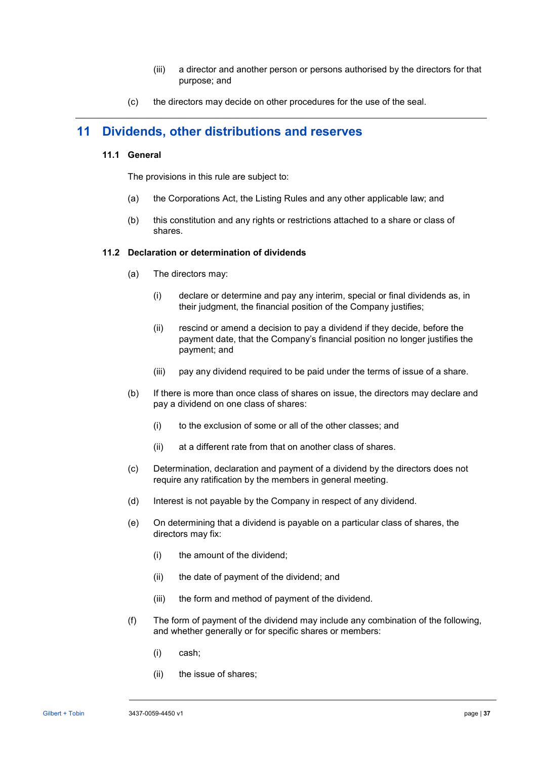(iii) a director and another person or persons authorised by the directors for that purpose; and

(c) the directors may decide on other procedures for the use of the seal.

## 11 Dividends, other distributions and reserves

### 11.1 General

The provisions in this rule are subject to:

(a) the Corporations Act, the Listing Rules and any other applicable law; and

(b) this constitution and any rights or restrictions attached to a share or class of shares.

### 11.2 Declaration or determination of dividends

(a) The directors may:

(i) declare or determine and pay any interim, special or final dividends as, in their judgment, the financial position of the Company justifies;

(ii) rescind or amend a decision to pay a dividend if they decide, before the payment date, that the Company's financial position no longer justifies the payment; and

(iii) pay any dividend required to be paid under the terms of issue of a share.

(b) If there is more than once class of shares on issue, the directors may declare and pay a dividend on one class of shares:

(i) to the exclusion of some or all of the other classes; and

(ii) at a different rate from that on another class of shares.

(c) Determination, declaration and payment of a dividend by the directors does not require any ratification by the members in general meeting.

(d) Interest is not payable by the Company in respect of any dividend.

(e) On determining that a dividend is payable on a particular class of shares, the directors may fix:

(i) the amount of the dividend;

(ii) the date of payment of the dividend; and

(iii) the form and method of payment of the dividend.

(f) The form of payment of the dividend may include any combination of the following, and whether generally or for specific shares or members:

(i) cash;

(ii) the issue of shares;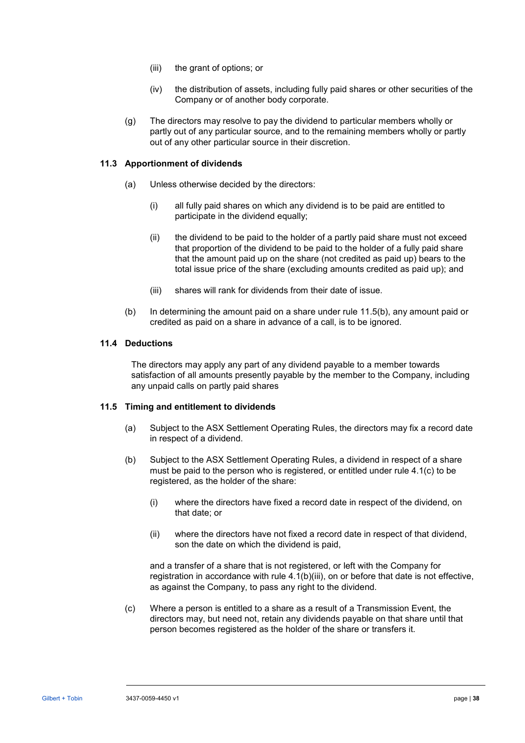(iii) the grant of options; or

(iv) the distribution of assets, including fully paid shares or other securities of the Company or of another body corporate.

(g) The directors may resolve to pay the dividend to particular members wholly or partly out of any particular source, and to the remaining members wholly or partly out of any other particular source in their discretion.

### 11.3 Apportionment of dividends

(a) Unless otherwise decided by the directors:

(i) all fully paid shares on which any dividend is to be paid are entitled to participate in the dividend equally;

(ii) the dividend to be paid to the holder of a partly paid share must not exceed that proportion of the dividend to be paid to the holder of a fully paid share that the amount paid up on the share (not credited as paid up) bears to the total issue price of the share (excluding amounts credited as paid up); and

(iii) shares will rank for dividends from their date of issue.

(b) In determining the amount paid on a share under rule 11.5(b), any amount paid or credited as paid on a share in advance of a call, is to be ignored.

### 11.4 Deductions

The directors may apply any part of any dividend payable to a member towards satisfaction of all amounts presently payable by the member to the Company, including any unpaid calls on partly paid shares

### 11.5 Timing and entitlement to dividends

(a) Subject to the ASX Settlement Operating Rules, the directors may fix a record date in respect of a dividend.

(b) Subject to the ASX Settlement Operating Rules, a dividend in respect of a share must be paid to the person who is registered, or entitled under rule 4.1(c) to be registered, as the holder of the share:

(i) where the directors have fixed a record date in respect of the dividend, on that date; or

(ii) where the directors have not fixed a record date in respect of that dividend, son the date on which the dividend is paid,

and a transfer of a share that is not registered, or left with the Company for registration in accordance with rule 4.1(b)(iii), on or before that date is not effective, as against the Company, to pass any right to the dividend.

(c) Where a person is entitled to a share as a result of a Transmission Event, the directors may, but need not, retain any dividends payable on that share until that person becomes registered as the holder of the share or transfers it.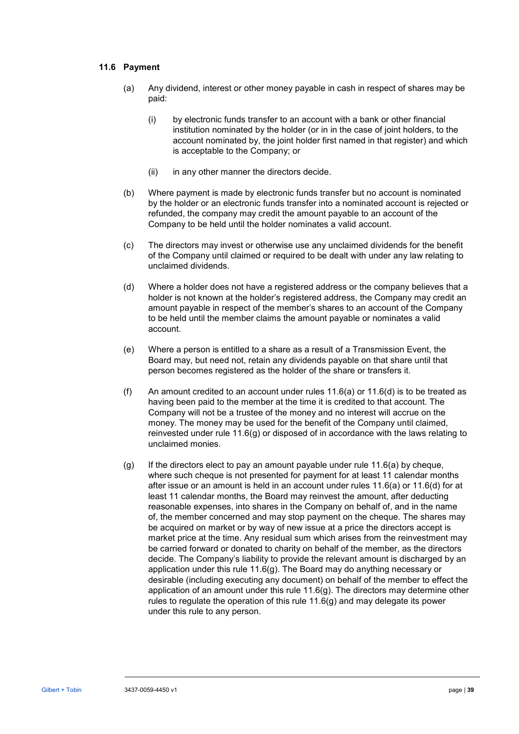### 11.6 Payment

(a) Any dividend, interest or other money payable in cash in respect of shares may be paid:

(i) by electronic funds transfer to an account with a bank or other financial institution nominated by the holder (or in in the case of joint holders, to the account nominated by, the joint holder first named in that register) and which is acceptable to the Company; or

(ii) in any other manner the directors decide.

(b) Where payment is made by electronic funds transfer but no account is nominated by the holder or an electronic funds transfer into a nominated account is rejected or refunded, the company may credit the amount payable to an account of the Company to be held until the holder nominates a valid account.

(c) The directors may invest or otherwise use any unclaimed dividends for the benefit of the Company until claimed or required to be dealt with under any law relating to unclaimed dividends.

(d) Where a holder does not have a registered address or the company believes that a holder is not known at the holder's registered address, the Company may credit an amount payable in respect of the member's shares to an account of the Company to be held until the member claims the amount payable or nominates a valid account.

(e) Where a person is entitled to a share as a result of a Transmission Event, the Board may, but need not, retain any dividends payable on that share until that person becomes registered as the holder of the share or transfers it.

(f) An amount credited to an account under rules 11.6(a) or 11.6(d) is to be treated as having been paid to the member at the time it is credited to that account. The Company will not be a trustee of the money and no interest will accrue on the money. The money may be used for the benefit of the Company until claimed, reinvested under rule 11.6(g) or disposed of in accordance with the laws relating to unclaimed monies.

(g) If the directors elect to pay an amount payable under rule 11.6(a) by cheque, where such cheque is not presented for payment for at least 11 calendar months after issue or an amount is held in an account under rules 11.6(a) or 11.6(d) for at least 11 calendar months, the Board may reinvest the amount, after deducting reasonable expenses, into shares in the Company on behalf of, and in the name of, the member concerned and may stop payment on the cheque. The shares may be acquired on market or by way of new issue at a price the directors accept is market price at the time. Any residual sum which arises from the reinvestment may be carried forward or donated to charity on behalf of the member, as the directors decide. The Company's liability to provide the relevant amount is discharged by an application under this rule 11.6(g). The Board may do anything necessary or desirable (including executing any document) on behalf of the member to effect the application of an amount under this rule 11.6(g). The directors may determine other rules to regulate the operation of this rule 11.6(g) and may delegate its power under this rule to any person.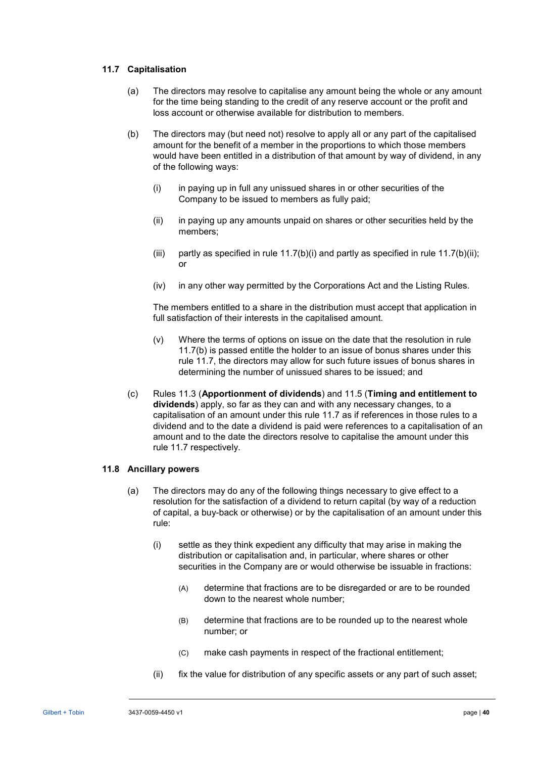### 11.7 Capitalisation

(a) The directors may resolve to capitalise any amount being the whole or any amount for the time being standing to the credit of any reserve account or the profit and loss account or otherwise available for distribution to members.

(b) The directors may (but need not) resolve to apply all or any part of the capitalised amount for the benefit of a member in the proportions to which those members would have been entitled in a distribution of that amount by way of dividend, in any of the following ways:

(i) in paying up in full any unissued shares in or other securities of the Company to be issued to members as fully paid;

(ii) in paying up any amounts unpaid on shares or other securities held by the members;

(iii) partly as specified in rule 11.7(b)(i) and partly as specified in rule 11.7(b)(ii); or

(iv) in any other way permitted by the Corporations Act and the Listing Rules.

The members entitled to a share in the distribution must accept that application in full satisfaction of their interests in the capitalised amount.

(v) Where the terms of options on issue on the date that the resolution in rule 11.7(b) is passed entitle the holder to an issue of bonus shares under this rule 11.7, the directors may allow for such future issues of bonus shares in determining the number of unissued shares to be issued; and

(c) Rules 11.3 (**Apportionment of dividends**) and 11.5 (**Timing and entitlement to dividends**) apply, so far as they can and with any necessary changes, to a capitalisation of an amount under this rule 11.7 as if references in those rules to a dividend and to the date a dividend is paid were references to a capitalisation of an amount and to the date the directors resolve to capitalise the amount under this rule 11.7 respectively.

### 11.8 Ancillary powers

(a) The directors may do any of the following things necessary to give effect to a resolution for the satisfaction of a dividend to return capital (by way of a reduction of capital, a buy-back or otherwise) or by the capitalisation of an amount under this rule:

(i) settle as they think expedient any difficulty that may arise in making the distribution or capitalisation and, in particular, where shares or other securities in the Company are or would otherwise be issuable in fractions:

(A) determine that fractions are to be disregarded or are to be rounded down to the nearest whole number;

(B) determine that fractions are to be rounded up to the nearest whole number; or

(C) make cash payments in respect of the fractional entitlement;

(ii) fix the value for distribution of any specific assets or any part of such asset;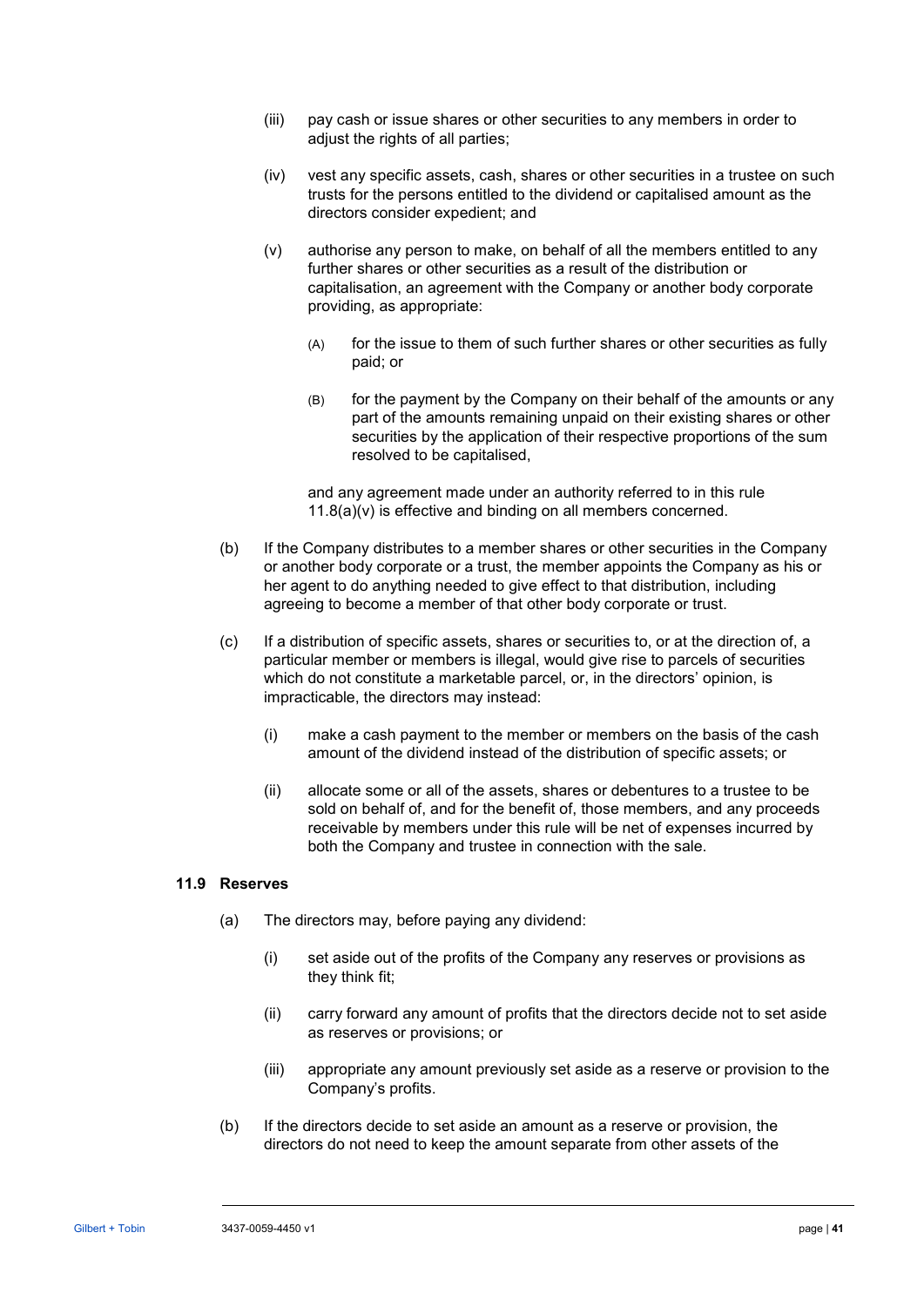(iii) pay cash or issue shares or other securities to any members in order to adjust the rights of all parties;

(iv) vest any specific assets, cash, shares or other securities in a trustee on such trusts for the persons entitled to the dividend or capitalised amount as the directors consider expedient; and

(v) authorise any person to make, on behalf of all the members entitled to any further shares or other securities as a result of the distribution or capitalisation, an agreement with the Company or another body corporate providing, as appropriate:

(A) for the issue to them of such further shares or other securities as fully paid; or

(B) for the payment by the Company on their behalf of the amounts or any part of the amounts remaining unpaid on their existing shares or other securities by the application of their respective proportions of the sum resolved to be capitalised,

and any agreement made under an authority referred to in this rule 11.8(a)(v) is effective and binding on all members concerned.

(b) If the Company distributes to a member shares or other securities in the Company or another body corporate or a trust, the member appoints the Company as his or her agent to do anything needed to give effect to that distribution, including agreeing to become a member of that other body corporate or trust.

(c) If a distribution of specific assets, shares or securities to, or at the direction of, a particular member or members is illegal, would give rise to parcels of securities which do not constitute a marketable parcel, or, in the directors' opinion, is impracticable, the directors may instead:

(i) make a cash payment to the member or members on the basis of the cash amount of the dividend instead of the distribution of specific assets; or

(ii) allocate some or all of the assets, shares or debentures to a trustee to be sold on behalf of, and for the benefit of, those members, and any proceeds receivable by members under this rule will be net of expenses incurred by both the Company and trustee in connection with the sale.

### 11.9 Reserves

(a) The directors may, before paying any dividend:

(i) set aside out of the profits of the Company any reserves or provisions as they think fit;

(ii) carry forward any amount of profits that the directors decide not to set aside as reserves or provisions; or

(iii) appropriate any amount previously set aside as a reserve or provision to the Company's profits.

(b) If the directors decide to set aside an amount as a reserve or provision, the directors do not need to keep the amount separate from other assets of the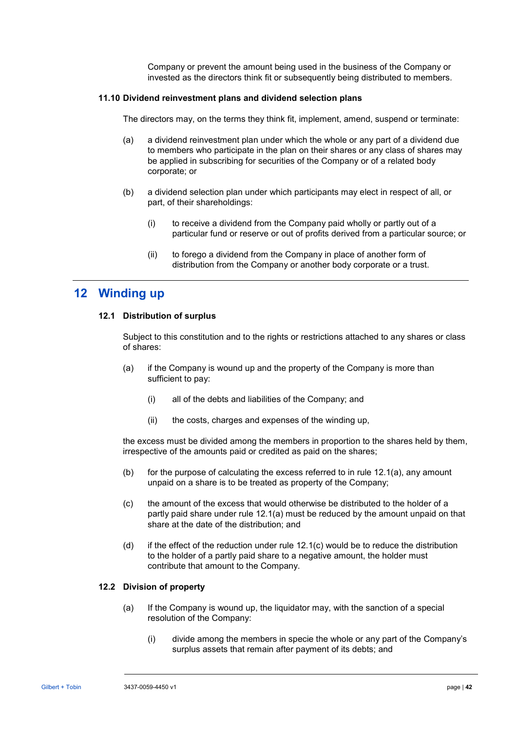Company or prevent the amount being used in the business of the Company or invested as the directors think fit or subsequently being distributed to members.

### 11.10 Dividend reinvestment plans and dividend selection plans

The directors may, on the terms they think fit, implement, amend, suspend or terminate:

(a) a dividend reinvestment plan under which the whole or any part of a dividend due to members who participate in the plan on their shares or any class of shares may be applied in subscribing for securities of the Company or of a related body corporate; or

(b) a dividend selection plan under which participants may elect in respect of all, or part, of their shareholdings:

   (i) to receive a dividend from the Company paid wholly or partly out of a particular fund or reserve or out of profits derived from a particular source; or

   (ii) to forego a dividend from the Company in place of another form of distribution from the Company or another body corporate or a trust.

## 12 Winding up

### 12.1 Distribution of surplus

Subject to this constitution and to the rights or restrictions attached to any shares or class of shares:

(a) if the Company is wound up and the property of the Company is more than sufficient to pay:

   (i) all of the debts and liabilities of the Company; and

   (ii) the costs, charges and expenses of the winding up,

the excess must be divided among the members in proportion to the shares held by them, irrespective of the amounts paid or credited as paid on the shares;

(b) for the purpose of calculating the excess referred to in rule 12.1(a), any amount unpaid on a share is to be treated as property of the Company;

(c) the amount of the excess that would otherwise be distributed to the holder of a partly paid share under rule 12.1(a) must be reduced by the amount unpaid on that share at the date of the distribution; and

(d) if the effect of the reduction under rule 12.1(c) would be to reduce the distribution to the holder of a partly paid share to a negative amount, the holder must contribute that amount to the Company.

### 12.2 Division of property

(a) If the Company is wound up, the liquidator may, with the sanction of a special resolution of the Company:

   (i) divide among the members in specie the whole or any part of the Company's surplus assets that remain after payment of its debts; and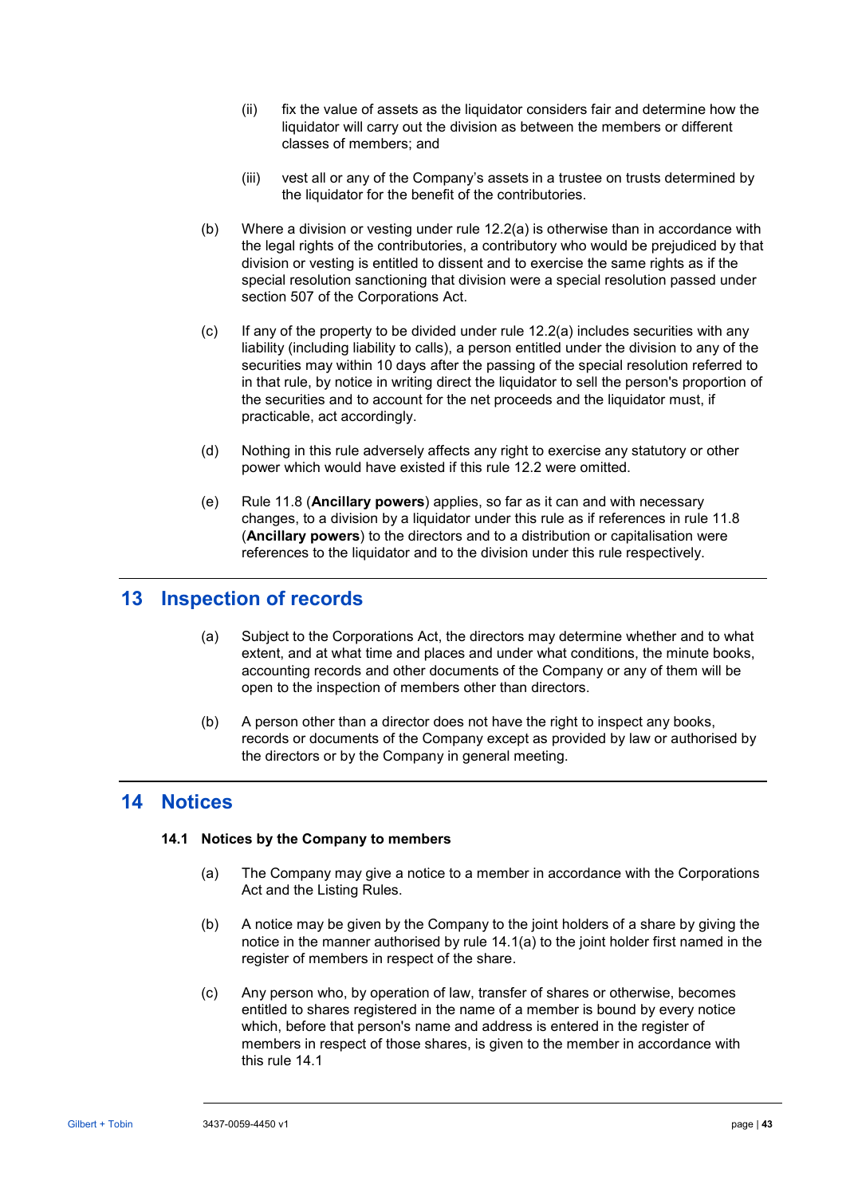(ii) fix the value of assets as the liquidator considers fair and determine how the liquidator will carry out the division as between the members or different classes of members; and

(iii) vest all or any of the Company's assets in a trustee on trusts determined by the liquidator for the benefit of the contributories.

(b) Where a division or vesting under rule 12.2(a) is otherwise than in accordance with the legal rights of the contributories, a contributory who would be prejudiced by that division or vesting is entitled to dissent and to exercise the same rights as if the special resolution sanctioning that division were a special resolution passed under section 507 of the Corporations Act.

(c) If any of the property to be divided under rule 12.2(a) includes securities with any liability (including liability to calls), a person entitled under the division to any of the securities may within 10 days after the passing of the special resolution referred to in that rule, by notice in writing direct the liquidator to sell the person's proportion of the securities and to account for the net proceeds and the liquidator must, if practicable, act accordingly.

(d) Nothing in this rule adversely affects any right to exercise any statutory or other power which would have existed if this rule 12.2 were omitted.

(e) Rule 11.8 (**Ancillary powers**) applies, so far as it can and with necessary changes, to a division by a liquidator under this rule as if references in rule 11.8 (**Ancillary powers**) to the directors and to a distribution or capitalisation were references to the liquidator and to the division under this rule respectively.

# 13 Inspection of records

(a) Subject to the Corporations Act, the directors may determine whether and to what extent, and at what time and places and under what conditions, the minute books, accounting records and other documents of the Company or any of them will be open to the inspection of members other than directors.

(b) A person other than a director does not have the right to inspect any books, records or documents of the Company except as provided by law or authorised by the directors or by the Company in general meeting.

# 14 Notices

## 14.1 Notices by the Company to members

(a) The Company may give a notice to a member in accordance with the Corporations Act and the Listing Rules.

(b) A notice may be given by the Company to the joint holders of a share by giving the notice in the manner authorised by rule 14.1(a) to the joint holder first named in the register of members in respect of the share.

(c) Any person who, by operation of law, transfer of shares or otherwise, becomes entitled to shares registered in the name of a member is bound by every notice which, before that person's name and address is entered in the register of members in respect of those shares, is given to the member in accordance with this rule 14.1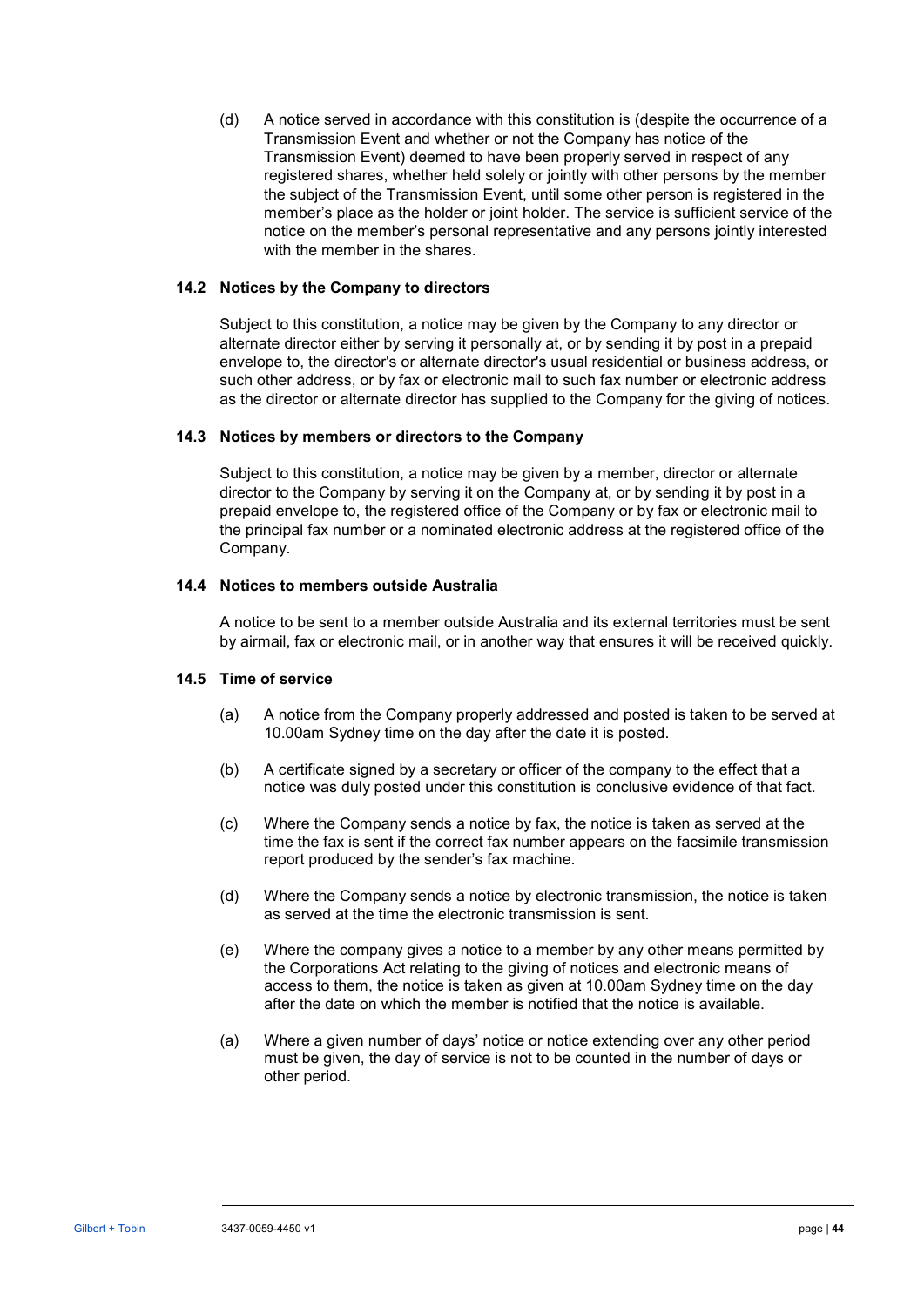(d) A notice served in accordance with this constitution is (despite the occurrence of a Transmission Event and whether or not the Company has notice of the Transmission Event) deemed to have been properly served in respect of any registered shares, whether held solely or jointly with other persons by the member the subject of the Transmission Event, until some other person is registered in the member's place as the holder or joint holder. The service is sufficient service of the notice on the member's personal representative and any persons jointly interested with the member in the shares.

### 14.2 Notices by the Company to directors

Subject to this constitution, a notice may be given by the Company to any director or alternate director either by serving it personally at, or by sending it by post in a prepaid envelope to, the director's or alternate director's usual residential or business address, or such other address, or by fax or electronic mail to such fax number or electronic address as the director or alternate director has supplied to the Company for the giving of notices.

### 14.3 Notices by members or directors to the Company

Subject to this constitution, a notice may be given by a member, director or alternate director to the Company by serving it on the Company at, or by sending it by post in a prepaid envelope to, the registered office of the Company or by fax or electronic mail to the principal fax number or a nominated electronic address at the registered office of the Company.

### 14.4 Notices to members outside Australia

A notice to be sent to a member outside Australia and its external territories must be sent by airmail, fax or electronic mail, or in another way that ensures it will be received quickly.

### 14.5 Time of service

(a) A notice from the Company properly addressed and posted is taken to be served at 10.00am Sydney time on the day after the date it is posted.

(b) A certificate signed by a secretary or officer of the company to the effect that a notice was duly posted under this constitution is conclusive evidence of that fact.

(c) Where the Company sends a notice by fax, the notice is taken as served at the time the fax is sent if the correct fax number appears on the facsimile transmission report produced by the sender's fax machine.

(d) Where the Company sends a notice by electronic transmission, the notice is taken as served at the time the electronic transmission is sent.

(e) Where the company gives a notice to a member by any other means permitted by the Corporations Act relating to the giving of notices and electronic means of access to them, the notice is taken as given at 10.00am Sydney time on the day after the date on which the member is notified that the notice is available.

(a) Where a given number of days' notice or notice extending over any other period must be given, the day of service is not to be counted in the number of days or other period.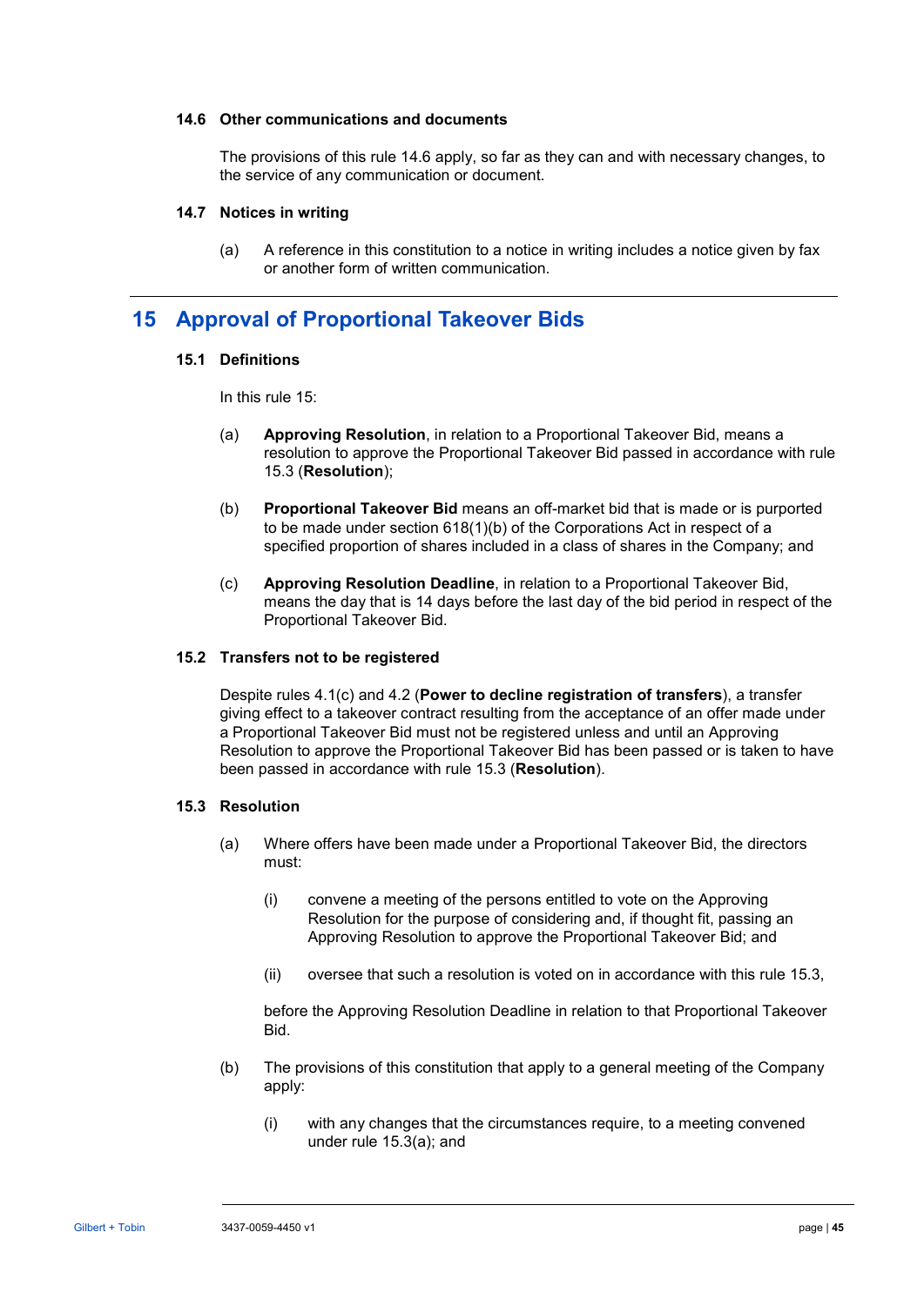### 14.6 Other communications and documents

The provisions of this rule 14.6 apply, so far as they can and with necessary changes, to the service of any communication or document.

### 14.7 Notices in writing

(a) A reference in this constitution to a notice in writing includes a notice given by fax or another form of written communication.

## 15 Approval of Proportional Takeover Bids

### 15.1 Definitions

In this rule 15:

(a) **Approving Resolution**, in relation to a Proportional Takeover Bid, means a resolution to approve the Proportional Takeover Bid passed in accordance with rule 15.3 (**Resolution**);

(b) **Proportional Takeover Bid** means an off-market bid that is made or is purported to be made under section 618(1)(b) of the Corporations Act in respect of a specified proportion of shares included in a class of shares in the Company; and

(c) **Approving Resolution Deadline**, in relation to a Proportional Takeover Bid, means the day that is 14 days before the last day of the bid period in respect of the Proportional Takeover Bid.

### 15.2 Transfers not to be registered

Despite rules 4.1(c) and 4.2 (**Power to decline registration of transfers**), a transfer giving effect to a takeover contract resulting from the acceptance of an offer made under a Proportional Takeover Bid must not be registered unless and until an Approving Resolution to approve the Proportional Takeover Bid has been passed or is taken to have been passed in accordance with rule 15.3 (**Resolution**).

### 15.3 Resolution

(a) Where offers have been made under a Proportional Takeover Bid, the directors must:

   (i) convene a meeting of the persons entitled to vote on the Approving Resolution for the purpose of considering and, if thought fit, passing an Approving Resolution to approve the Proportional Takeover Bid; and

   (ii) oversee that such a resolution is voted on in accordance with this rule 15.3,

   before the Approving Resolution Deadline in relation to that Proportional Takeover Bid.

(b) The provisions of this constitution that apply to a general meeting of the Company apply:

   (i) with any changes that the circumstances require, to a meeting convened under rule 15.3(a); and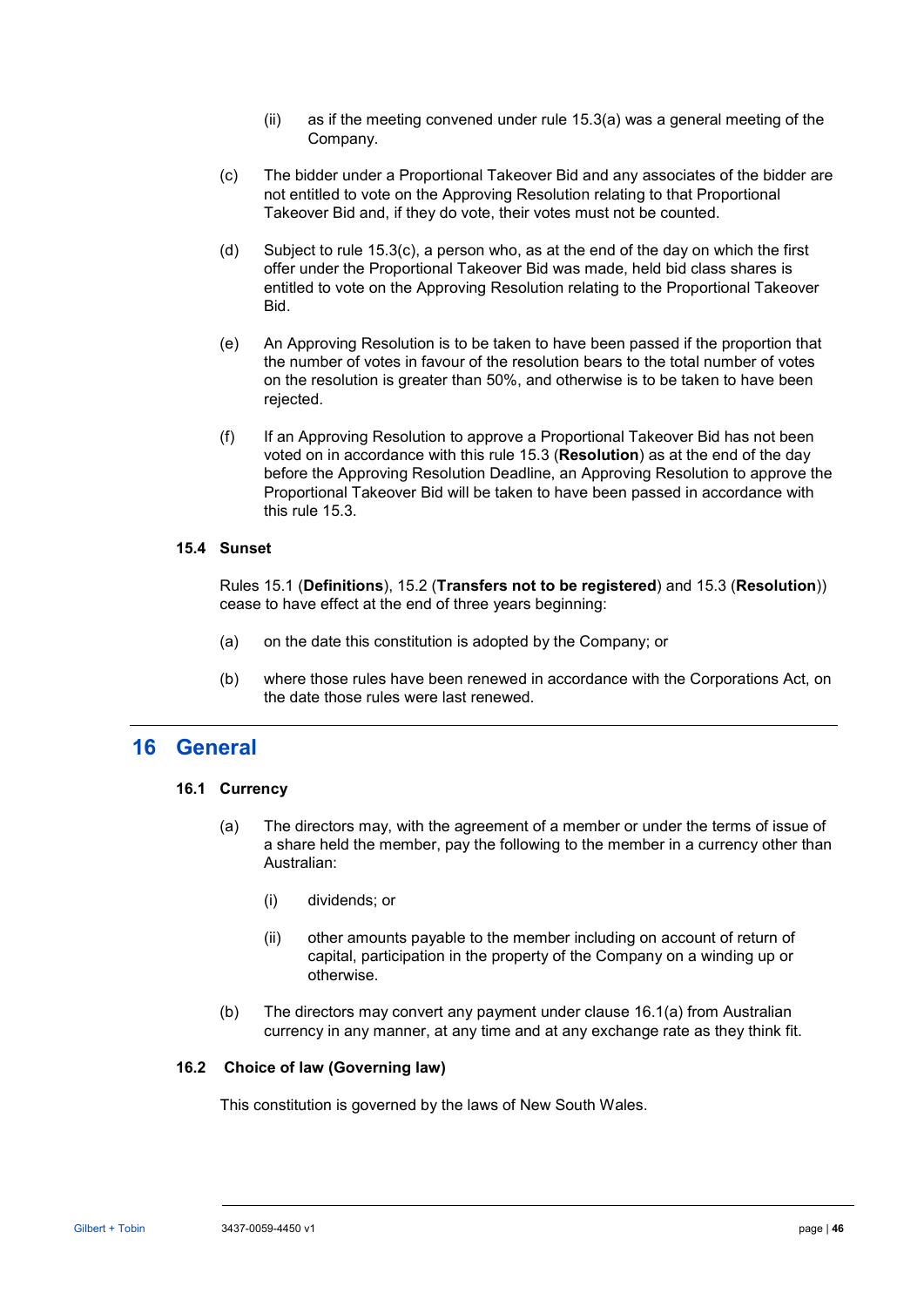(ii) as if the meeting convened under rule 15.3(a) was a general meeting of the Company.

(c) The bidder under a Proportional Takeover Bid and any associates of the bidder are not entitled to vote on the Approving Resolution relating to that Proportional Takeover Bid and, if they do vote, their votes must not be counted.

(d) Subject to rule 15.3(c), a person who, as at the end of the day on which the first offer under the Proportional Takeover Bid was made, held bid class shares is entitled to vote on the Approving Resolution relating to the Proportional Takeover Bid.

(e) An Approving Resolution is to be taken to have been passed if the proportion that the number of votes in favour of the resolution bears to the total number of votes on the resolution is greater than 50%, and otherwise is to be taken to have been rejected.

(f) If an Approving Resolution to approve a Proportional Takeover Bid has not been voted on in accordance with this rule 15.3 (**Resolution**) as at the end of the day before the Approving Resolution Deadline, an Approving Resolution to approve the Proportional Takeover Bid will be taken to have been passed in accordance with this rule 15.3.

### 15.4 Sunset

Rules 15.1 (**Definitions**), 15.2 (**Transfers not to be registered**) and 15.3 (**Resolution**)) cease to have effect at the end of three years beginning:

(a) on the date this constitution is adopted by the Company; or

(b) where those rules have been renewed in accordance with the Corporations Act, on the date those rules were last renewed.

## 16 General

### 16.1 Currency

(a) The directors may, with the agreement of a member or under the terms of issue of a share held the member, pay the following to the member in a currency other than Australian:

(i) dividends; or

(ii) other amounts payable to the member including on account of return of capital, participation in the property of the Company on a winding up or otherwise.

(b) The directors may convert any payment under clause 16.1(a) from Australian currency in any manner, at any time and at any exchange rate as they think fit.

### 16.2 Choice of law (Governing law)

This constitution is governed by the laws of New South Wales.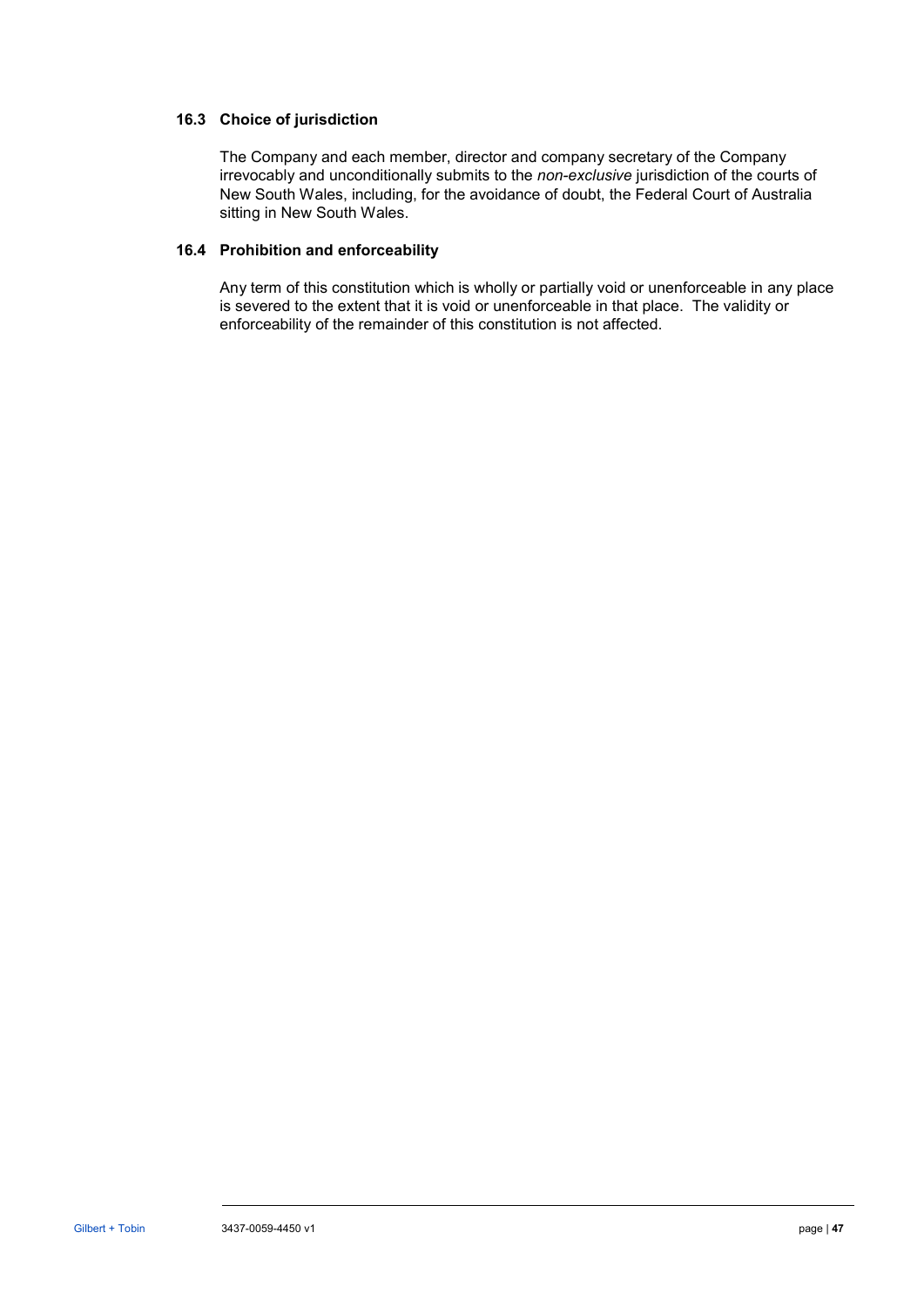### 16.3 Choice of jurisdiction

The Company and each member, director and company secretary of the Company irrevocably and unconditionally submits to the *non-exclusive* jurisdiction of the courts of New South Wales, including, for the avoidance of doubt, the Federal Court of Australia sitting in New South Wales.

### 16.4 Prohibition and enforceability

Any term of this constitution which is wholly or partially void or unenforceable in any place is severed to the extent that it is void or unenforceable in that place. The validity or enforceability of the remainder of this constitution is not affected.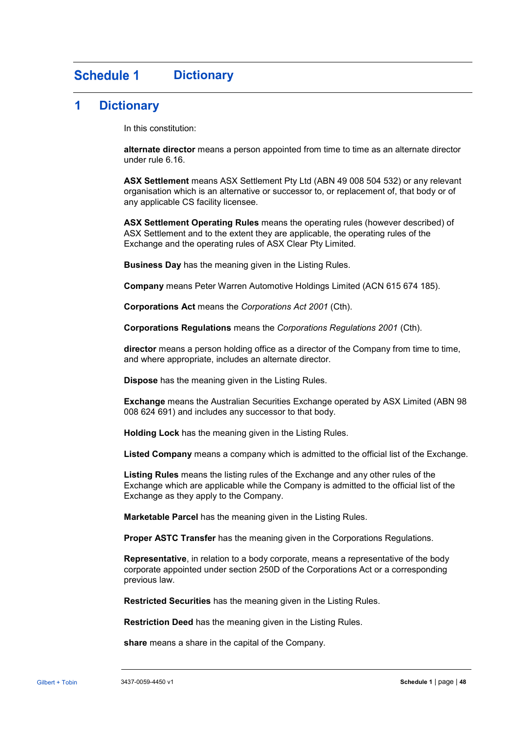# Schedule 1 Dictionary

## 1 Dictionary

In this constitution:

**alternate director** means a person appointed from time to time as an alternate director under rule 6.16.

**ASX Settlement** means ASX Settlement Pty Ltd (ABN 49 008 504 532) or any relevant organisation which is an alternative or successor to, or replacement of, that body or of any applicable CS facility licensee.

**ASX Settlement Operating Rules** means the operating rules (however described) of ASX Settlement and to the extent they are applicable, the operating rules of the Exchange and the operating rules of ASX Clear Pty Limited.

**Business Day** has the meaning given in the Listing Rules.

**Company** means Peter Warren Automotive Holdings Limited (ACN 615 674 185).

**Corporations Act** means the *Corporations Act 2001* (Cth).

**Corporations Regulations** means the *Corporations Regulations 2001* (Cth).

**director** means a person holding office as a director of the Company from time to time, and where appropriate, includes an alternate director.

**Dispose** has the meaning given in the Listing Rules.

**Exchange** means the Australian Securities Exchange operated by ASX Limited (ABN 98 008 624 691) and includes any successor to that body.

**Holding Lock** has the meaning given in the Listing Rules.

**Listed Company** means a company which is admitted to the official list of the Exchange.

**Listing Rules** means the listing rules of the Exchange and any other rules of the Exchange which are applicable while the Company is admitted to the official list of the Exchange as they apply to the Company.

**Marketable Parcel** has the meaning given in the Listing Rules.

**Proper ASTC Transfer** has the meaning given in the Corporations Regulations.

**Representative**, in relation to a body corporate, means a representative of the body corporate appointed under section 250D of the Corporations Act or a corresponding previous law.

**Restricted Securities** has the meaning given in the Listing Rules.

**Restriction Deed** has the meaning given in the Listing Rules.

**share** means a share in the capital of the Company.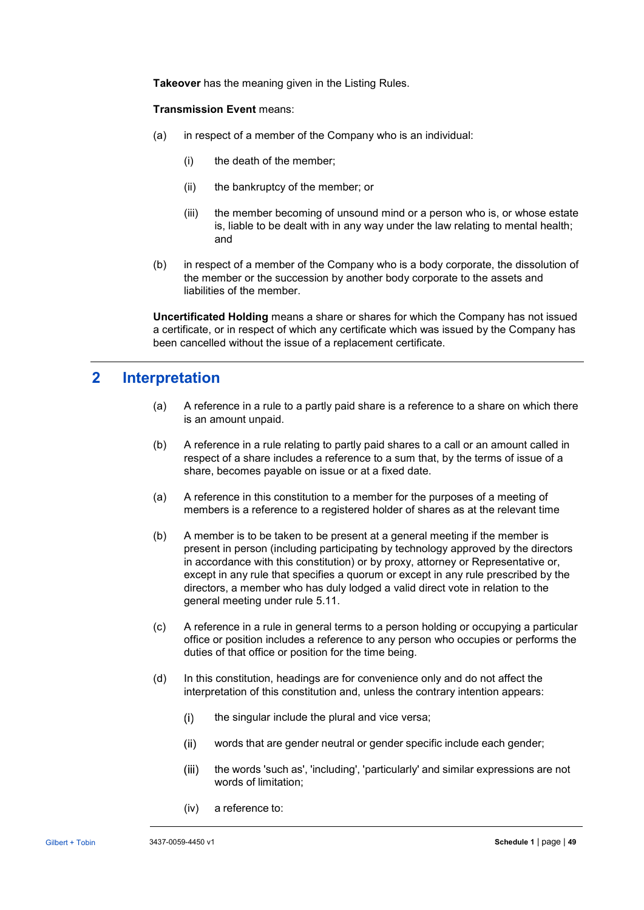**Takeover** has the meaning given in the Listing Rules.

**Transmission Event** means:

(a) in respect of a member of the Company who is an individual:

  (i) the death of the member;

  (ii) the bankruptcy of the member; or

  (iii) the member becoming of unsound mind or a person who is, or whose estate is, liable to be dealt with in any way under the law relating to mental health; and

(b) in respect of a member of the Company who is a body corporate, the dissolution of the member or the succession by another body corporate to the assets and liabilities of the member.

**Uncertificated Holding** means a share or shares for which the Company has not issued a certificate, or in respect of which any certificate which was issued by the Company has been cancelled without the issue of a replacement certificate.

## 2 Interpretation

(a) A reference in a rule to a partly paid share is a reference to a share on which there is an amount unpaid.

(b) A reference in a rule relating to partly paid shares to a call or an amount called in respect of a share includes a reference to a sum that, by the terms of issue of a share, becomes payable on issue or at a fixed date.

(a) A reference in this constitution to a member for the purposes of a meeting of members is a reference to a registered holder of shares as at the relevant time

(b) A member is to be taken to be present at a general meeting if the member is present in person (including participating by technology approved by the directors in accordance with this constitution) or by proxy, attorney or Representative or, except in any rule that specifies a quorum or except in any rule prescribed by the directors, a member who has duly lodged a valid direct vote in relation to the general meeting under rule 5.11.

(c) A reference in a rule in general terms to a person holding or occupying a particular office or position includes a reference to any person who occupies or performs the duties of that office or position for the time being.

(d) In this constitution, headings are for convenience only and do not affect the interpretation of this constitution and, unless the contrary intention appears:

  (i) the singular include the plural and vice versa;

  (ii) words that are gender neutral or gender specific include each gender;

  (iii) the words 'such as', 'including', 'particularly' and similar expressions are not words of limitation;

  (iv) a reference to: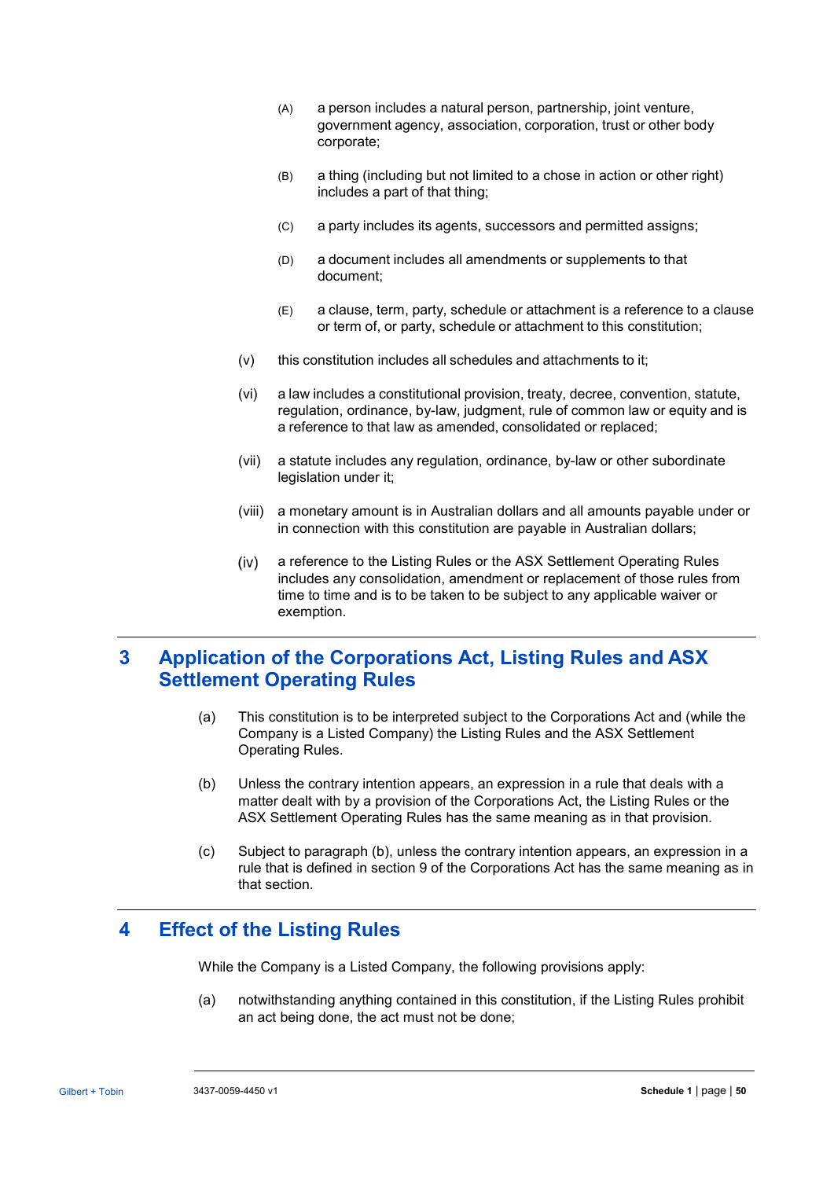(A) a person includes a natural person, partnership, joint venture, government agency, association, corporation, trust or other body corporate;

(B) a thing (including but not limited to a chose in action or other right) includes a part of that thing;

(C) a party includes its agents, successors and permitted assigns;

(D) a document includes all amendments or supplements to that document;

(E) a clause, term, party, schedule or attachment is a reference to a clause or term of, or party, schedule or attachment to this constitution;

(v) this constitution includes all schedules and attachments to it;

(vi) a law includes a constitutional provision, treaty, decree, convention, statute, regulation, ordinance, by-law, judgment, rule of common law or equity and is a reference to that law as amended, consolidated or replaced;

(vii) a statute includes any regulation, ordinance, by-law or other subordinate legislation under it;

(viii) a monetary amount is in Australian dollars and all amounts payable under or in connection with this constitution are payable in Australian dollars;

(iv) a reference to the Listing Rules or the ASX Settlement Operating Rules includes any consolidation, amendment or replacement of those rules from time to time and is to be taken to be subject to any applicable waiver or exemption.

# 3 Application of the Corporations Act, Listing Rules and ASX Settlement Operating Rules

(a) This constitution is to be interpreted subject to the Corporations Act and (while the Company is a Listed Company) the Listing Rules and the ASX Settlement Operating Rules.

(b) Unless the contrary intention appears, an expression in a rule that deals with a matter dealt with by a provision of the Corporations Act, the Listing Rules or the ASX Settlement Operating Rules has the same meaning as in that provision.

(c) Subject to paragraph (b), unless the contrary intention appears, an expression in a rule that is defined in section 9 of the Corporations Act has the same meaning as in that section.

# 4 Effect of the Listing Rules

While the Company is a Listed Company, the following provisions apply:

(a) notwithstanding anything contained in this constitution, if the Listing Rules prohibit an act being done, the act must not be done;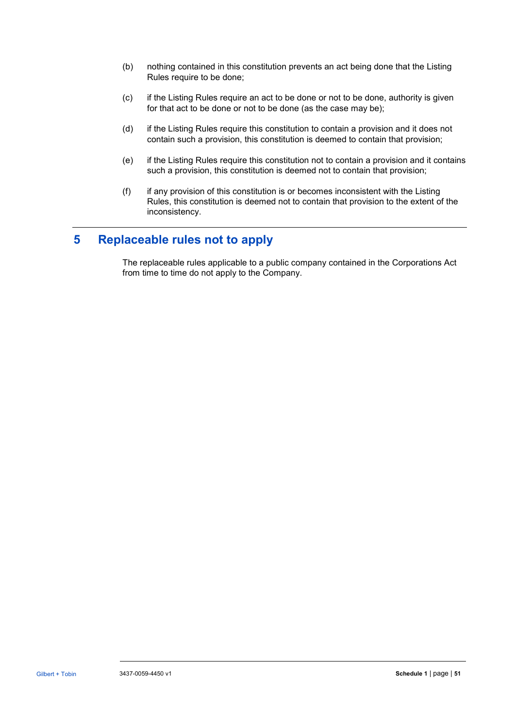(b) nothing contained in this constitution prevents an act being done that the Listing Rules require to be done;

(c) if the Listing Rules require an act to be done or not to be done, authority is given for that act to be done or not to be done (as the case may be);

(d) if the Listing Rules require this constitution to contain a provision and it does not contain such a provision, this constitution is deemed to contain that provision;

(e) if the Listing Rules require this constitution not to contain a provision and it contains such a provision, this constitution is deemed not to contain that provision;

(f) if any provision of this constitution is or becomes inconsistent with the Listing Rules, this constitution is deemed not to contain that provision to the extent of the inconsistency.

## 5 Replaceable rules not to apply

The replaceable rules applicable to a public company contained in the Corporations Act from time to time do not apply to the Company.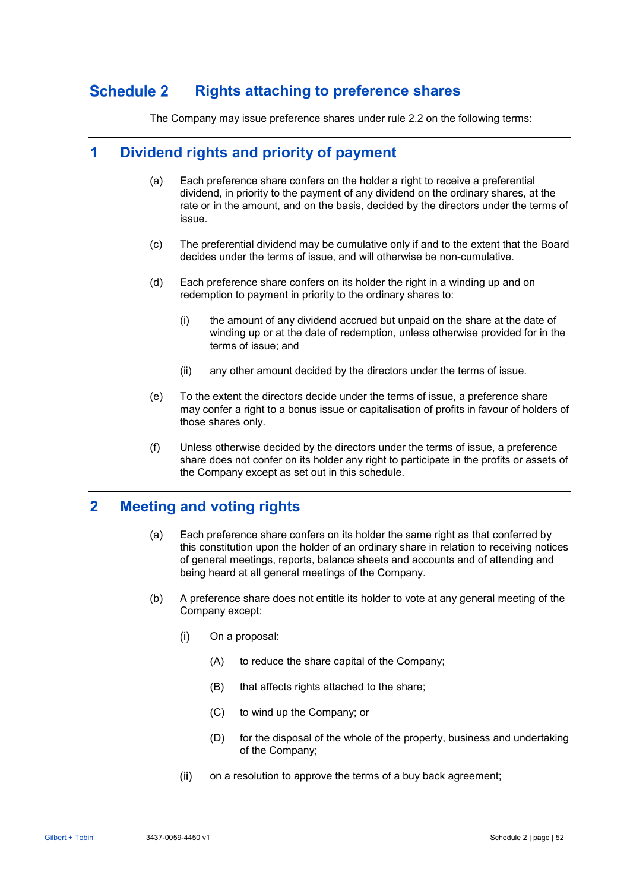# Schedule 2 Rights attaching to preference shares

The Company may issue preference shares under rule 2.2 on the following terms:

## 1 Dividend rights and priority of payment

(a) Each preference share confers on the holder a right to receive a preferential dividend, in priority to the payment of any dividend on the ordinary shares, at the rate or in the amount, and on the basis, decided by the directors under the terms of issue.

(c) The preferential dividend may be cumulative only if and to the extent that the Board decides under the terms of issue, and will otherwise be non-cumulative.

(d) Each preference share confers on its holder the right in a winding up and on redemption to payment in priority to the ordinary shares to:

(i) the amount of any dividend accrued but unpaid on the share at the date of winding up or at the date of redemption, unless otherwise provided for in the terms of issue; and

(ii) any other amount decided by the directors under the terms of issue.

(e) To the extent the directors decide under the terms of issue, a preference share may confer a right to a bonus issue or capitalisation of profits in favour of holders of those shares only.

(f) Unless otherwise decided by the directors under the terms of issue, a preference share does not confer on its holder any right to participate in the profits or assets of the Company except as set out in this schedule.

## 2 Meeting and voting rights

(a) Each preference share confers on its holder the same right as that conferred by this constitution upon the holder of an ordinary share in relation to receiving notices of general meetings, reports, balance sheets and accounts and of attending and being heard at all general meetings of the Company.

(b) A preference share does not entitle its holder to vote at any general meeting of the Company except:

(i) On a proposal:

(A) to reduce the share capital of the Company;

(B) that affects rights attached to the share;

(C) to wind up the Company; or

(D) for the disposal of the whole of the property, business and undertaking of the Company;

(ii) on a resolution to approve the terms of a buy back agreement;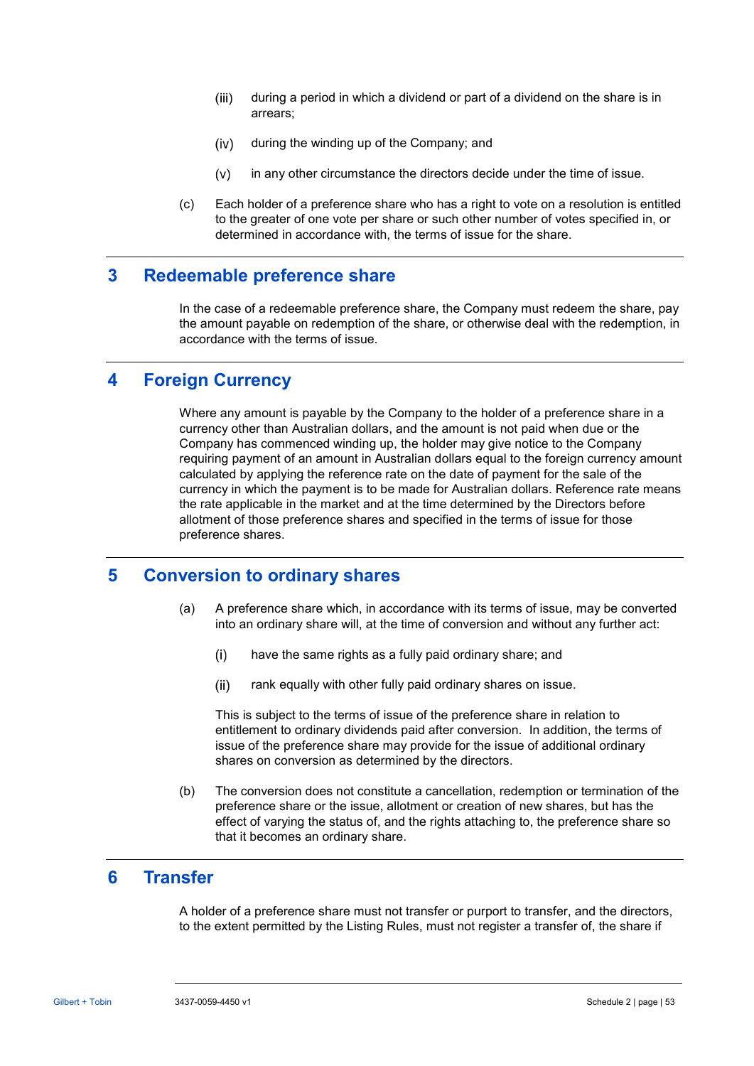(iii) during a period in which a dividend or part of a dividend on the share is in arrears;

(iv) during the winding up of the Company; and

(v) in any other circumstance the directors decide under the time of issue.

(c) Each holder of a preference share who has a right to vote on a resolution is entitled to the greater of one vote per share or such other number of votes specified in, or determined in accordance with, the terms of issue for the share.

## 3 Redeemable preference share

In the case of a redeemable preference share, the Company must redeem the share, pay the amount payable on redemption of the share, or otherwise deal with the redemption, in accordance with the terms of issue.

## 4 Foreign Currency

Where any amount is payable by the Company to the holder of a preference share in a currency other than Australian dollars, and the amount is not paid when due or the Company has commenced winding up, the holder may give notice to the Company requiring payment of an amount in Australian dollars equal to the foreign currency amount calculated by applying the reference rate on the date of payment for the sale of the currency in which the payment is to be made for Australian dollars. Reference rate means the rate applicable in the market and at the time determined by the Directors before allotment of those preference shares and specified in the terms of issue for those preference shares.

## 5 Conversion to ordinary shares

(a) A preference share which, in accordance with its terms of issue, may be converted into an ordinary share will, at the time of conversion and without any further act:

(i) have the same rights as a fully paid ordinary share; and

(ii) rank equally with other fully paid ordinary shares on issue.

This is subject to the terms of issue of the preference share in relation to entitlement to ordinary dividends paid after conversion. In addition, the terms of issue of the preference share may provide for the issue of additional ordinary shares on conversion as determined by the directors.

(b) The conversion does not constitute a cancellation, redemption or termination of the preference share or the issue, allotment or creation of new shares, but has the effect of varying the status of, and the rights attaching to, the preference share so that it becomes an ordinary share.

## 6 Transfer

A holder of a preference share must not transfer or purport to transfer, and the directors, to the extent permitted by the Listing Rules, must not register a transfer of, the share if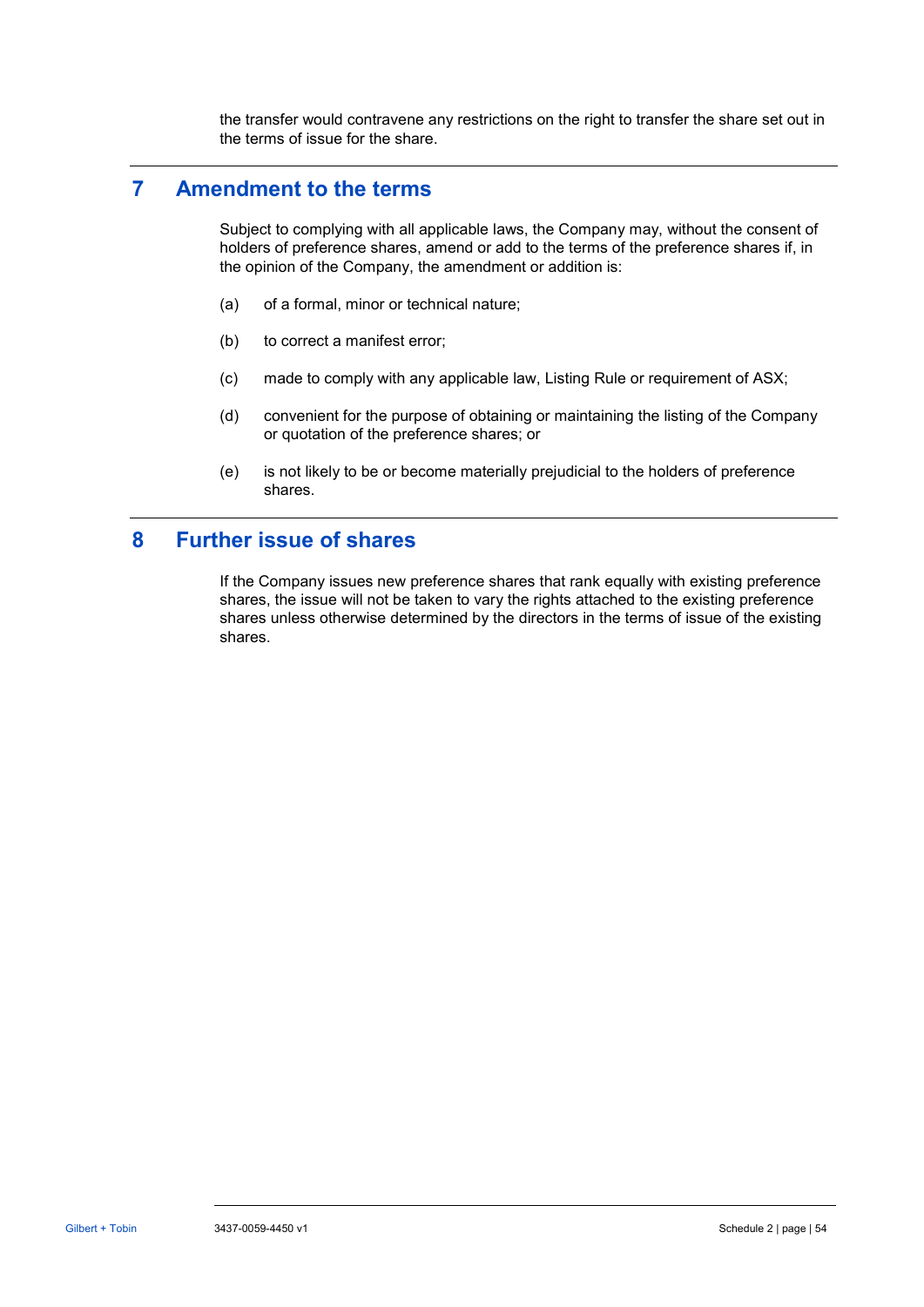the transfer would contravene any restrictions on the right to transfer the share set out in the terms of issue for the share.

## 7 Amendment to the terms

Subject to complying with all applicable laws, the Company may, without the consent of holders of preference shares, amend or add to the terms of the preference shares if, in the opinion of the Company, the amendment or addition is:

(a) of a formal, minor or technical nature;

(b) to correct a manifest error;

(c) made to comply with any applicable law, Listing Rule or requirement of ASX;

(d) convenient for the purpose of obtaining or maintaining the listing of the Company or quotation of the preference shares; or

(e) is not likely to be or become materially prejudicial to the holders of preference shares.

## 8 Further issue of shares

If the Company issues new preference shares that rank equally with existing preference shares, the issue will not be taken to vary the rights attached to the existing preference shares unless otherwise determined by the directors in the terms of issue of the existing shares.